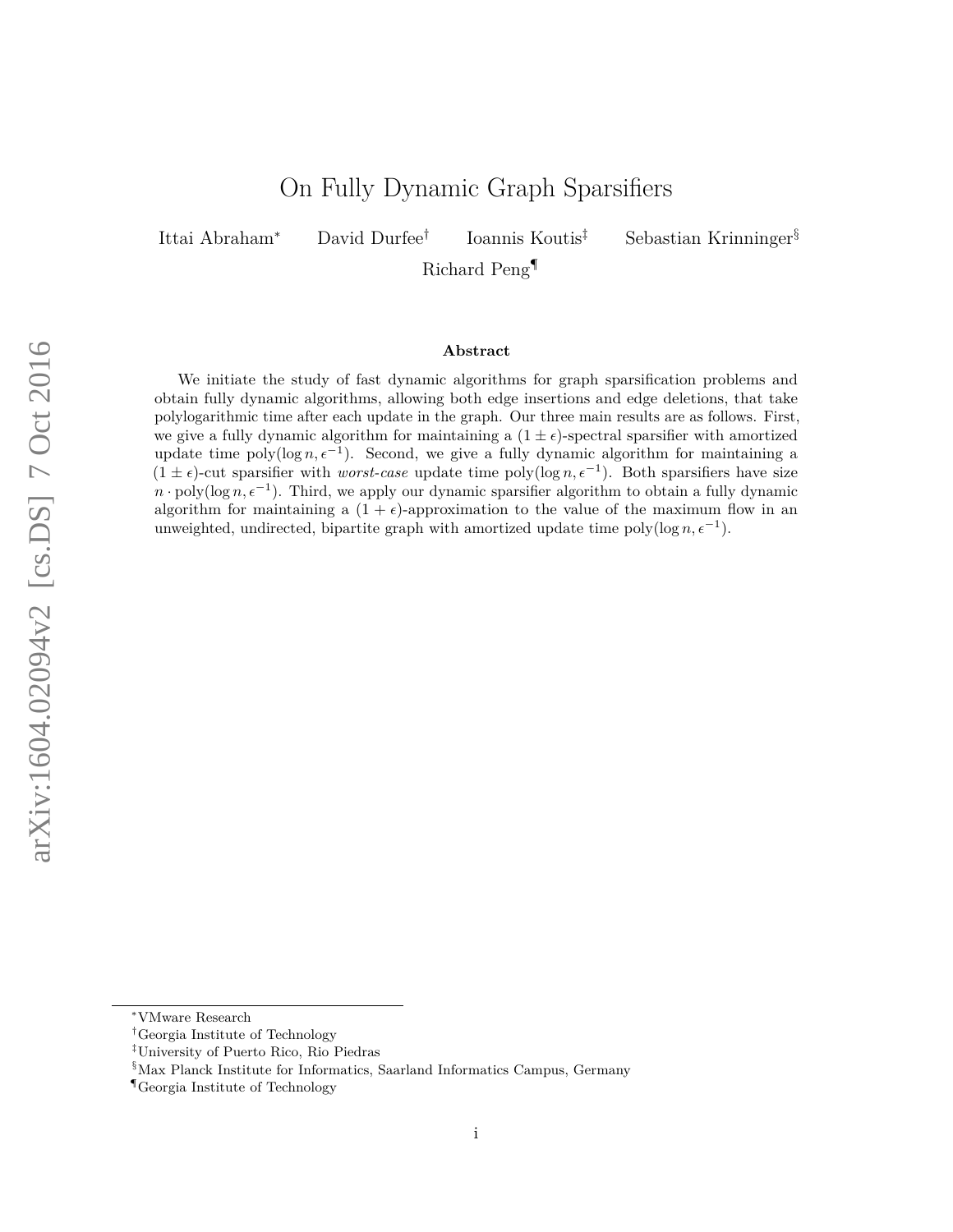# On Fully Dynamic Graph Sparsifiers

Ittai Abraham[*] David Durfee[†] Ioannis Koutis[‡] Sebastian Krinninger[§] Richard Peng[¶]

### Abstract

We initiate the study of fast dynamic algorithms for graph sparsification problems and obtain fully dynamic algorithms, allowing both edge insertions and edge deletions, that take polylogarithmic time after each update in the graph. Our three main results are as follows. First, we give a fully dynamic algorithm for maintaining a $(1 \pm \epsilon)$-spectral sparsifier with amortized update time $\text{poly}(\log n, \epsilon^{-1})$. Second, we give a fully dynamic algorithm for maintaining a $(1 \pm \epsilon)$-cut sparsifier with *worst-case* update time $\text{poly}(\log n, \epsilon^{-1})$. Both sparsifiers have size $n \cdot \text{poly}(\log n, \epsilon^{-1})$. Third, we apply our dynamic sparsifier algorithm to obtain a fully dynamic algorithm for maintaining a $(1 + \epsilon)$-approximation to the value of the maximum flow in an unweighted, undirected, bipartite graph with amortized update time $\text{poly}(\log n, \epsilon^{-1})$.

---

[*] VMware Research
[†] Georgia Institute of Technology
[‡] University of Puerto Rico, Rio Piedras
[§] Max Planck Institute for Informatics, Saarland Informatics Campus, Germany
[¶] Georgia Institute of Technology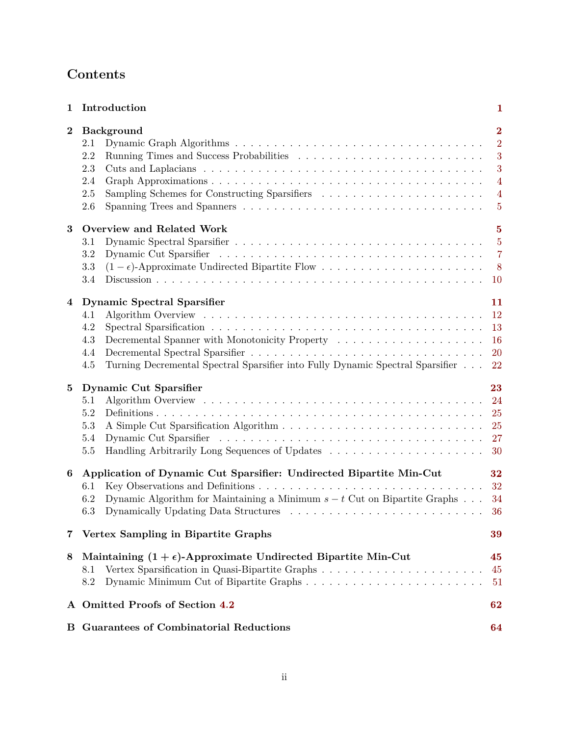# Contents

**1 Introduction** **1**

**2 Background** **2**

- 2.1 Dynamic Graph Algorithms . . . 2
- 2.2 Running Times and Success Probabilities . . . 3
- 2.3 Cuts and Laplacians . . . 3
- 2.4 Graph Approximations . . . 4
- 2.5 Sampling Schemes for Constructing Sparsifiers . . . 4
- 2.6 Spanning Trees and Spanners . . . 5

**3 Overview and Related Work** **5**

- 3.1 Dynamic Spectral Sparsifier . . . 5
- 3.2 Dynamic Cut Sparsifier . . . 7
- 3.3 $(1-\epsilon)$-Approximate Undirected Bipartite Flow . . . 8
- 3.4 Discussion . . . 10

**4 Dynamic Spectral Sparsifier** **11**

- 4.1 Algorithm Overview . . . 12
- 4.2 Spectral Sparsification . . . 13
- 4.3 Decremental Spanner with Monotonicity Property . . . 16
- 4.4 Decremental Spectral Sparsifier . . . 20
- 4.5 Turning Decremental Spectral Sparsifier into Fully Dynamic Spectral Sparsifier . . . 22

**5 Dynamic Cut Sparsifier** **23**

- 5.1 Algorithm Overview . . . 24
- 5.2 Definitions . . . 25
- 5.3 A Simple Cut Sparsification Algorithm . . . 25
- 5.4 Dynamic Cut Sparsifier . . . 27
- 5.5 Handling Arbitrarily Long Sequences of Updates . . . 30

**6 Application of Dynamic Cut Sparsifier: Undirected Bipartite Min-Cut** **32**

- 6.1 Key Observations and Definitions . . . 32
- 6.2 Dynamic Algorithm for Maintaining a Minimum $s-t$ Cut on Bipartite Graphs . . . 34
- 6.3 Dynamically Updating Data Structures . . . 36

**7 Vertex Sampling in Bipartite Graphs** **39**

**8 Maintaining $(1+\epsilon)$-Approximate Undirected Bipartite Min-Cut** **45**

- 8.1 Vertex Sparsification in Quasi-Bipartite Graphs . . . 45
- 8.2 Dynamic Minimum Cut of Bipartite Graphs . . . 51

**A Omitted Proofs of Section 4.2** **62**

**B Guarantees of Combinatorial Reductions** **64**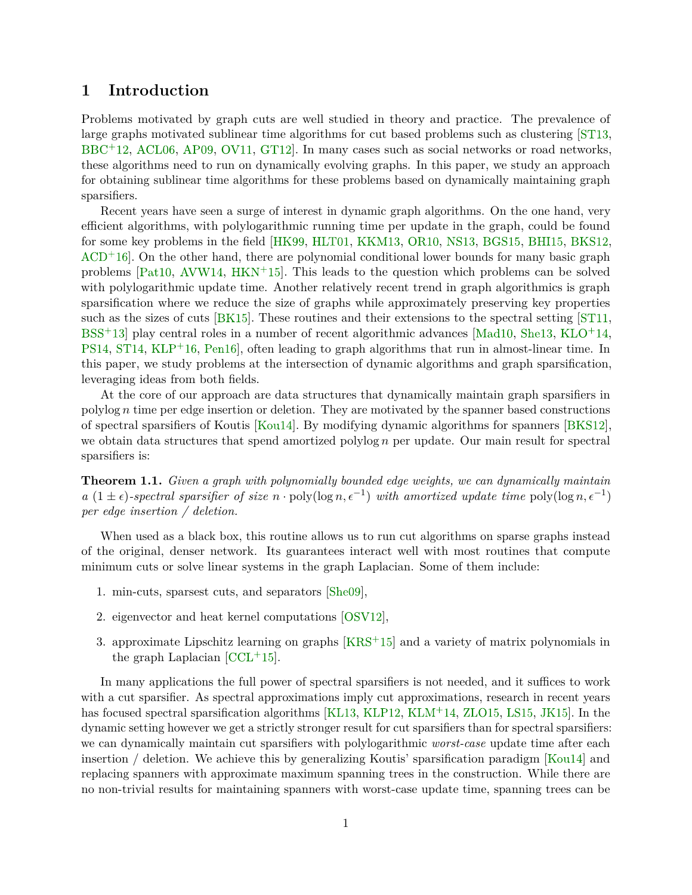# 1 Introduction

Problems motivated by graph cuts are well studied in theory and practice. The prevalence of large graphs motivated sublinear time algorithms for cut based problems such as clustering [ST13, BBC+12, ACL06, AP09, OV11, GT12]. In many cases such as social networks or road networks, these algorithms need to run on dynamically evolving graphs. In this paper, we study an approach for obtaining sublinear time algorithms for these problems based on dynamically maintaining graph sparsifiers.

Recent years have seen a surge of interest in dynamic graph algorithms. On the one hand, very efficient algorithms, with polylogarithmic running time per update in the graph, could be found for some key problems in the field [HK99, HLT01, KKM13, OR10, NS13, BGS15, BHI15, BKS12, ACD+16]. On the other hand, there are polynomial conditional lower bounds for many basic graph problems [Pat10, AVW14, HKN+15]. This leads to the question which problems can be solved with polylogarithmic update time. Another relatively recent trend in graph algorithmics is graph sparsification where we reduce the size of graphs while approximately preserving key properties such as the sizes of cuts [BK15]. These routines and their extensions to the spectral setting [ST11, BSS+13] play central roles in a number of recent algorithmic advances [Mad10, She13, KLO+14, PS14, ST14, KLP+16, Pen16], often leading to graph algorithms that run in almost-linear time. In this paper, we study problems at the intersection of dynamic algorithms and graph sparsification, leveraging ideas from both fields.

At the core of our approach are data structures that dynamically maintain graph sparsifiers in $\operatorname{polylog} n$ time per edge insertion or deletion. They are motivated by the spanner based constructions of spectral sparsifiers of Koutis [Kou14]. By modifying dynamic algorithms for spanners [BKS12], we obtain data structures that spend amortized $\operatorname{polylog} n$ per update. Our main result for spectral sparsifiers is:

**Theorem 1.1.** *Given a graph with polynomially bounded edge weights, we can dynamically maintain a $(1 \pm \epsilon)$-spectral sparsifier of size $n \cdot \operatorname{poly}(\log n, \epsilon^{-1})$ with amortized update time $\operatorname{poly}(\log n, \epsilon^{-1})$ per edge insertion / deletion.*

When used as a black box, this routine allows us to run cut algorithms on sparse graphs instead of the original, denser network. Its guarantees interact well with most routines that compute minimum cuts or solve linear systems in the graph Laplacian. Some of them include:

1. min-cuts, sparsest cuts, and separators [She09],
2. eigenvector and heat kernel computations [OSV12],
3. approximate Lipschitz learning on graphs [KRS+15] and a variety of matrix polynomials in the graph Laplacian [CCL+15].

In many applications the full power of spectral sparsifiers is not needed, and it suffices to work with a cut sparsifier. As spectral approximations imply cut approximations, research in recent years has focused spectral sparsification algorithms [KL13, KLP12, KLM+14, ZLO15, LS15, JK15]. In the dynamic setting however we get a strictly stronger result for cut sparsifiers than for spectral sparsifiers: we can dynamically maintain cut sparsifiers with polylogarithmic *worst-case* update time after each insertion / deletion. We achieve this by generalizing Koutis' sparsification paradigm [Kou14] and replacing spanners with approximate maximum spanning trees in the construction. While there are no non-trivial results for maintaining spanners with worst-case update time, spanning trees can be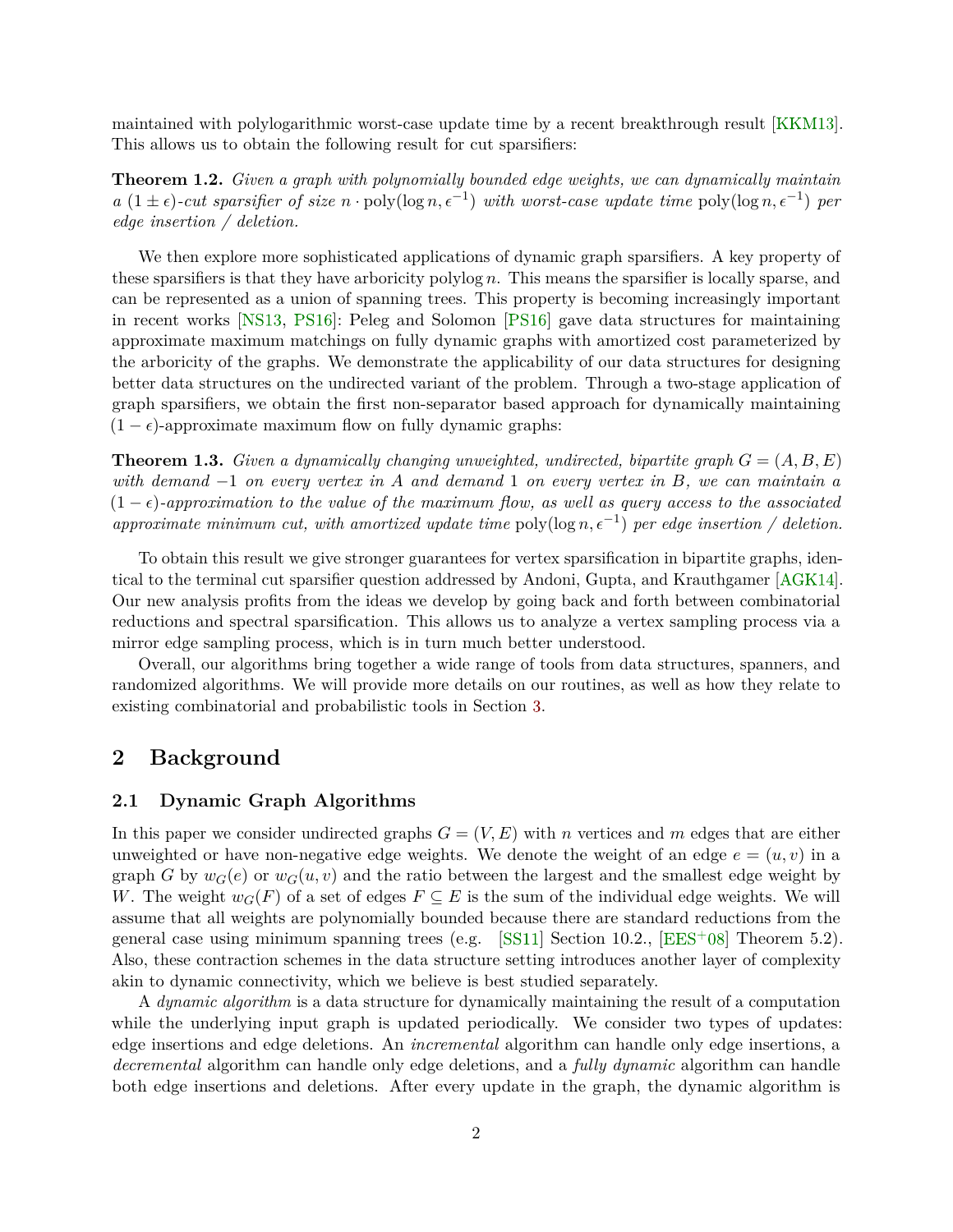maintained with polylogarithmic worst-case update time by a recent breakthrough result [KKM13]. This allows us to obtain the following result for cut sparsifiers:

**Theorem 1.2.** *Given a graph with polynomially bounded edge weights, we can dynamically maintain a $(1 \pm \epsilon)$-cut sparsifier of size $n \cdot \mathrm{poly}(\log n, \epsilon^{-1})$ with worst-case update time $\mathrm{poly}(\log n, \epsilon^{-1})$ per edge insertion / deletion.*

We then explore more sophisticated applications of dynamic graph sparsifiers. A key property of these sparsifiers is that they have arboricity polylog $n$. This means the sparsifier is locally sparse, and can be represented as a union of spanning trees. This property is becoming increasingly important in recent works [NS13, PS16]: Peleg and Solomon [PS16] gave data structures for maintaining approximate maximum matchings on fully dynamic graphs with amortized cost parameterized by the arboricity of the graphs. We demonstrate the applicability of our data structures for designing better data structures on the undirected variant of the problem. Through a two-stage application of graph sparsifiers, we obtain the first non-separator based approach for dynamically maintaining $(1 - \epsilon)$-approximate maximum flow on fully dynamic graphs:

**Theorem 1.3.** *Given a dynamically changing unweighted, undirected, bipartite graph $G = (A, B, E)$ with demand $-1$ on every vertex in $A$ and demand $1$ on every vertex in $B$, we can maintain a $(1 - \epsilon)$-approximation to the value of the maximum flow, as well as query access to the associated approximate minimum cut, with amortized update time $\mathrm{poly}(\log n, \epsilon^{-1})$ per edge insertion / deletion.*

To obtain this result we give stronger guarantees for vertex sparsification in bipartite graphs, identical to the terminal cut sparsifier question addressed by Andoni, Gupta, and Krauthgamer [AGK14]. Our new analysis profits from the ideas we develop by going back and forth between combinatorial reductions and spectral sparsification. This allows us to analyze a vertex sampling process via a mirror edge sampling process, which is in turn much better understood.

Overall, our algorithms bring together a wide range of tools from data structures, spanners, and randomized algorithms. We will provide more details on our routines, as well as how they relate to existing combinatorial and probabilistic tools in Section 3.

# 2 Background

## 2.1 Dynamic Graph Algorithms

In this paper we consider undirected graphs $G = (V, E)$ with $n$ vertices and $m$ edges that are either unweighted or have non-negative edge weights. We denote the weight of an edge $e = (u, v)$ in a graph $G$ by $w_G(e)$ or $w_G(u, v)$ and the ratio between the largest and the smallest edge weight by $W$. The weight $w_G(F)$ of a set of edges $F \subseteq E$ is the sum of the individual edge weights. We will assume that all weights are polynomially bounded because there are standard reductions from the general case using minimum spanning trees (e.g. [SS11] Section 10.2., [EES+08] Theorem 5.2). Also, these contraction schemes in the data structure setting introduces another layer of complexity akin to dynamic connectivity, which we believe is best studied separately.

A *dynamic algorithm* is a data structure for dynamically maintaining the result of a computation while the underlying input graph is updated periodically. We consider two types of updates: edge insertions and edge deletions. An *incremental* algorithm can handle only edge insertions, a *decremental* algorithm can handle only edge deletions, and a *fully dynamic* algorithm can handle both edge insertions and deletions. After every update in the graph, the dynamic algorithm is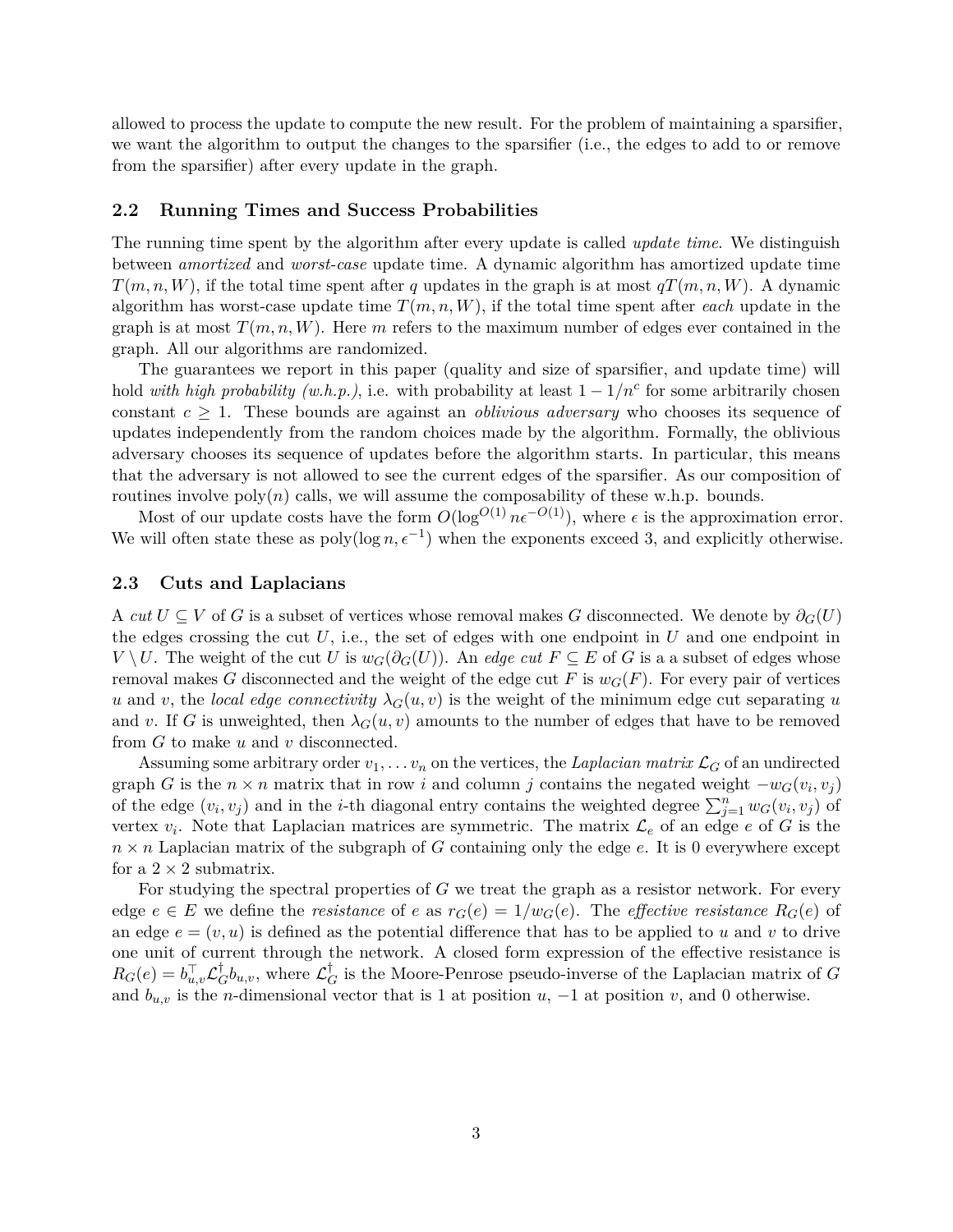allowed to process the update to compute the new result. For the problem of maintaining a sparsifier, we want the algorithm to output the changes to the sparsifier (i.e., the edges to add to or remove from the sparsifier) after every update in the graph.

### 2.2 Running Times and Success Probabilities

The running time spent by the algorithm after every update is called *update time*. We distinguish between *amortized* and *worst-case* update time. A dynamic algorithm has amortized update time $T(m, n, W)$, if the total time spent after $q$ updates in the graph is at most $qT(m, n, W)$. A dynamic algorithm has worst-case update time $T(m, n, W)$, if the total time spent after *each* update in the graph is at most $T(m, n, W)$. Here $m$ refers to the maximum number of edges ever contained in the graph. All our algorithms are randomized.

The guarantees we report in this paper (quality and size of sparsifier, and update time) will hold *with high probability (w.h.p.)*, i.e. with probability at least $1 - 1/n^c$ for some arbitrarily chosen constant $c \geq 1$. These bounds are against an *oblivious adversary* who chooses its sequence of updates independently from the random choices made by the algorithm. Formally, the oblivious adversary chooses its sequence of updates before the algorithm starts. In particular, this means that the adversary is not allowed to see the current edges of the sparsifier. As our composition of routines involve $\mathrm{poly}(n)$ calls, we will assume the composability of these w.h.p. bounds.

Most of our update costs have the form $O(\log^{O(1)} n \epsilon^{-O(1)})$, where $\epsilon$ is the approximation error. We will often state these as $\mathrm{poly}(\log n, \epsilon^{-1})$ when the exponents exceed 3, and explicitly otherwise.

### 2.3 Cuts and Laplacians

A *cut* $U \subseteq V$ of $G$ is a subset of vertices whose removal makes $G$ disconnected. We denote by $\partial_G(U)$ the edges crossing the cut $U$, i.e., the set of edges with one endpoint in $U$ and one endpoint in $V \setminus U$. The weight of the cut $U$ is $w_G(\partial_G(U))$. An *edge cut* $F \subseteq E$ of $G$ is a a subset of edges whose removal makes $G$ disconnected and the weight of the edge cut $F$ is $w_G(F)$. For every pair of vertices $u$ and $v$, the *local edge connectivity* $\lambda_G(u, v)$ is the weight of the minimum edge cut separating $u$ and $v$. If $G$ is unweighted, then $\lambda_G(u, v)$ amounts to the number of edges that have to be removed from $G$ to make $u$ and $v$ disconnected.

Assuming some arbitrary order $v_1, \dots v_n$ on the vertices, the *Laplacian matrix* $\mathcal{L}_G$ of an undirected graph $G$ is the $n \times n$ matrix that in row $i$ and column $j$ contains the negated weight $-w_G(v_i, v_j)$ of the edge $(v_i, v_j)$ and in the $i$-th diagonal entry contains the weighted degree $\sum_{j=1}^n w_G(v_i, v_j)$ of vertex $v_i$. Note that Laplacian matrices are symmetric. The matrix $\mathcal{L}_e$ of an edge $e$ of $G$ is the $n \times n$ Laplacian matrix of the subgraph of $G$ containing only the edge $e$. It is 0 everywhere except for a $2 \times 2$ submatrix.

For studying the spectral properties of $G$ we treat the graph as a resistor network. For every edge $e \in E$ we define the *resistance* of $e$ as $r_G(e) = 1/w_G(e)$. The *effective resistance* $R_G(e)$ of an edge $e = (v, u)$ is defined as the potential difference that has to be applied to $u$ and $v$ to drive one unit of current through the network. A closed form expression of the effective resistance is $R_G(e) = b_{u,v}^\top \mathcal{L}_G^\dagger b_{u,v}$, where $\mathcal{L}_G^\dagger$ is the Moore-Penrose pseudo-inverse of the Laplacian matrix of $G$ and $b_{u,v}$ is the $n$-dimensional vector that is 1 at position $u$, $-1$ at position $v$, and 0 otherwise.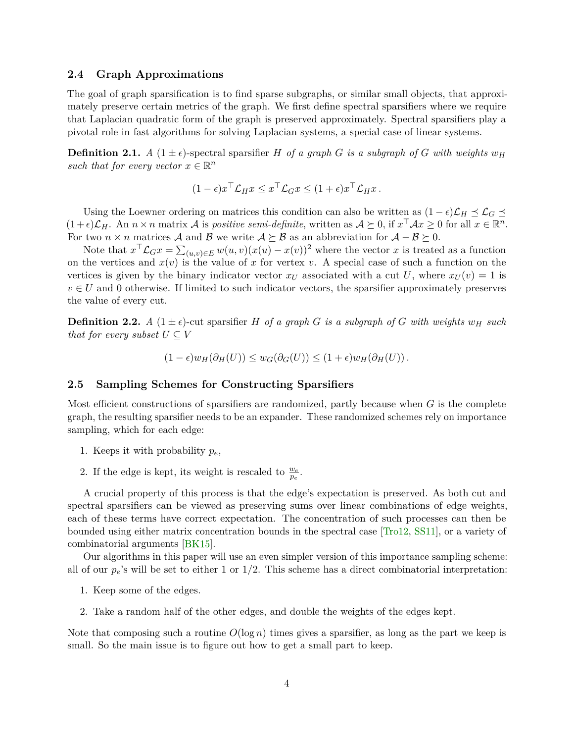### 2.4 Graph Approximations

The goal of graph sparsification is to find sparse subgraphs, or similar small objects, that approximately preserve certain metrics of the graph. We first define spectral sparsifiers where we require that Laplacian quadratic form of the graph is preserved approximately. Spectral sparsifiers play a pivotal role in fast algorithms for solving Laplacian systems, a special case of linear systems.

**Definition 2.1.** *A $(1 \pm \epsilon)$-*spectral sparsifier *$H$ of a graph $G$ is a subgraph of $G$ with weights $w_H$ such that for every vector $x \in \mathbb{R}^n$*

$$(1 - \epsilon) x^\top \mathcal{L}_H x \leq x^\top \mathcal{L}_G x \leq (1 + \epsilon) x^\top \mathcal{L}_H x \,.$$

Using the Loewner ordering on matrices this condition can also be written as $(1-\epsilon)\mathcal{L}_H \preceq \mathcal{L}_G \preceq (1+\epsilon)\mathcal{L}_H$. An $n \times n$ matrix $\mathcal{A}$ is *positive semi-definite*, written as $\mathcal{A} \succeq 0$, if $x^\top \mathcal{A} x \geq 0$ for all $x \in \mathbb{R}^n$. For two $n \times n$ matrices $\mathcal{A}$ and $\mathcal{B}$ we write $\mathcal{A} \succeq \mathcal{B}$ as an abbreviation for $\mathcal{A} - \mathcal{B} \succeq 0$.

Note that $x^\top \mathcal{L}_G x = \sum_{(u,v) \in E} w(u,v)(x(u) - x(v))^2$ where the vector $x$ is treated as a function on the vertices and $x(v)$ is the value of $x$ for vertex $v$. A special case of such a function on the vertices is given by the binary indicator vector $x_U$ associated with a cut $U$, where $x_U(v) = 1$ is $v \in U$ and 0 otherwise. If limited to such indicator vectors, the sparsifier approximately preserves the value of every cut.

**Definition 2.2.** *A $(1 \pm \epsilon)$-*cut sparsifier *$H$ of a graph $G$ is a subgraph of $G$ with weights $w_H$ such that for every subset $U \subseteq V$*

$$(1 - \epsilon) w_H(\partial_H(U)) \leq w_G(\partial_G(U)) \leq (1 + \epsilon) w_H(\partial_H(U)) \,.$$

### 2.5 Sampling Schemes for Constructing Sparsifiers

Most efficient constructions of sparsifiers are randomized, partly because when $G$ is the complete graph, the resulting sparsifier needs to be an expander. These randomized schemes rely on importance sampling, which for each edge:

1. Keeps it with probability $p_e$,
2. If the edge is kept, its weight is rescaled to $\frac{w_e}{p_e}$.

A crucial property of this process is that the edge's expectation is preserved. As both cut and spectral sparsifiers can be viewed as preserving sums over linear combinations of edge weights, each of these terms have correct expectation. The concentration of such processes can then be bounded using either matrix concentration bounds in the spectral case [Tro12, SS11], or a variety of combinatorial arguments [BK15].

Our algorithms in this paper will use an even simpler version of this importance sampling scheme: all of our $p_e$'s will be set to either 1 or 1/2. This scheme has a direct combinatorial interpretation:

1. Keep some of the edges.
2. Take a random half of the other edges, and double the weights of the edges kept.

Note that composing such a routine $O(\log n)$ times gives a sparsifier, as long as the part we keep is small. So the main issue is to figure out how to get a small part to keep.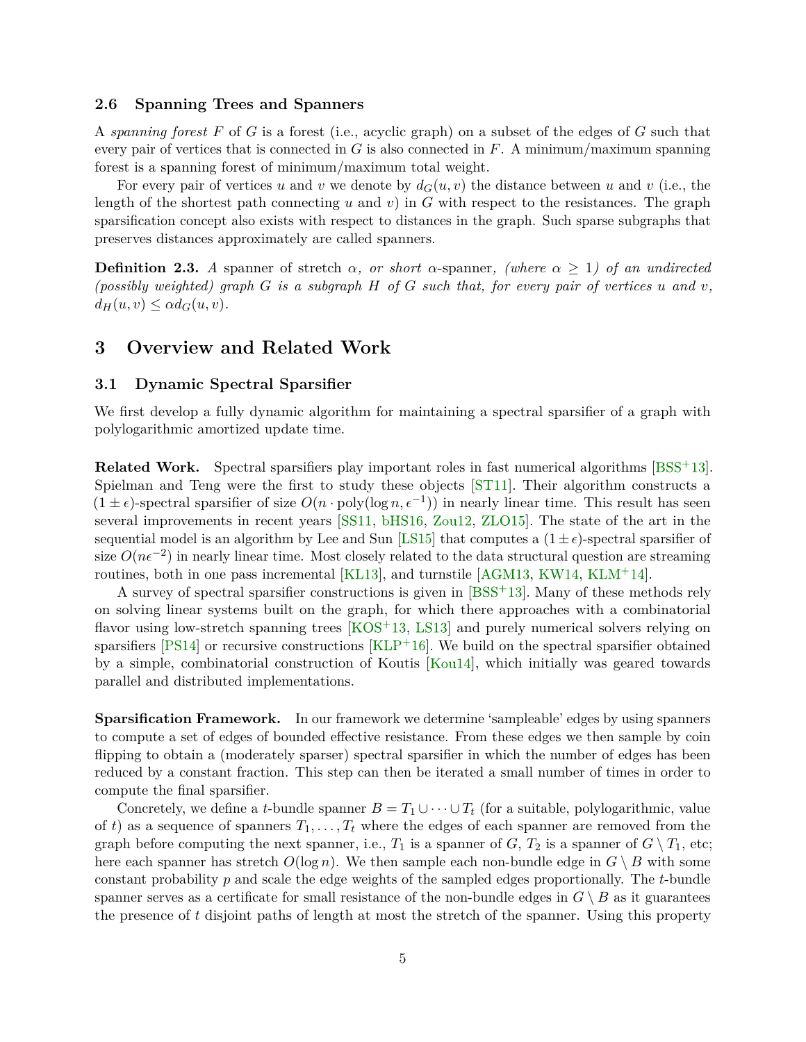### 2.6 Spanning Trees and Spanners

A *spanning forest* $F$ of $G$ is a forest (i.e., acyclic graph) on a subset of the edges of $G$ such that every pair of vertices that is connected in $G$ is also connected in $F$. A minimum/maximum spanning forest is a spanning forest of minimum/maximum total weight.

For every pair of vertices $u$ and $v$ we denote by $d_G(u, v)$ the distance between $u$ and $v$ (i.e., the length of the shortest path connecting $u$ and $v$) in $G$ with respect to the resistances. The graph sparsification concept also exists with respect to distances in the graph. Such sparse subgraphs that preserves distances approximately are called spanners.

**Definition 2.3.** *A* spanner of stretch $\alpha$*, or short* $\alpha$-spanner*, (where* $\alpha \geq 1$*) of an undirected (possibly weighted) graph* $G$ *is a subgraph* $H$ *of* $G$ *such that, for every pair of vertices* $u$ *and* $v$*,* $d_H(u, v) \leq \alpha d_G(u, v)$.

# 3 Overview and Related Work

## 3.1 Dynamic Spectral Sparsifier

We first develop a fully dynamic algorithm for maintaining a spectral sparsifier of a graph with polylogarithmic amortized update time.

**Related Work.** Spectral sparsifiers play important roles in fast numerical algorithms [BSS+13]. Spielman and Teng were the first to study these objects [ST11]. Their algorithm constructs a $(1 \pm \epsilon)$-spectral sparsifier of size $O(n \cdot \mathrm{poly}(\log n, \epsilon^{-1}))$ in nearly linear time. This result has seen several improvements in recent years [SS11, bHS16, Zou12, ZLO15]. The state of the art in the sequential model is an algorithm by Lee and Sun [LS15] that computes a $(1 \pm \epsilon)$-spectral sparsifier of size $O(n\epsilon^{-2})$ in nearly linear time. Most closely related to the data structural question are streaming routines, both in one pass incremental [KL13], and turnstile [AGM13, KW14, KLM+14].

A survey of spectral sparsifier constructions is given in [BSS+13]. Many of these methods rely on solving linear systems built on the graph, for which there approaches with a combinatorial flavor using low-stretch spanning trees [KOS+13, LS13] and purely numerical solvers relying on sparsifiers [PS14] or recursive constructions [KLP+16]. We build on the spectral sparsifier obtained by a simple, combinatorial construction of Koutis [Kou14], which initially was geared towards parallel and distributed implementations.

**Sparsification Framework.** In our framework we determine 'sampleable' edges by using spanners to compute a set of edges of bounded effective resistance. From these edges we then sample by coin flipping to obtain a (moderately sparser) spectral sparsifier in which the number of edges has been reduced by a constant fraction. This step can then be iterated a small number of times in order to compute the final sparsifier.

Concretely, we define a $t$-bundle spanner $B = T_1 \cup \cdots \cup T_t$ (for a suitable, polylogarithmic, value of $t$) as a sequence of spanners $T_1, \ldots, T_t$ where the edges of each spanner are removed from the graph before computing the next spanner, i.e., $T_1$ is a spanner of $G$, $T_2$ is a spanner of $G \setminus T_1$, etc; here each spanner has stretch $O(\log n)$. We then sample each non-bundle edge in $G \setminus B$ with some constant probability $p$ and scale the edge weights of the sampled edges proportionally. The $t$-bundle spanner serves as a certificate for small resistance of the non-bundle edges in $G \setminus B$ as it guarantees the presence of $t$ disjoint paths of length at most the stretch of the spanner. Using this property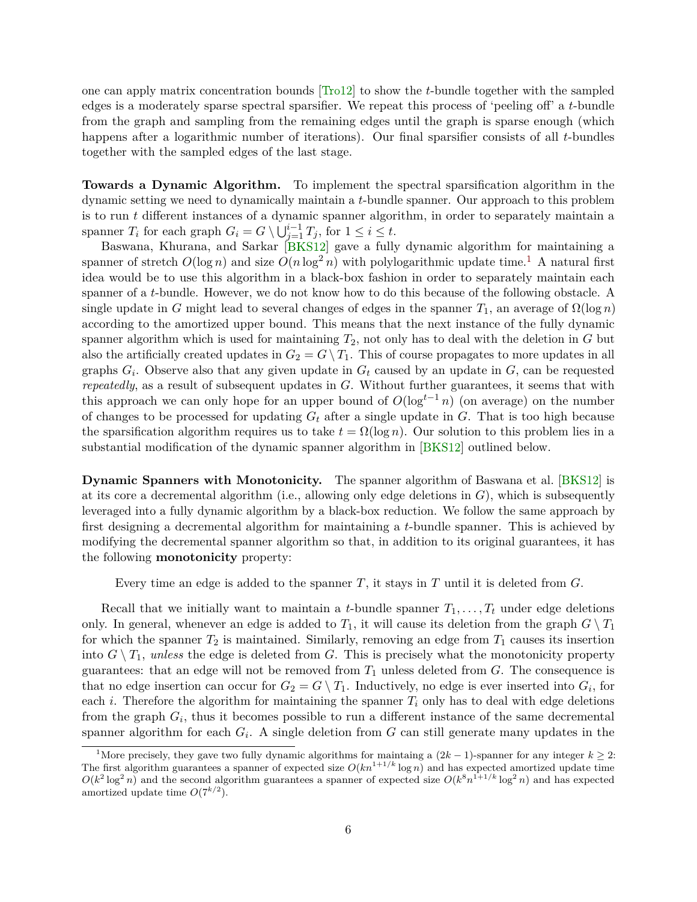one can apply matrix concentration bounds [Tro12] to show the $t$-bundle together with the sampled edges is a moderately sparse spectral sparsifier. We repeat this process of 'peeling off' a $t$-bundle from the graph and sampling from the remaining edges until the graph is sparse enough (which happens after a logarithmic number of iterations). Our final sparsifier consists of all $t$-bundles together with the sampled edges of the last stage.

**Towards a Dynamic Algorithm.** To implement the spectral sparsification algorithm in the dynamic setting we need to dynamically maintain a $t$-bundle spanner. Our approach to this problem is to run $t$ different instances of a dynamic spanner algorithm, in order to separately maintain a spanner $T_i$ for each graph $G_i = G \setminus \bigcup_{j=1}^{i-1} T_j$, for $1 \leq i \leq t$.

Baswana, Khurana, and Sarkar [BKS12] gave a fully dynamic algorithm for maintaining a spanner of stretch $O(\log n)$ and size $O(n \log^2 n)$ with polylogarithmic update time.[1] A natural first idea would be to use this algorithm in a black-box fashion in order to separately maintain each spanner of a $t$-bundle. However, we do not know how to do this because of the following obstacle. A single update in $G$ might lead to several changes of edges in the spanner $T_1$, an average of $\Omega(\log n)$ according to the amortized upper bound. This means that the next instance of the fully dynamic spanner algorithm which is used for maintaining $T_2$, not only has to deal with the deletion in $G$ but also the artificially created updates in $G_2 = G \setminus T_1$. This of course propagates to more updates in all graphs $G_i$. Observe also that any given update in $G_t$ caused by an update in $G$, can be requested *repeatedly*, as a result of subsequent updates in $G$. Without further guarantees, it seems that with this approach we can only hope for an upper bound of $O(\log^{t-1} n)$ (on average) on the number of changes to be processed for updating $G_t$ after a single update in $G$. That is too high because the sparsification algorithm requires us to take $t = \Omega(\log n)$. Our solution to this problem lies in a substantial modification of the dynamic spanner algorithm in [BKS12] outlined below.

**Dynamic Spanners with Monotonicity.** The spanner algorithm of Baswana et al. [BKS12] is at its core a decremental algorithm (i.e., allowing only edge deletions in $G$), which is subsequently leveraged into a fully dynamic algorithm by a black-box reduction. We follow the same approach by first designing a decremental algorithm for maintaining a $t$-bundle spanner. This is achieved by modifying the decremental spanner algorithm so that, in addition to its original guarantees, it has the following **monotonicity** property:

> Every time an edge is added to the spanner $T$, it stays in $T$ until it is deleted from $G$.

Recall that we initially want to maintain a $t$-bundle spanner $T_1, \ldots, T_t$ under edge deletions only. In general, whenever an edge is added to $T_1$, it will cause its deletion from the graph $G \setminus T_1$ for which the spanner $T_2$ is maintained. Similarly, removing an edge from $T_1$ causes its insertion into $G \setminus T_1$, *unless* the edge is deleted from $G$. This is precisely what the monotonicity property guarantees: that an edge will not be removed from $T_1$ unless deleted from $G$. The consequence is that no edge insertion can occur for $G_2 = G \setminus T_1$. Inductively, no edge is ever inserted into $G_i$, for each $i$. Therefore the algorithm for maintaining the spanner $T_i$ only has to deal with edge deletions from the graph $G_i$, thus it becomes possible to run a different instance of the same decremental spanner algorithm for each $G_i$. A single deletion from $G$ can still generate many updates in the

[1] More precisely, they gave two fully dynamic algorithms for maintaing a $(2k-1)$-spanner for any integer $k \geq 2$: The first algorithm guarantees a spanner of expected size $O(kn^{1+1/k} \log n)$ and has expected amortized update time $O(k^2 \log^2 n)$ and the second algorithm guarantees a spanner of expected size $O(k^8 n^{1+1/k} \log^2 n)$ and has expected amortized update time $O(7^{k/2})$.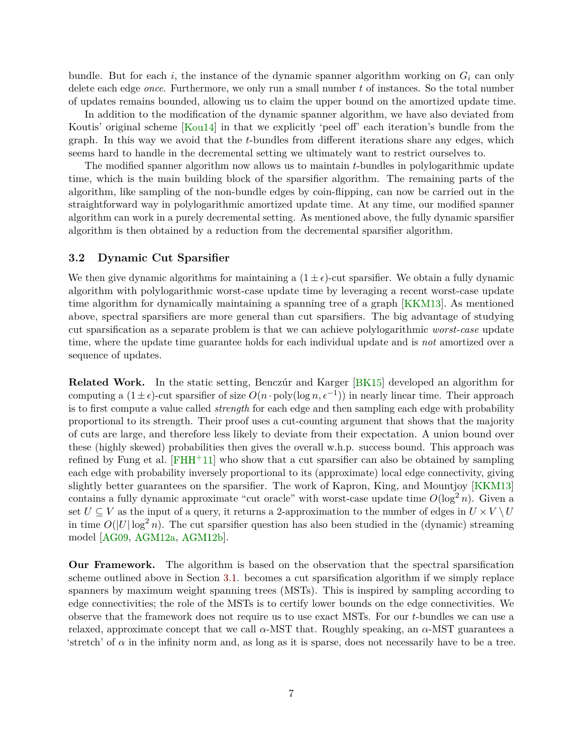bundle. But for each $i$, the instance of the dynamic spanner algorithm working on $G_i$ can only delete each edge *once*. Furthermore, we only run a small number $t$ of instances. So the total number of updates remains bounded, allowing us to claim the upper bound on the amortized update time.

In addition to the modification of the dynamic spanner algorithm, we have also deviated from Koutis' original scheme [Kou14] in that we explicitly 'peel off' each iteration's bundle from the graph. In this way we avoid that the $t$-bundles from different iterations share any edges, which seems hard to handle in the decremental setting we ultimately want to restrict ourselves to.

The modified spanner algorithm now allows us to maintain $t$-bundles in polylogarithmic update time, which is the main building block of the sparsifier algorithm. The remaining parts of the algorithm, like sampling of the non-bundle edges by coin-flipping, can now be carried out in the straightforward way in polylogarithmic amortized update time. At any time, our modified spanner algorithm can work in a purely decremental setting. As mentioned above, the fully dynamic sparsifier algorithm is then obtained by a reduction from the decremental sparsifier algorithm.

### 3.2 Dynamic Cut Sparsifier

We then give dynamic algorithms for maintaining a $(1 \pm \epsilon)$-cut sparsifier. We obtain a fully dynamic algorithm with polylogarithmic worst-case update time by leveraging a recent worst-case update time algorithm for dynamically maintaining a spanning tree of a graph [KKM13]. As mentioned above, spectral sparsifiers are more general than cut sparsifiers. The big advantage of studying cut sparsification as a separate problem is that we can achieve polylogarithmic *worst-case* update time, where the update time guarantee holds for each individual update and is *not* amortized over a sequence of updates.

**Related Work.** In the static setting, Benczúr and Karger [BK15] developed an algorithm for computing a $(1 \pm \epsilon)$-cut sparsifier of size $O(n \cdot \text{poly}(\log n, \epsilon^{-1}))$ in nearly linear time. Their approach is to first compute a value called *strength* for each edge and then sampling each edge with probability proportional to its strength. Their proof uses a cut-counting argument that shows that the majority of cuts are large, and therefore less likely to deviate from their expectation. A union bound over these (highly skewed) probabilities then gives the overall w.h.p. success bound. This approach was refined by Fung et al. [FHH+11] who show that a cut sparsifier can also be obtained by sampling each edge with probability inversely proportional to its (approximate) local edge connectivity, giving slightly better guarantees on the sparsifier. The work of Kapron, King, and Mountjoy [KKM13] contains a fully dynamic approximate "cut oracle" with worst-case update time $O(\log^2 n)$. Given a set $U \subseteq V$ as the input of a query, it returns a 2-approximation to the number of edges in $U \times V \setminus U$ in time $O(|U| \log^2 n)$. The cut sparsifier question has also been studied in the (dynamic) streaming model [AG09, AGM12a, AGM12b].

**Our Framework.** The algorithm is based on the observation that the spectral sparsification scheme outlined above in Section 3.1. becomes a cut sparsification algorithm if we simply replace spanners by maximum weight spanning trees (MSTs). This is inspired by sampling according to edge connectivities; the role of the MSTs is to certify lower bounds on the edge connectivities. We observe that the framework does not require us to use exact MSTs. For our $t$-bundles we can use a relaxed, approximate concept that we call $\alpha$-MST that. Roughly speaking, an $\alpha$-MST guarantees a 'stretch' of $\alpha$ in the infinity norm and, as long as it is sparse, does not necessarily have to be a tree.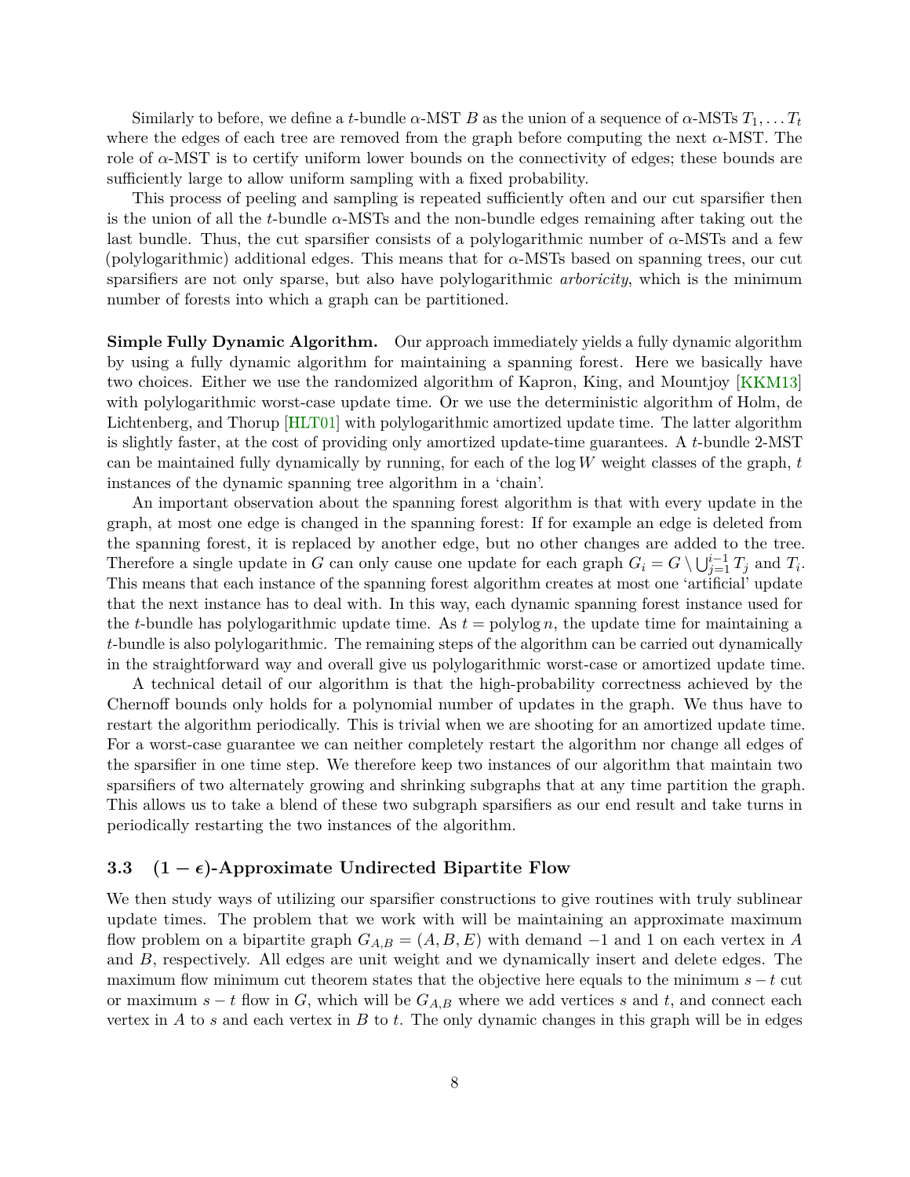Similarly to before, we define a $t$-bundle $\alpha$-MST $B$ as the union of a sequence of $\alpha$-MSTs $T_1, \dots T_t$ where the edges of each tree are removed from the graph before computing the next $\alpha$-MST. The role of $\alpha$-MST is to certify uniform lower bounds on the connectivity of edges; these bounds are sufficiently large to allow uniform sampling with a fixed probability.

This process of peeling and sampling is repeated sufficiently often and our cut sparsifier then is the union of all the $t$-bundle $\alpha$-MSTs and the non-bundle edges remaining after taking out the last bundle. Thus, the cut sparsifier consists of a polylogarithmic number of $\alpha$-MSTs and a few (polylogarithmic) additional edges. This means that for $\alpha$-MSTs based on spanning trees, our cut sparsifiers are not only sparse, but also have polylogarithmic *arboricity*, which is the minimum number of forests into which a graph can be partitioned.

**Simple Fully Dynamic Algorithm.** Our approach immediately yields a fully dynamic algorithm by using a fully dynamic algorithm for maintaining a spanning forest. Here we basically have two choices. Either we use the randomized algorithm of Kapron, King, and Mountjoy [KKM13] with polylogarithmic worst-case update time. Or we use the deterministic algorithm of Holm, de Lichtenberg, and Thorup [HLT01] with polylogarithmic amortized update time. The latter algorithm is slightly faster, at the cost of providing only amortized update-time guarantees. A $t$-bundle 2-MST can be maintained fully dynamically by running, for each of the $\log W$ weight classes of the graph, $t$ instances of the dynamic spanning tree algorithm in a 'chain'.

An important observation about the spanning forest algorithm is that with every update in the graph, at most one edge is changed in the spanning forest: If for example an edge is deleted from the spanning forest, it is replaced by another edge, but no other changes are added to the tree. Therefore a single update in $G$ can only cause one update for each graph $G_i = G \setminus \bigcup_{j=1}^{i-1} T_j$ and $T_i$. This means that each instance of the spanning forest algorithm creates at most one 'artificial' update that the next instance has to deal with. In this way, each dynamic spanning forest instance used for the $t$-bundle has polylogarithmic update time. As $t = \operatorname{polylog} n$, the update time for maintaining a $t$-bundle is also polylogarithmic. The remaining steps of the algorithm can be carried out dynamically in the straightforward way and overall give us polylogarithmic worst-case or amortized update time.

A technical detail of our algorithm is that the high-probability correctness achieved by the Chernoff bounds only holds for a polynomial number of updates in the graph. We thus have to restart the algorithm periodically. This is trivial when we are shooting for an amortized update time. For a worst-case guarantee we can neither completely restart the algorithm nor change all edges of the sparsifier in one time step. We therefore keep two instances of our algorithm that maintain two sparsifiers of two alternately growing and shrinking subgraphs that at any time partition the graph. This allows us to take a blend of these two subgraph sparsifiers as our end result and take turns in periodically restarting the two instances of the algorithm.

### 3.3 $(1-\epsilon)$-Approximate Undirected Bipartite Flow

We then study ways of utilizing our sparsifier constructions to give routines with truly sublinear update times. The problem that we work with will be maintaining an approximate maximum flow problem on a bipartite graph $G_{A,B} = (A, B, E)$ with demand $-1$ and 1 on each vertex in $A$ and $B$, respectively. All edges are unit weight and we dynamically insert and delete edges. The maximum flow minimum cut theorem states that the objective here equals to the minimum $s-t$ cut or maximum $s-t$ flow in $G$, which will be $G_{A,B}$ where we add vertices $s$ and $t$, and connect each vertex in $A$ to $s$ and each vertex in $B$ to $t$. The only dynamic changes in this graph will be in edges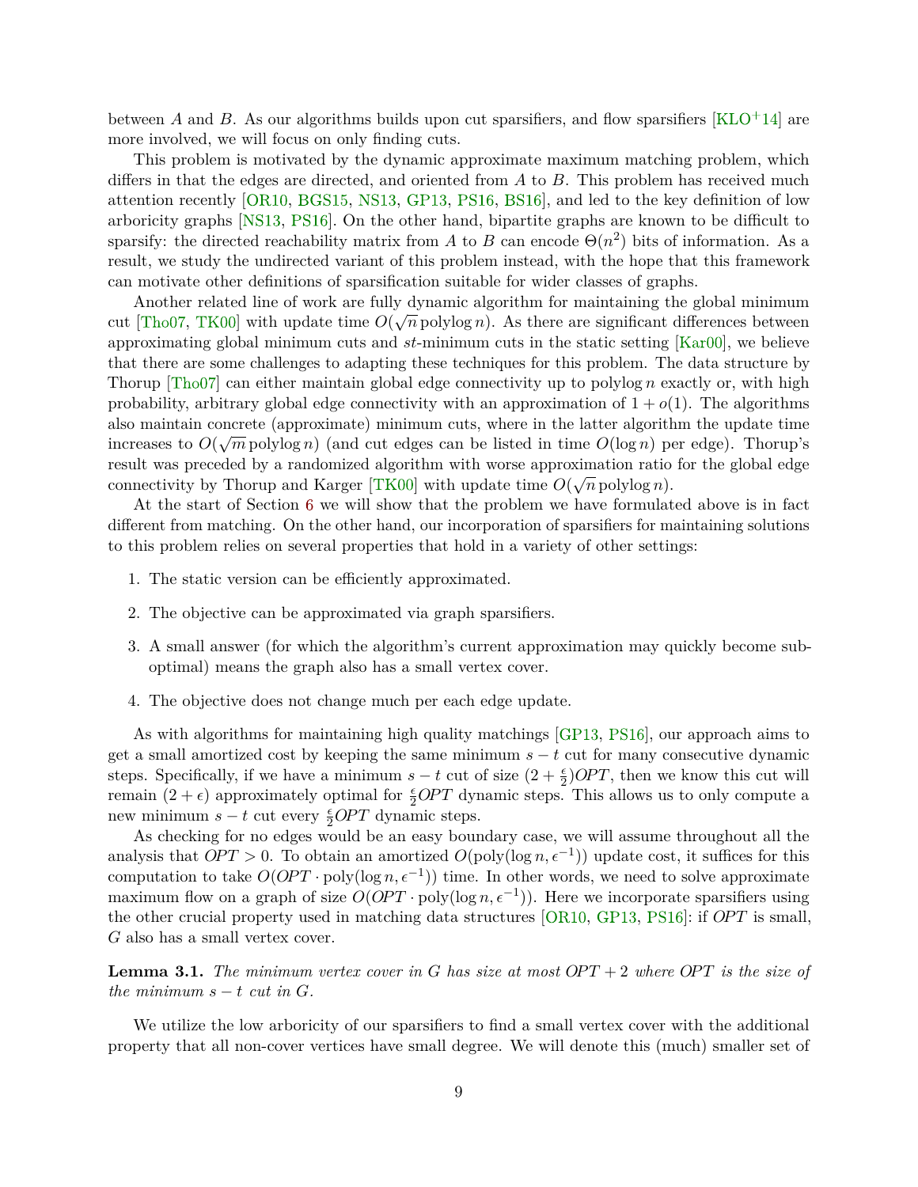between $A$ and $B$. As our algorithms builds upon cut sparsifiers, and flow sparsifiers [KLO+14] are more involved, we will focus on only finding cuts.

This problem is motivated by the dynamic approximate maximum matching problem, which differs in that the edges are directed, and oriented from $A$ to $B$. This problem has received much attention recently [OR10, BGS15, NS13, GP13, PS16, BS16], and led to the key definition of low arboricity graphs [NS13, PS16]. On the other hand, bipartite graphs are known to be difficult to sparsify: the directed reachability matrix from $A$ to $B$ can encode $\Theta(n^2)$ bits of information. As a result, we study the undirected variant of this problem instead, with the hope that this framework can motivate other definitions of sparsification suitable for wider classes of graphs.

Another related line of work are fully dynamic algorithm for maintaining the global minimum cut [Tho07, TK00] with update time $O(\sqrt{n} \operatorname{polylog} n)$. As there are significant differences between approximating global minimum cuts and $st$-minimum cuts in the static setting [Kar00], we believe that there are some challenges to adapting these techniques for this problem. The data structure by Thorup [Tho07] can either maintain global edge connectivity up to $\operatorname{polylog} n$ exactly or, with high probability, arbitrary global edge connectivity with an approximation of $1 + o(1)$. The algorithms also maintain concrete (approximate) minimum cuts, where in the latter algorithm the update time increases to $O(\sqrt{m} \operatorname{polylog} n)$ (and cut edges can be listed in time $O(\log n)$ per edge). Thorup's result was preceded by a randomized algorithm with worse approximation ratio for the global edge connectivity by Thorup and Karger [TK00] with update time $O(\sqrt{n} \operatorname{polylog} n)$.

At the start of Section 6 we will show that the problem we have formulated above is in fact different from matching. On the other hand, our incorporation of sparsifiers for maintaining solutions to this problem relies on several properties that hold in a variety of other settings:

1. The static version can be efficiently approximated.
2. The objective can be approximated via graph sparsifiers.
3. A small answer (for which the algorithm's current approximation may quickly become sub-optimal) means the graph also has a small vertex cover.
4. The objective does not change much per each edge update.

As with algorithms for maintaining high quality matchings [GP13, PS16], our approach aims to get a small amortized cost by keeping the same minimum $s-t$ cut for many consecutive dynamic steps. Specifically, if we have a minimum $s-t$ cut of size $(2 + \frac{\epsilon}{2})OPT$, then we know this cut will remain $(2+\epsilon)$ approximately optimal for $\frac{\epsilon}{2}OPT$ dynamic steps. This allows us to only compute a new minimum $s-t$ cut every $\frac{\epsilon}{2}OPT$ dynamic steps.

As checking for no edges would be an easy boundary case, we will assume throughout all the analysis that $OPT > 0$. To obtain an amortized $O(\operatorname{poly}(\log n, \epsilon^{-1}))$ update cost, it suffices for this computation to take $O(OPT \cdot \operatorname{poly}(\log n, \epsilon^{-1}))$ time. In other words, we need to solve approximate maximum flow on a graph of size $O(OPT \cdot \operatorname{poly}(\log n, \epsilon^{-1}))$. Here we incorporate sparsifiers using the other crucial property used in matching data structures [OR10, GP13, PS16]: if $OPT$ is small, $G$ also has a small vertex cover.

**Lemma 3.1.** *The minimum vertex cover in $G$ has size at most $OPT + 2$ where $OPT$ is the size of the minimum $s-t$ cut in $G$.*

We utilize the low arboricity of our sparsifiers to find a small vertex cover with the additional property that all non-cover vertices have small degree. We will denote this (much) smaller set of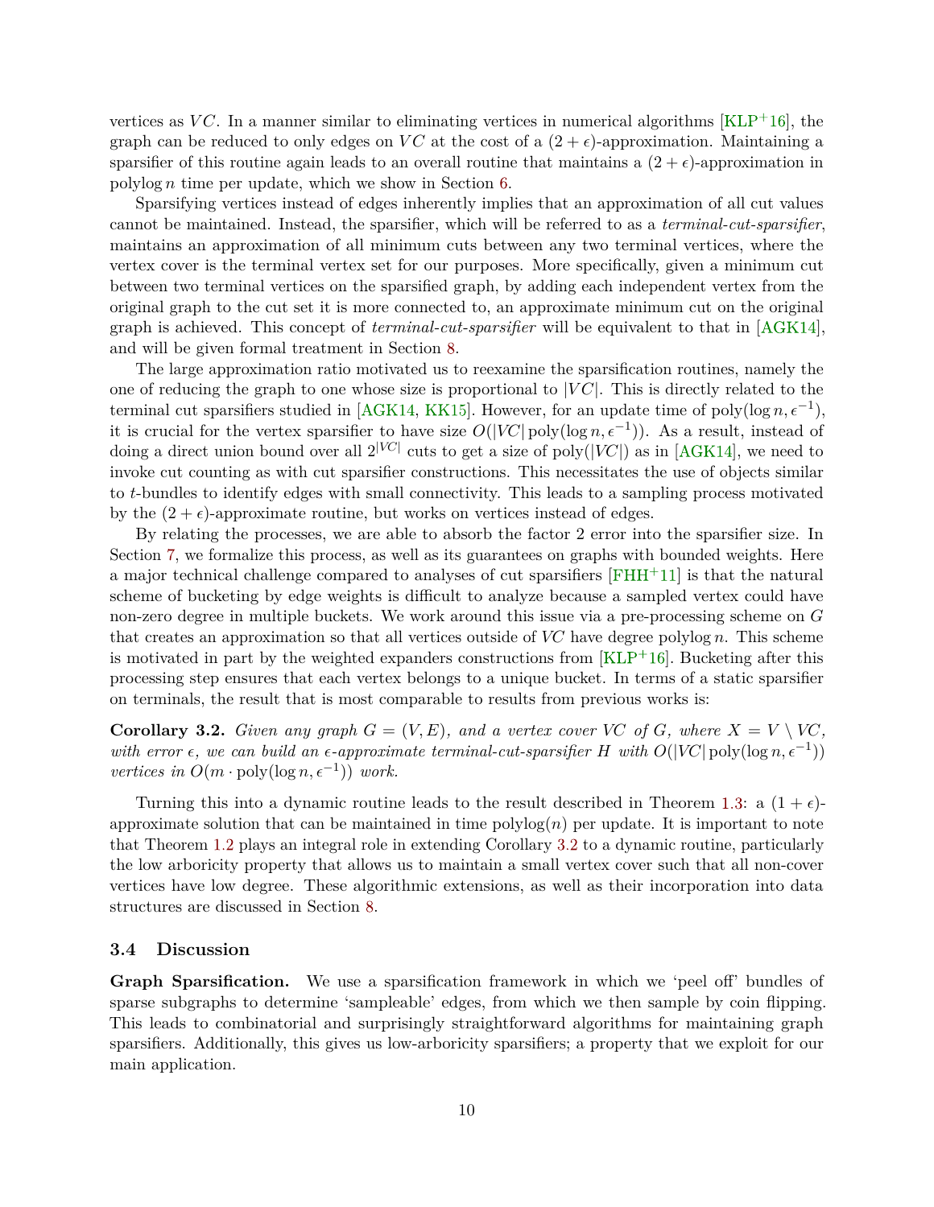vertices as $VC$. In a manner similar to eliminating vertices in numerical algorithms [KLP+16], the graph can be reduced to only edges on $VC$ at the cost of a $(2+\epsilon)$-approximation. Maintaining a sparsifier of this routine again leads to an overall routine that maintains a $(2+\epsilon)$-approximation in polylog $n$ time per update, which we show in Section 6.

Sparsifying vertices instead of edges inherently implies that an approximation of all cut values cannot be maintained. Instead, the sparsifier, which will be referred to as a *terminal-cut-sparsifier*, maintains an approximation of all minimum cuts between any two terminal vertices, where the vertex cover is the terminal vertex set for our purposes. More specifically, given a minimum cut between two terminal vertices on the sparsified graph, by adding each independent vertex from the original graph to the cut set it is more connected to, an approximate minimum cut on the original graph is achieved. This concept of *terminal-cut-sparsifier* will be equivalent to that in [AGK14], and will be given formal treatment in Section 8.

The large approximation ratio motivated us to reexamine the sparsification routines, namely the one of reducing the graph to one whose size is proportional to $|VC|$. This is directly related to the terminal cut sparsifiers studied in [AGK14, KK15]. However, for an update time of $\text{poly}(\log n, \epsilon^{-1})$, it is crucial for the vertex sparsifier to have size $O(|VC| \text{poly}(\log n, \epsilon^{-1}))$. As a result, instead of doing a direct union bound over all $2^{|VC|}$ cuts to get a size of $\text{poly}(|VC|)$ as in [AGK14], we need to invoke cut counting as with cut sparsifier constructions. This necessitates the use of objects similar to $t$-bundles to identify edges with small connectivity. This leads to a sampling process motivated by the $(2+\epsilon)$-approximate routine, but works on vertices instead of edges.

By relating the processes, we are able to absorb the factor 2 error into the sparsifier size. In Section 7, we formalize this process, as well as its guarantees on graphs with bounded weights. Here a major technical challenge compared to analyses of cut sparsifiers [FHH+11] is that the natural scheme of bucketing by edge weights is difficult to analyze because a sampled vertex could have non-zero degree in multiple buckets. We work around this issue via a pre-processing scheme on $G$ that creates an approximation so that all vertices outside of $VC$ have degree polylog $n$. This scheme is motivated in part by the weighted expanders constructions from [KLP+16]. Bucketing after this processing step ensures that each vertex belongs to a unique bucket. In terms of a static sparsifier on terminals, the result that is most comparable to results from previous works is:

**Corollary 3.2.** *Given any graph $G = (V, E)$, and a vertex cover $VC$ of $G$, where $X = V \setminus VC$, with error $\epsilon$, we can build an $\epsilon$-approximate terminal-cut-sparsifier $H$ with $O(|VC| \text{poly}(\log n, \epsilon^{-1}))$ vertices in $O(m \cdot \text{poly}(\log n, \epsilon^{-1}))$ work.*

Turning this into a dynamic routine leads to the result described in Theorem 1.3: a $(1+\epsilon)$-approximate solution that can be maintained in time $\text{polylog}(n)$ per update. It is important to note that Theorem 1.2 plays an integral role in extending Corollary 3.2 to a dynamic routine, particularly the low arboricity property that allows us to maintain a small vertex cover such that all non-cover vertices have low degree. These algorithmic extensions, as well as their incorporation into data structures are discussed in Section 8.

### 3.4 Discussion

**Graph Sparsification.** We use a sparsification framework in which we 'peel off' bundles of sparse subgraphs to determine 'sampleable' edges, from which we then sample by coin flipping. This leads to combinatorial and surprisingly straightforward algorithms for maintaining graph sparsifiers. Additionally, this gives us low-arboricity sparsifiers; a property that we exploit for our main application.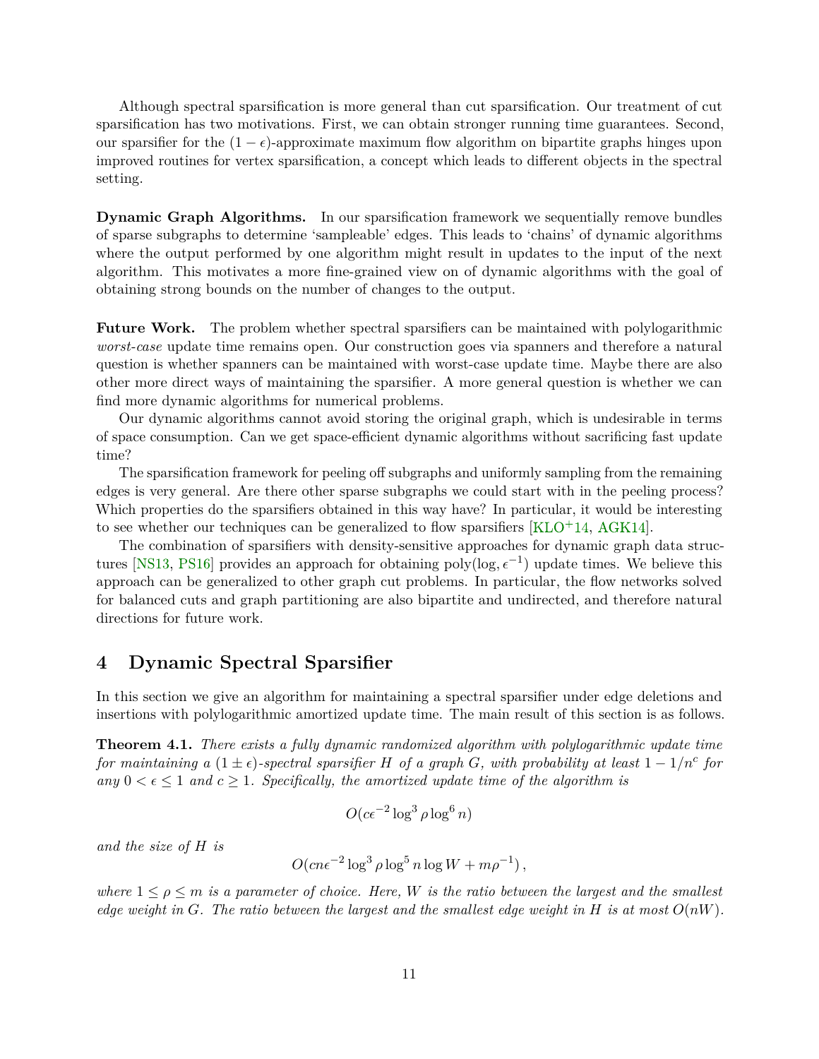Although spectral sparsification is more general than cut sparsification. Our treatment of cut sparsification has two motivations. First, we can obtain stronger running time guarantees. Second, our sparsifier for the $(1-\epsilon)$-approximate maximum flow algorithm on bipartite graphs hinges upon improved routines for vertex sparsification, a concept which leads to different objects in the spectral setting.

**Dynamic Graph Algorithms.** In our sparsification framework we sequentially remove bundles of sparse subgraphs to determine 'sampleable' edges. This leads to 'chains' of dynamic algorithms where the output performed by one algorithm might result in updates to the input of the next algorithm. This motivates a more fine-grained view on of dynamic algorithms with the goal of obtaining strong bounds on the number of changes to the output.

**Future Work.** The problem whether spectral sparsifiers can be maintained with polylogarithmic *worst-case* update time remains open. Our construction goes via spanners and therefore a natural question is whether spanners can be maintained with worst-case update time. Maybe there are also other more direct ways of maintaining the sparsifier. A more general question is whether we can find more dynamic algorithms for numerical problems.

Our dynamic algorithms cannot avoid storing the original graph, which is undesirable in terms of space consumption. Can we get space-efficient dynamic algorithms without sacrificing fast update time?

The sparsification framework for peeling off subgraphs and uniformly sampling from the remaining edges is very general. Are there other sparse subgraphs we could start with in the peeling process? Which properties do the sparsifiers obtained in this way have? In particular, it would be interesting to see whether our techniques can be generalized to flow sparsifiers [KLO+14, AGK14].

The combination of sparsifiers with density-sensitive approaches for dynamic graph data structures [NS13, PS16] provides an approach for obtaining $\text{poly}(\log, \epsilon^{-1})$ update times. We believe this approach can be generalized to other graph cut problems. In particular, the flow networks solved for balanced cuts and graph partitioning are also bipartite and undirected, and therefore natural directions for future work.

## 4 Dynamic Spectral Sparsifier

In this section we give an algorithm for maintaining a spectral sparsifier under edge deletions and insertions with polylogarithmic amortized update time. The main result of this section is as follows.

**Theorem 4.1.** *There exists a fully dynamic randomized algorithm with polylogarithmic update time for maintaining a $(1 \pm \epsilon)$-spectral sparsifier $H$ of a graph $G$, with probability at least $1 - 1/n^c$ for any $0 < \epsilon \leq 1$ and $c \geq 1$. Specifically, the amortized update time of the algorithm is*

$$O(c\epsilon^{-2} \log^3 \rho \log^6 n)$$

*and the size of $H$ is*

$$O(cn\epsilon^{-2} \log^3 \rho \log^5 n \log W + m\rho^{-1}),$$

*where $1 \leq \rho \leq m$ is a parameter of choice. Here, $W$ is the ratio between the largest and the smallest edge weight in $G$. The ratio between the largest and the smallest edge weight in $H$ is at most $O(nW)$.*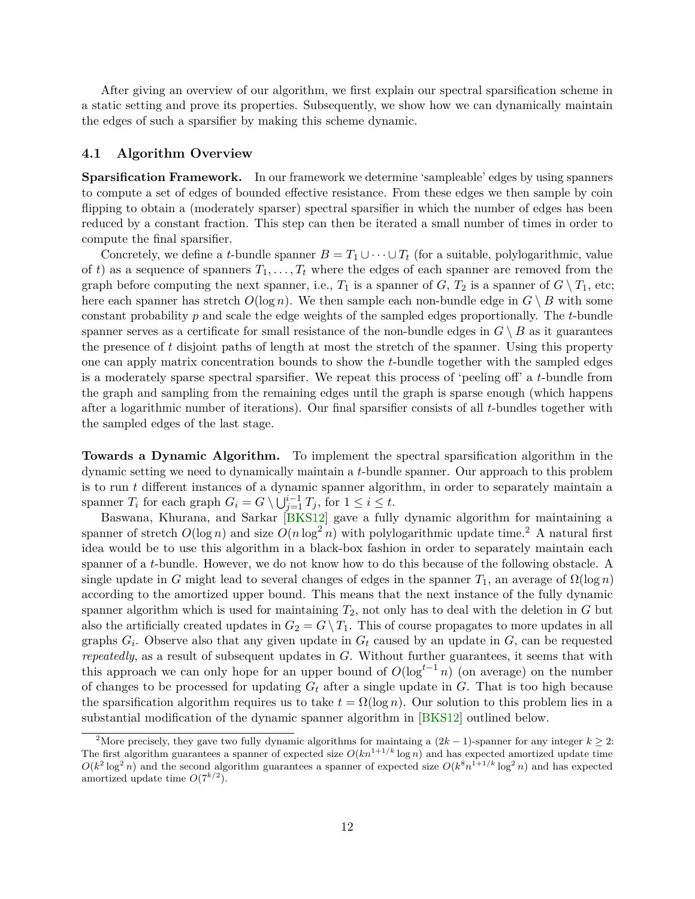After giving an overview of our algorithm, we first explain our spectral sparsification scheme in a static setting and prove its properties. Subsequently, we show how we can dynamically maintain the edges of such a sparsifier by making this scheme dynamic.

### 4.1 Algorithm Overview

**Sparsification Framework.** In our framework we determine 'sampleable' edges by using spanners to compute a set of edges of bounded effective resistance. From these edges we then sample by coin flipping to obtain a (moderately sparser) spectral sparsifier in which the number of edges has been reduced by a constant fraction. This step can then be iterated a small number of times in order to compute the final sparsifier.

Concretely, we define a $t$-bundle spanner $B = T_1 \cup \cdots \cup T_t$ (for a suitable, polylogarithmic, value of $t$) as a sequence of spanners $T_1, \ldots, T_t$ where the edges of each spanner are removed from the graph before computing the next spanner, i.e., $T_1$ is a spanner of $G$, $T_2$ is a spanner of $G \setminus T_1$, etc; here each spanner has stretch $O(\log n)$. We then sample each non-bundle edge in $G \setminus B$ with some constant probability $p$ and scale the edge weights of the sampled edges proportionally. The $t$-bundle spanner serves as a certificate for small resistance of the non-bundle edges in $G \setminus B$ as it guarantees the presence of $t$ disjoint paths of length at most the stretch of the spanner. Using this property one can apply matrix concentration bounds to show the $t$-bundle together with the sampled edges is a moderately sparse spectral sparsifier. We repeat this process of 'peeling off' a $t$-bundle from the graph and sampling from the remaining edges until the graph is sparse enough (which happens after a logarithmic number of iterations). Our final sparsifier consists of all $t$-bundles together with the sampled edges of the last stage.

**Towards a Dynamic Algorithm.** To implement the spectral sparsification algorithm in the dynamic setting we need to dynamically maintain a $t$-bundle spanner. Our approach to this problem is to run $t$ different instances of a dynamic spanner algorithm, in order to separately maintain a spanner $T_i$ for each graph $G_i = G \setminus \bigcup_{j=1}^{i-1} T_j$, for $1 \leq i \leq t$.

Baswana, Khurana, and Sarkar [BKS12] gave a fully dynamic algorithm for maintaining a spanner of stretch $O(\log n)$ and size $O(n \log^2 n)$ with polylogarithmic update time.[2] A natural first idea would be to use this algorithm in a black-box fashion in order to separately maintain each spanner of a $t$-bundle. However, we do not know how to do this because of the following obstacle. A single update in $G$ might lead to several changes of edges in the spanner $T_1$, an average of $\Omega(\log n)$ according to the amortized upper bound. This means that the next instance of the fully dynamic spanner algorithm which is used for maintaining $T_2$, not only has to deal with the deletion in $G$ but also the artificially created updates in $G_2 = G \setminus T_1$. This of course propagates to more updates in all graphs $G_i$. Observe also that any given update in $G_t$ caused by an update in $G$, can be requested *repeatedly*, as a result of subsequent updates in $G$. Without further guarantees, it seems that with this approach we can only hope for an upper bound of $O(\log^{t-1} n)$ (on average) on the number of changes to be processed for updating $G_t$ after a single update in $G$. That is too high because the sparsification algorithm requires us to take $t = \Omega(\log n)$. Our solution to this problem lies in a substantial modification of the dynamic spanner algorithm in [BKS12] outlined below.

[2] More precisely, they gave two fully dynamic algorithms for maintaing a $(2k-1)$-spanner for any integer $k \geq 2$: The first algorithm guarantees a spanner of expected size $O(kn^{1+1/k} \log n)$ and has expected amortized update time $O(k^2 \log^2 n)$ and the second algorithm guarantees a spanner of expected size $O(k^8 n^{1+1/k} \log^2 n)$ and has expected amortized update time $O(7^{k/2})$.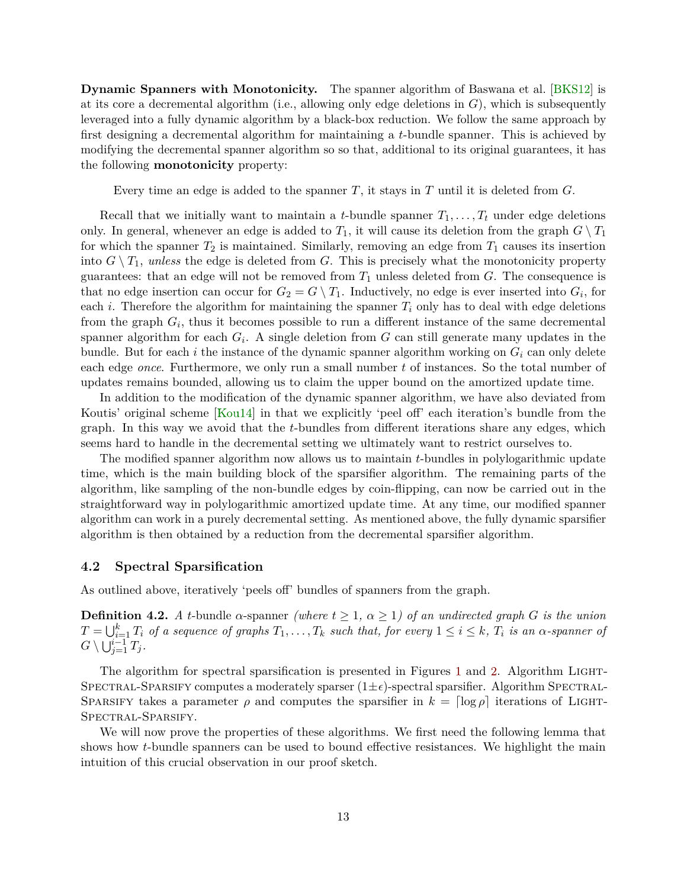**Dynamic Spanners with Monotonicity.** The spanner algorithm of Baswana et al. [BKS12] is at its core a decremental algorithm (i.e., allowing only edge deletions in $G$), which is subsequently leveraged into a fully dynamic algorithm by a black-box reduction. We follow the same approach by first designing a decremental algorithm for maintaining a $t$-bundle spanner. This is achieved by modifying the decremental spanner algorithm so so that, additional to its original guarantees, it has the following **monotonicity** property:

Every time an edge is added to the spanner $T$, it stays in $T$ until it is deleted from $G$.

Recall that we initially want to maintain a $t$-bundle spanner $T_1, \dots, T_t$ under edge deletions only. In general, whenever an edge is added to $T_1$, it will cause its deletion from the graph $G \setminus T_1$ for which the spanner $T_2$ is maintained. Similarly, removing an edge from $T_1$ causes its insertion into $G \setminus T_1$, *unless* the edge is deleted from $G$. This is precisely what the monotonicity property guarantees: that an edge will not be removed from $T_1$ unless deleted from $G$. The consequence is that no edge insertion can occur for $G_2 = G \setminus T_1$. Inductively, no edge is ever inserted into $G_i$, for each $i$. Therefore the algorithm for maintaining the spanner $T_i$ only has to deal with edge deletions from the graph $G_i$, thus it becomes possible to run a different instance of the same decremental spanner algorithm for each $G_i$. A single deletion from $G$ can still generate many updates in the bundle. But for each $i$ the instance of the dynamic spanner algorithm working on $G_i$ can only delete each edge *once*. Furthermore, we only run a small number $t$ of instances. So the total number of updates remains bounded, allowing us to claim the upper bound on the amortized update time.

In addition to the modification of the dynamic spanner algorithm, we have also deviated from Koutis' original scheme [Kou14] in that we explicitly 'peel off' each iteration's bundle from the graph. In this way we avoid that the $t$-bundles from different iterations share any edges, which seems hard to handle in the decremental setting we ultimately want to restrict ourselves to.

The modified spanner algorithm now allows us to maintain $t$-bundles in polylogarithmic update time, which is the main building block of the sparsifier algorithm. The remaining parts of the algorithm, like sampling of the non-bundle edges by coin-flipping, can now be carried out in the straightforward way in polylogarithmic amortized update time. At any time, our modified spanner algorithm can work in a purely decremental setting. As mentioned above, the fully dynamic sparsifier algorithm is then obtained by a reduction from the decremental sparsifier algorithm.

## 4.2 Spectral Sparsification

As outlined above, iteratively 'peels off' bundles of spanners from the graph.

**Definition 4.2.** *A $t$-*bundle *$\alpha$-*spanner *(where $t \geq 1$, $\alpha \geq 1$) of an undirected graph $G$ is the union $T = \bigcup_{i=1}^{k} T_i$ of a sequence of graphs $T_1, \dots, T_k$ such that, for every $1 \leq i \leq k$, $T_i$ is an $\alpha$-spanner of $G \setminus \bigcup_{j=1}^{i-1} T_j$.*

The algorithm for spectral sparsification is presented in Figures 1 and 2. Algorithm Light-Spectral-Sparsify computes a moderately sparser $(1 \pm \epsilon)$-spectral sparsifier. Algorithm Spectral-Sparsify takes a parameter $\rho$ and computes the sparsifier in $k = \lceil \log \rho \rceil$ iterations of Light-Spectral-Sparsify.

We will now prove the properties of these algorithms. We first need the following lemma that shows how $t$-bundle spanners can be used to bound effective resistances. We highlight the main intuition of this crucial observation in our proof sketch.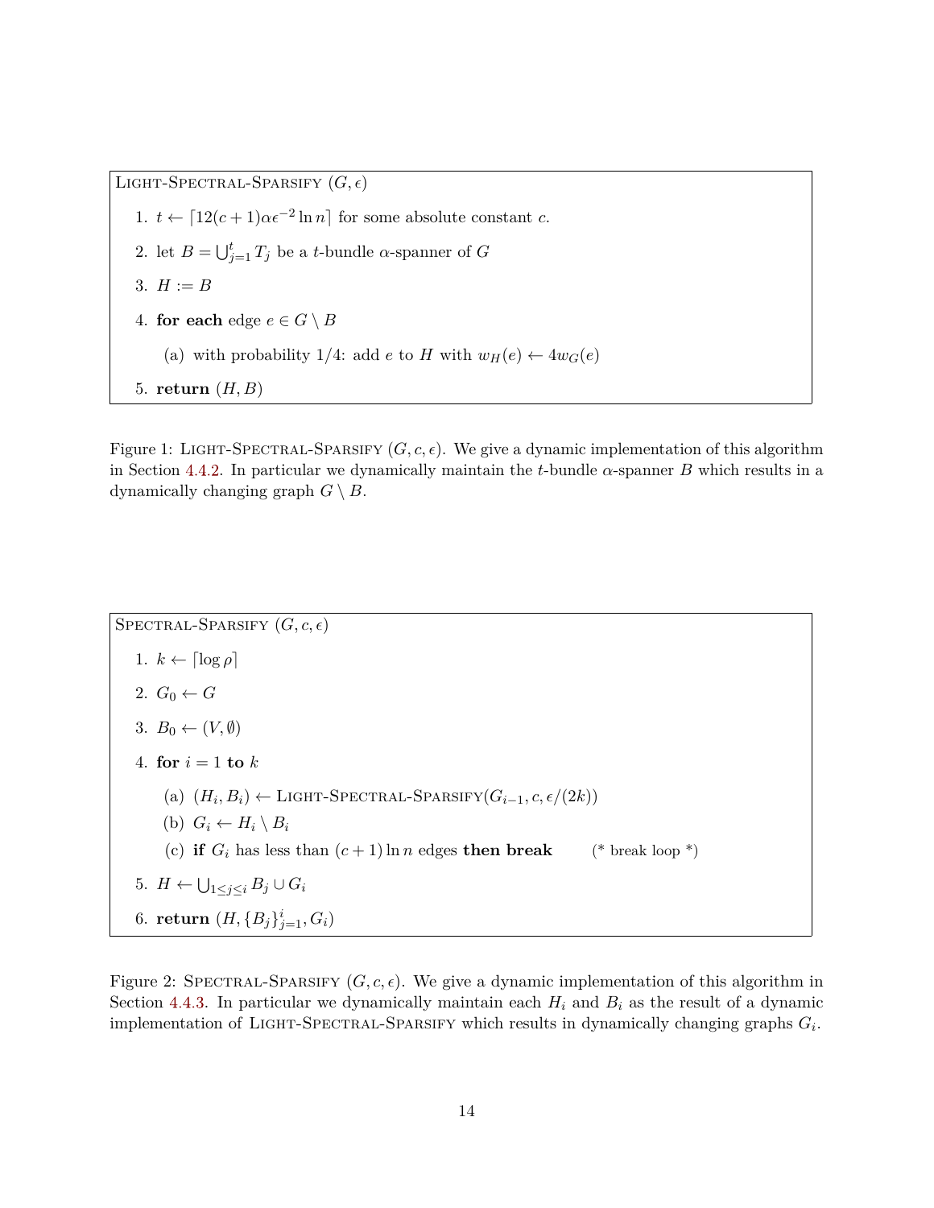Light-Spectral-Sparsify $(G, \epsilon)$

1. $t \leftarrow \lceil 12(c+1)\alpha\epsilon^{-2}\ln n \rceil$ for some absolute constant $c$.
2. let $B = \bigcup_{j=1}^{t} T_j$ be a $t$-bundle $\alpha$-spanner of $G$
3. $H := B$
4. **for each** edge $e \in G \setminus B$
   (a) with probability 1/4: add $e$ to $H$ with $w_H(e) \leftarrow 4w_G(e)$
5. **return** $(H, B)$

Figure 1: Light-Spectral-Sparsify $(G, c, \epsilon)$. We give a dynamic implementation of this algorithm in Section 4.4.2. In particular we dynamically maintain the $t$-bundle $\alpha$-spanner $B$ which results in a dynamically changing graph $G \setminus B$.

Spectral-Sparsify $(G, c, \epsilon)$

1. $k \leftarrow \lceil \log \rho \rceil$
2. $G_0 \leftarrow G$
3. $B_0 \leftarrow (V, \emptyset)$
4. **for** $i = 1$ **to** $k$
   (a) $(H_i, B_i) \leftarrow$ Light-Spectral-Sparsify$(G_{i-1}, c, \epsilon/(2k))$
   (b) $G_i \leftarrow H_i \setminus B_i$
   (c) **if** $G_i$ has less than $(c+1)\ln n$ edges **then break** (* break loop *)
5. $H \leftarrow \bigcup_{1 \leq j \leq i} B_j \cup G_i$
6. **return** $(H, \{B_j\}_{j=1}^{i}, G_i)$

Figure 2: Spectral-Sparsify $(G, c, \epsilon)$. We give a dynamic implementation of this algorithm in Section 4.4.3. In particular we dynamically maintain each $H_i$ and $B_i$ as the result of a dynamic implementation of Light-Spectral-Sparsify which results in dynamically changing graphs $G_i$.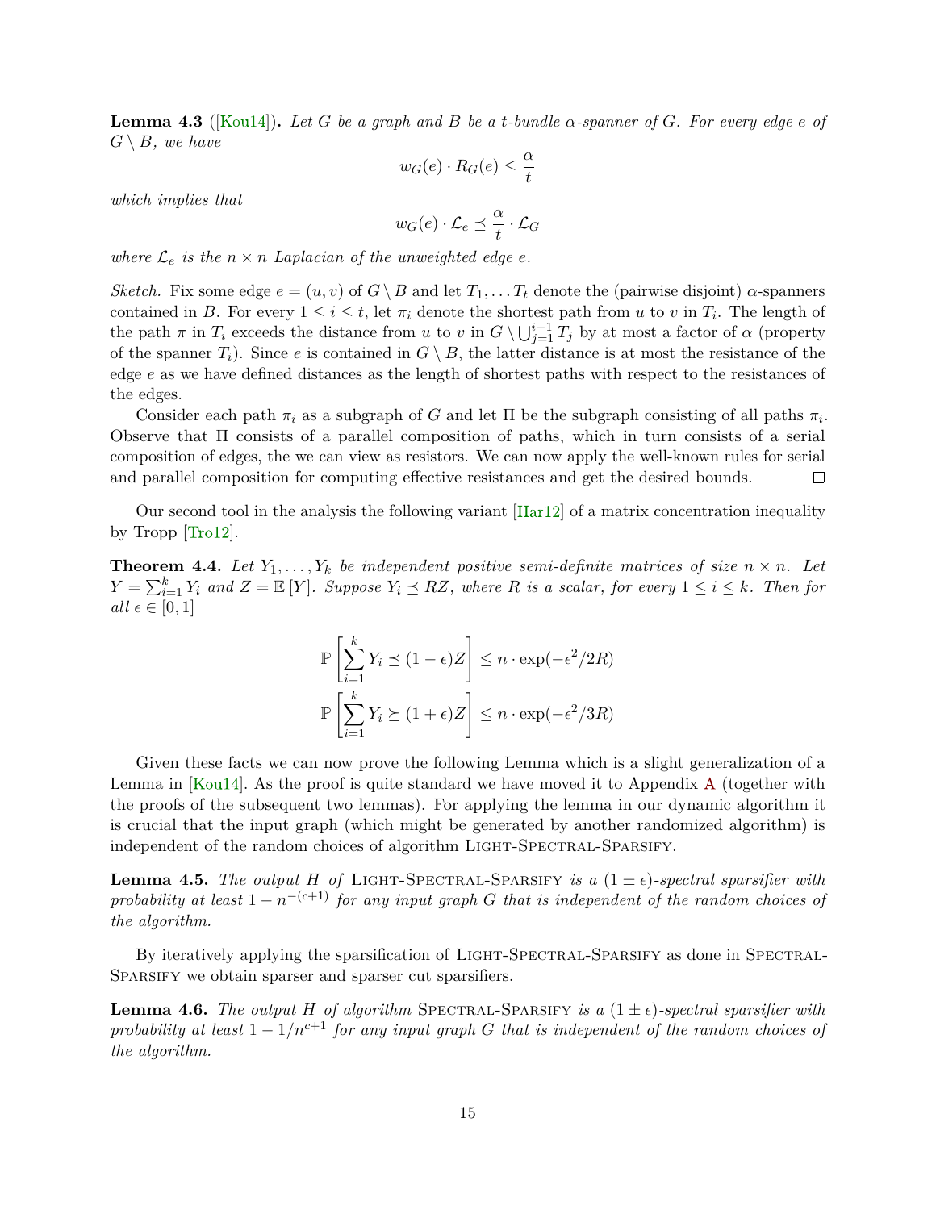**Lemma 4.3** ([Kou14])**.** *Let $G$ be a graph and $B$ be a $t$-bundle $\alpha$-spanner of $G$. For every edge $e$ of $G \setminus B$, we have*

$$w_G(e) \cdot R_G(e) \leq \frac{\alpha}{t}$$

*which implies that*

$$w_G(e) \cdot \mathcal{L}_e \preceq \frac{\alpha}{t} \cdot \mathcal{L}_G$$

*where $\mathcal{L}_e$ is the $n \times n$ Laplacian of the unweighted edge $e$.*

*Sketch.* Fix some edge $e = (u, v)$ of $G \setminus B$ and let $T_1, \dots T_t$ denote the (pairwise disjoint) $\alpha$-spanners contained in $B$. For every $1 \leq i \leq t$, let $\pi_i$ denote the shortest path from $u$ to $v$ in $T_i$. The length of the path $\pi$ in $T_i$ exceeds the distance from $u$ to $v$ in $G \setminus \bigcup_{j=1}^{i-1} T_j$ by at most a factor of $\alpha$ (property of the spanner $T_i$). Since $e$ is contained in $G \setminus B$, the latter distance is at most the resistance of the edge $e$ as we have defined distances as the length of shortest paths with respect to the resistances of the edges.

Consider each path $\pi_i$ as a subgraph of $G$ and let $\Pi$ be the subgraph consisting of all paths $\pi_i$. Observe that $\Pi$ consists of a parallel composition of paths, which in turn consists of a serial composition of edges, the we can view as resistors. We can now apply the well-known rules for serial and parallel composition for computing effective resistances and get the desired bounds. $\square$

Our second tool in the analysis the following variant [Har12] of a matrix concentration inequality by Tropp [Tro12].

**Theorem 4.4.** *Let $Y_1, \dots, Y_k$ be independent positive semi-definite matrices of size $n \times n$. Let $Y = \sum_{i=1}^{k} Y_i$ and $Z = \mathbb{E}[Y]$. Suppose $Y_i \preceq RZ$, where $R$ is a scalar, for every $1 \leq i \leq k$. Then for all $\epsilon \in [0, 1]$*

$$\mathbb{P}\left[\sum_{i=1}^{k} Y_i \preceq (1-\epsilon)Z\right] \leq n \cdot \exp(-\epsilon^2/2R)$$

$$\mathbb{P}\left[\sum_{i=1}^{k} Y_i \succeq (1+\epsilon)Z\right] \leq n \cdot \exp(-\epsilon^2/3R)$$

Given these facts we can now prove the following Lemma which is a slight generalization of a Lemma in [Kou14]. As the proof is quite standard we have moved it to Appendix A (together with the proofs of the subsequent two lemmas). For applying the lemma in our dynamic algorithm it is crucial that the input graph (which might be generated by another randomized algorithm) is independent of the random choices of algorithm Light-Spectral-Sparsify.

**Lemma 4.5.** *The output $H$ of* Light-Spectral-Sparsify *is a $(1 \pm \epsilon)$-spectral sparsifier with probability at least $1 - n^{-(c+1)}$ for any input graph $G$ that is independent of the random choices of the algorithm.*

By iteratively applying the sparsification of Light-Spectral-Sparsify as done in Spectral-Sparsify we obtain sparser and sparser cut sparsifiers.

**Lemma 4.6.** *The output $H$ of algorithm* Spectral-Sparsify *is a $(1 \pm \epsilon)$-spectral sparsifier with probability at least $1 - 1/n^{c+1}$ for any input graph $G$ that is independent of the random choices of the algorithm.*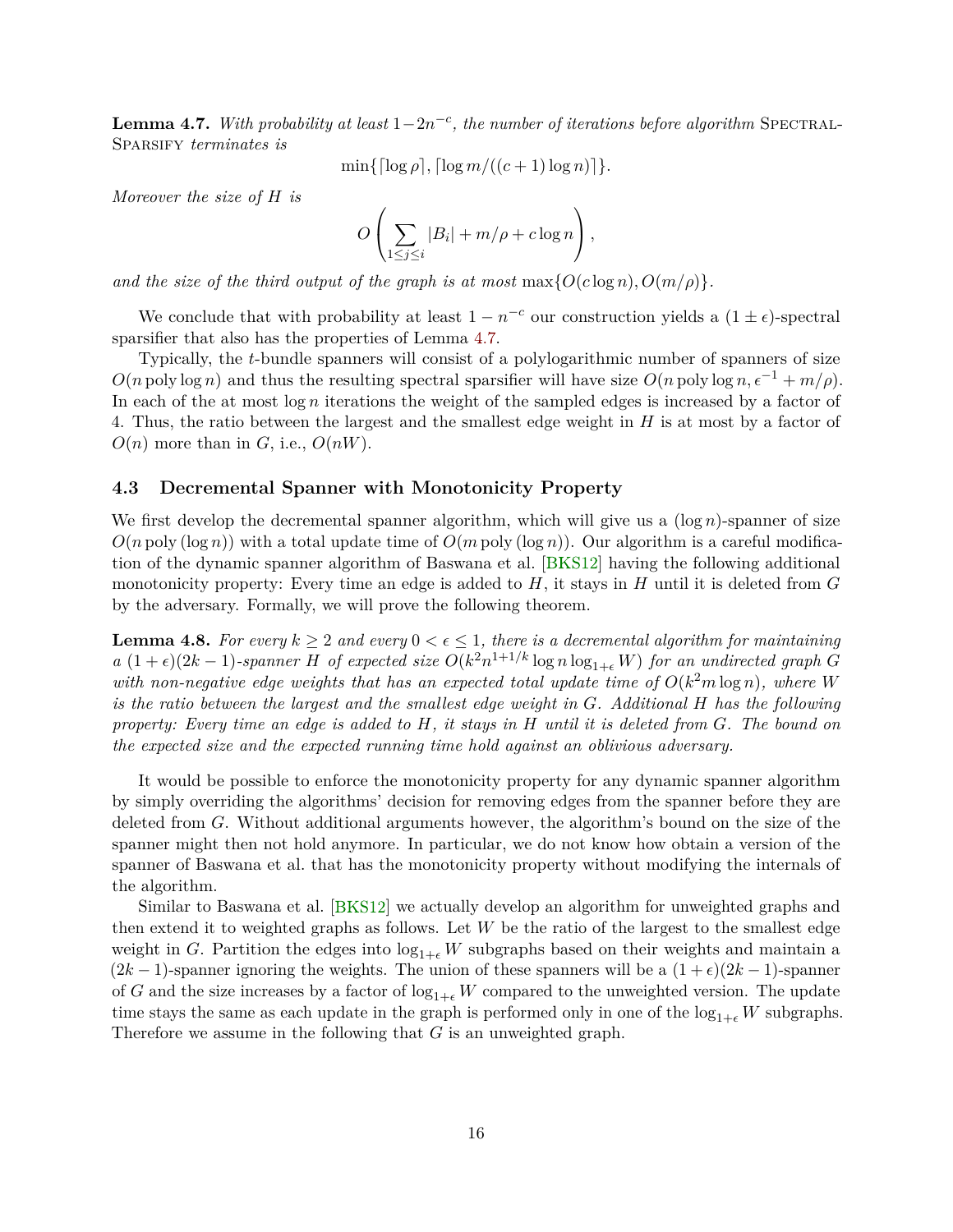**Lemma 4.7.** *With probability at least $1-2n^{-c}$, the number of iterations before algorithm* Spectral-Sparsify *terminates is*

$$\min\{\lceil \log \rho \rceil, \lceil \log m/((c+1)\log n) \rceil\}.$$

*Moreover the size of $H$ is*

$$O\left(\sum_{1 \leq j \leq i} |B_i| + m/\rho + c \log n\right),$$

*and the size of the third output of the graph is at most* $\max\{O(c \log n), O(m/\rho)\}$.

We conclude that with probability at least $1 - n^{-c}$ our construction yields a $(1 \pm \epsilon)$-spectral sparsifier that also has the properties of Lemma 4.7.

Typically, the $t$-bundle spanners will consist of a polylogarithmic number of spanners of size $O(n \operatorname{poly} \log n)$ and thus the resulting spectral sparsifier will have size $O(n \operatorname{poly} \log n, \epsilon^{-1} + m/\rho)$. In each of the at most $\log n$ iterations the weight of the sampled edges is increased by a factor of 4. Thus, the ratio between the largest and the smallest edge weight in $H$ is at most by a factor of $O(n)$ more than in $G$, i.e., $O(nW)$.

### 4.3 Decremental Spanner with Monotonicity Property

We first develop the decremental spanner algorithm, which will give us a $(\log n)$-spanner of size $O(n \operatorname{poly}(\log n))$ with a total update time of $O(m \operatorname{poly}(\log n))$. Our algorithm is a careful modification of the dynamic spanner algorithm of Baswana et al. [BKS12] having the following additional monotonicity property: Every time an edge is added to $H$, it stays in $H$ until it is deleted from $G$ by the adversary. Formally, we will prove the following theorem.

**Lemma 4.8.** *For every $k \geq 2$ and every $0 < \epsilon \leq 1$, there is a decremental algorithm for maintaining a $(1+\epsilon)(2k-1)$-spanner $H$ of expected size $O(k^2 n^{1+1/k} \log n \log_{1+\epsilon} W)$ for an undirected graph $G$ with non-negative edge weights that has an expected total update time of $O(k^2 m \log n)$, where $W$ is the ratio between the largest and the smallest edge weight in $G$. Additional $H$ has the following property: Every time an edge is added to $H$, it stays in $H$ until it is deleted from $G$. The bound on the expected size and the expected running time hold against an oblivious adversary.*

It would be possible to enforce the monotonicity property for any dynamic spanner algorithm by simply overriding the algorithms' decision for removing edges from the spanner before they are deleted from $G$. Without additional arguments however, the algorithm's bound on the size of the spanner might then not hold anymore. In particular, we do not know how obtain a version of the spanner of Baswana et al. that has the monotonicity property without modifying the internals of the algorithm.

Similar to Baswana et al. [BKS12] we actually develop an algorithm for unweighted graphs and then extend it to weighted graphs as follows. Let $W$ be the ratio of the largest to the smallest edge weight in $G$. Partition the edges into $\log_{1+\epsilon} W$ subgraphs based on their weights and maintain a $(2k-1)$-spanner ignoring the weights. The union of these spanners will be a $(1+\epsilon)(2k-1)$-spanner of $G$ and the size increases by a factor of $\log_{1+\epsilon} W$ compared to the unweighted version. The update time stays the same as each update in the graph is performed only in one of the $\log_{1+\epsilon} W$ subgraphs. Therefore we assume in the following that $G$ is an unweighted graph.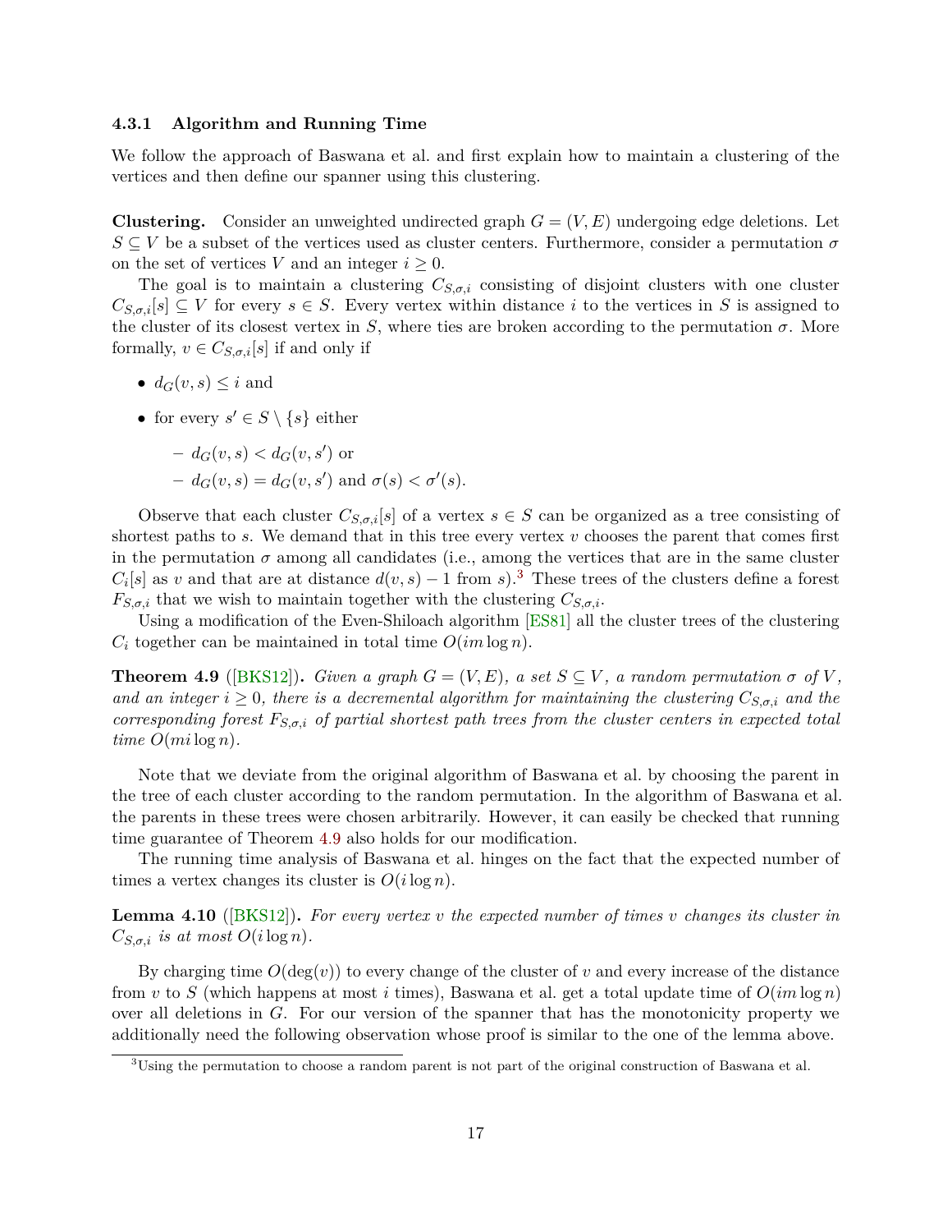### 4.3.1 Algorithm and Running Time

We follow the approach of Baswana et al. and first explain how to maintain a clustering of the vertices and then define our spanner using this clustering.

**Clustering.** Consider an unweighted undirected graph $G = (V, E)$ undergoing edge deletions. Let $S \subseteq V$ be a subset of the vertices used as cluster centers. Furthermore, consider a permutation $\sigma$ on the set of vertices $V$ and an integer $i \geq 0$.

The goal is to maintain a clustering $C_{S,\sigma,i}$ consisting of disjoint clusters with one cluster $C_{S,\sigma,i}[s] \subseteq V$ for every $s \in S$. Every vertex within distance $i$ to the vertices in $S$ is assigned to the cluster of its closest vertex in $S$, where ties are broken according to the permutation $\sigma$. More formally, $v \in C_{S,\sigma,i}[s]$ if and only if

- $d_G(v, s) \leq i$ and
- for every $s' \in S \setminus \{s\}$ either
  - $d_G(v, s) < d_G(v, s')$ or
  - $d_G(v, s) = d_G(v, s')$ and $\sigma(s) < \sigma'(s)$.

Observe that each cluster $C_{S,\sigma,i}[s]$ of a vertex $s \in S$ can be organized as a tree consisting of shortest paths to $s$. We demand that in this tree every vertex $v$ chooses the parent that comes first in the permutation $\sigma$ among all candidates (i.e., among the vertices that are in the same cluster $C_i[s]$ as $v$ and that are at distance $d(v, s) - 1$ from $s$).[3] These trees of the clusters define a forest $F_{S,\sigma,i}$ that we wish to maintain together with the clustering $C_{S,\sigma,i}$.

Using a modification of the Even-Shiloach algorithm [ES81] all the cluster trees of the clustering $C_i$ together can be maintained in total time $O(im \log n)$.

**Theorem 4.9** ([BKS12])**.** *Given a graph $G = (V, E)$, a set $S \subseteq V$, a random permutation $\sigma$ of $V$, and an integer $i \geq 0$, there is a decremental algorithm for maintaining the clustering $C_{S,\sigma,i}$ and the corresponding forest $F_{S,\sigma,i}$ of partial shortest path trees from the cluster centers in expected total time $O(mi \log n)$.*

Note that we deviate from the original algorithm of Baswana et al. by choosing the parent in the tree of each cluster according to the random permutation. In the algorithm of Baswana et al. the parents in these trees were chosen arbitrarily. However, it can easily be checked that running time guarantee of Theorem 4.9 also holds for our modification.

The running time analysis of Baswana et al. hinges on the fact that the expected number of times a vertex changes its cluster is $O(i \log n)$.

**Lemma 4.10** ([BKS12])**.** *For every vertex $v$ the expected number of times $v$ changes its cluster in $C_{S,\sigma,i}$ is at most $O(i \log n)$.*

By charging time $O(\deg(v))$ to every change of the cluster of $v$ and every increase of the distance from $v$ to $S$ (which happens at most $i$ times), Baswana et al. get a total update time of $O(im \log n)$ over all deletions in $G$. For our version of the spanner that has the monotonicity property we additionally need the following observation whose proof is similar to the one of the lemma above.

[3] Using the permutation to choose a random parent is not part of the original construction of Baswana et al.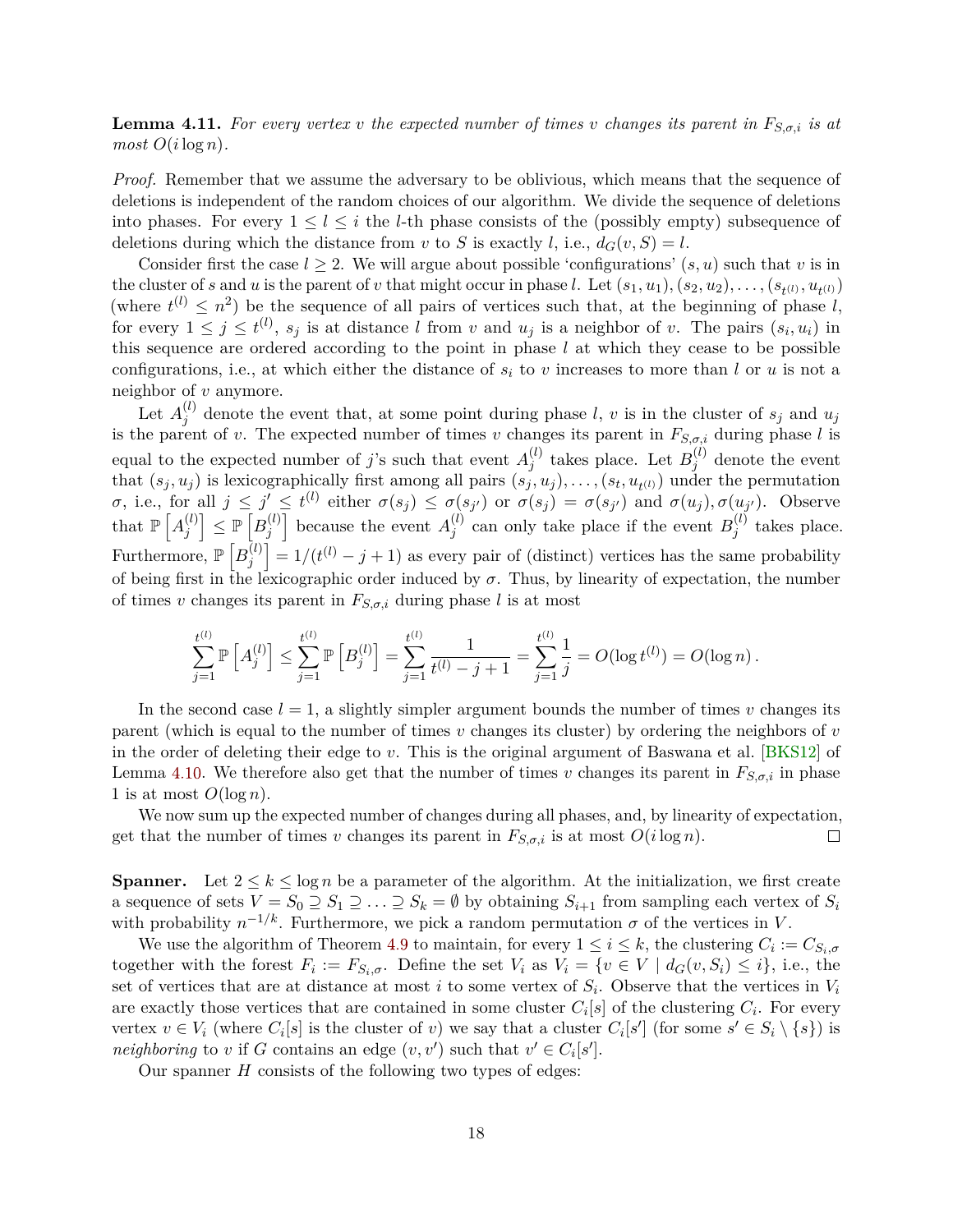**Lemma 4.11.** *For every vertex $v$ the expected number of times $v$ changes its parent in $F_{S,\sigma,i}$ is at most $O(i \log n)$.*

*Proof.* Remember that we assume the adversary to be oblivious, which means that the sequence of deletions is independent of the random choices of our algorithm. We divide the sequence of deletions into phases. For every $1 \leq l \leq i$ the $l$-th phase consists of the (possibly empty) subsequence of deletions during which the distance from $v$ to $S$ is exactly $l$, i.e., $d_G(v, S) = l$.

Consider first the case $l \geq 2$. We will argue about possible 'configurations' $(s, u)$ such that $v$ is in the cluster of $s$ and $u$ is the parent of $v$ that might occur in phase $l$. Let $(s_1, u_1), (s_2, u_2), \ldots, (s_{t^{(l)}}, u_{t^{(l)}})$ (where $t^{(l)} \leq n^2$) be the sequence of all pairs of vertices such that, at the beginning of phase $l$, for every $1 \leq j \leq t^{(l)}$, $s_j$ is at distance $l$ from $v$ and $u_j$ is a neighbor of $v$. The pairs $(s_i, u_i)$ in this sequence are ordered according to the point in phase $l$ at which they cease to be possible configurations, i.e., at which either the distance of $s_i$ to $v$ increases to more than $l$ or $u$ is not a neighbor of $v$ anymore.

Let $A_j^{(l)}$ denote the event that, at some point during phase $l$, $v$ is in the cluster of $s_j$ and $u_j$ is the parent of $v$. The expected number of times $v$ changes its parent in $F_{S,\sigma,i}$ during phase $l$ is equal to the expected number of $j$'s such that event $A_j^{(l)}$ takes place. Let $B_j^{(l)}$ denote the event that $(s_j, u_j)$ is lexicographically first among all pairs $(s_j, u_j), \ldots, (s_t, u_{t^{(l)}})$ under the permutation $\sigma$, i.e., for all $j \leq j' \leq t^{(l)}$ either $\sigma(s_j) \leq \sigma(s_{j'})$ or $\sigma(s_j) = \sigma(s_{j'})$ and $\sigma(u_j), \sigma(u_{j'})$. Observe that $\mathbb{P}\left[A_j^{(l)}\right] \leq \mathbb{P}\left[B_j^{(l)}\right]$ because the event $A_j^{(l)}$ can only take place if the event $B_j^{(l)}$ takes place. Furthermore, $\mathbb{P}\left[B_j^{(l)}\right] = 1/(t^{(l)} - j + 1)$ as every pair of (distinct) vertices has the same probability of being first in the lexicographic order induced by $\sigma$. Thus, by linearity of expectation, the number of times $v$ changes its parent in $F_{S,\sigma,i}$ during phase $l$ is at most

$$\sum_{j=1}^{t^{(l)}} \mathbb{P}\left[A_j^{(l)}\right] \leq \sum_{j=1}^{t^{(l)}} \mathbb{P}\left[B_j^{(l)}\right] = \sum_{j=1}^{t^{(l)}} \frac{1}{t^{(l)} - j + 1} = \sum_{j=1}^{t^{(l)}} \frac{1}{j} = O(\log t^{(l)}) = O(\log n) \, .$$

In the second case $l = 1$, a slightly simpler argument bounds the number of times $v$ changes its parent (which is equal to the number of times $v$ changes its cluster) by ordering the neighbors of $v$ in the order of deleting their edge to $v$. This is the original argument of Baswana et al. [BKS12] of Lemma 4.10. We therefore also get that the number of times $v$ changes its parent in $F_{S,\sigma,i}$ in phase 1 is at most $O(\log n)$.

We now sum up the expected number of changes during all phases, and, by linearity of expectation, get that the number of times $v$ changes its parent in $F_{S,\sigma,i}$ is at most $O(i \log n)$. $\square$

**Spanner.** Let $2 \leq k \leq \log n$ be a parameter of the algorithm. At the initialization, we first create a sequence of sets $V = S_0 \supseteq S_1 \supseteq \ldots \supseteq S_k = \emptyset$ by obtaining $S_{i+1}$ from sampling each vertex of $S_i$ with probability $n^{-1/k}$. Furthermore, we pick a random permutation $\sigma$ of the vertices in $V$.

We use the algorithm of Theorem 4.9 to maintain, for every $1 \leq i \leq k$, the clustering $C_i := C_{S_i,\sigma}$ together with the forest $F_i := F_{S_i,\sigma}$. Define the set $V_i$ as $V_i = \{v \in V \mid d_G(v, S_i) \leq i\}$, i.e., the set of vertices that are at distance at most $i$ to some vertex of $S_i$. Observe that the vertices in $V_i$ are exactly those vertices that are contained in some cluster $C_i[s]$ of the clustering $C_i$. For every vertex $v \in V_i$ (where $C_i[s]$ is the cluster of $v$) we say that a cluster $C_i[s']$ (for some $s' \in S_i \setminus \{s\}$) is *neighboring* to $v$ if $G$ contains an edge $(v, v')$ such that $v' \in C_i[s']$.

Our spanner $H$ consists of the following two types of edges: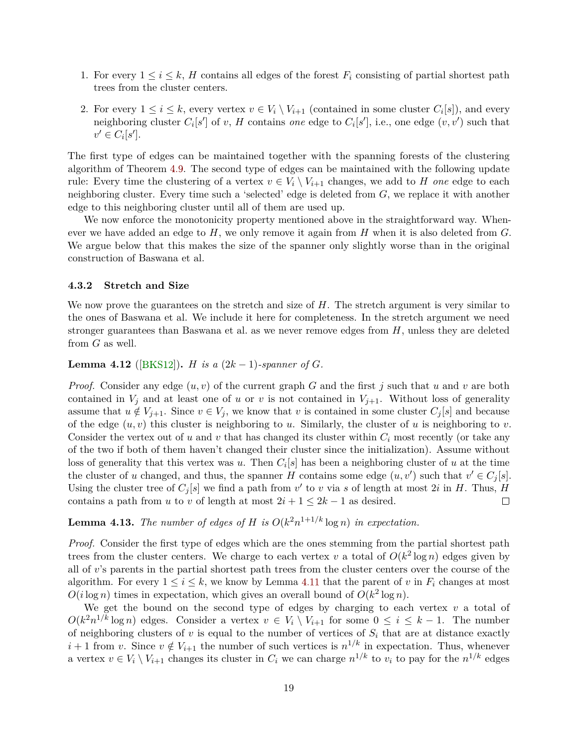1. For every $1 \leq i \leq k$, $H$ contains all edges of the forest $F_i$ consisting of partial shortest path trees from the cluster centers.
2. For every $1 \leq i \leq k$, every vertex $v \in V_i \setminus V_{i+1}$ (contained in some cluster $C_i[s]$), and every neighboring cluster $C_i[s']$ of $v$, $H$ contains *one* edge to $C_i[s']$, i.e., one edge $(v, v')$ such that $v' \in C_i[s']$.

The first type of edges can be maintained together with the spanning forests of the clustering algorithm of Theorem 4.9. The second type of edges can be maintained with the following update rule: Every time the clustering of a vertex $v \in V_i \setminus V_{i+1}$ changes, we add to $H$ *one* edge to each neighboring cluster. Every time such a 'selected' edge is deleted from $G$, we replace it with another edge to this neighboring cluster until all of them are used up.

We now enforce the monotonicity property mentioned above in the straightforward way. Whenever we have added an edge to $H$, we only remove it again from $H$ when it is also deleted from $G$. We argue below that this makes the size of the spanner only slightly worse than in the original construction of Baswana et al.

### 4.3.2 Stretch and Size

We now prove the guarantees on the stretch and size of $H$. The stretch argument is very similar to the ones of Baswana et al. We include it here for completeness. In the stretch argument we need stronger guarantees than Baswana et al. as we never remove edges from $H$, unless they are deleted from $G$ as well.

**Lemma 4.12** ([BKS12])**.** *$H$ is a $(2k-1)$-spanner of $G$.*

*Proof.* Consider any edge $(u, v)$ of the current graph $G$ and the first $j$ such that $u$ and $v$ are both contained in $V_j$ and at least one of $u$ or $v$ is not contained in $V_{j+1}$. Without loss of generality assume that $u \notin V_{j+1}$. Since $v \in V_j$, we know that $v$ is contained in some cluster $C_j[s]$ and because of the edge $(u, v)$ this cluster is neighboring to $u$. Similarly, the cluster of $u$ is neighboring to $v$. Consider the vertex out of $u$ and $v$ that has changed its cluster within $C_i$ most recently (or take any of the two if both of them haven't changed their cluster since the initialization). Assume without loss of generality that this vertex was $u$. Then $C_i[s]$ has been a neighboring cluster of $u$ at the time the cluster of $u$ changed, and thus, the spanner $H$ contains some edge $(u, v')$ such that $v' \in C_j[s]$. Using the cluster tree of $C_j[s]$ we find a path from $v'$ to $v$ via $s$ of length at most $2i$ in $H$. Thus, $H$ contains a path from $u$ to $v$ of length at most $2i + 1 \leq 2k - 1$ as desired. □

**Lemma 4.13.** *The number of edges of $H$ is $O(k^2 n^{1+1/k} \log n)$ in expectation.*

*Proof.* Consider the first type of edges which are the ones stemming from the partial shortest path trees from the cluster centers. We charge to each vertex $v$ a total of $O(k^2 \log n)$ edges given by all of $v$'s parents in the partial shortest path trees from the cluster centers over the course of the algorithm. For every $1 \leq i \leq k$, we know by Lemma 4.11 that the parent of $v$ in $F_i$ changes at most $O(i \log n)$ times in expectation, which gives an overall bound of $O(k^2 \log n)$.

We get the bound on the second type of edges by charging to each vertex $v$ a total of $O(k^2 n^{1/k} \log n)$ edges. Consider a vertex $v \in V_i \setminus V_{i+1}$ for some $0 \leq i \leq k-1$. The number of neighboring clusters of $v$ is equal to the number of vertices of $S_i$ that are at distance exactly $i+1$ from $v$. Since $v \notin V_{i+1}$ the number of such vertices is $n^{1/k}$ in expectation. Thus, whenever a vertex $v \in V_i \setminus V_{i+1}$ changes its cluster in $C_i$ we can charge $n^{1/k}$ to $v_i$ to pay for the $n^{1/k}$ edges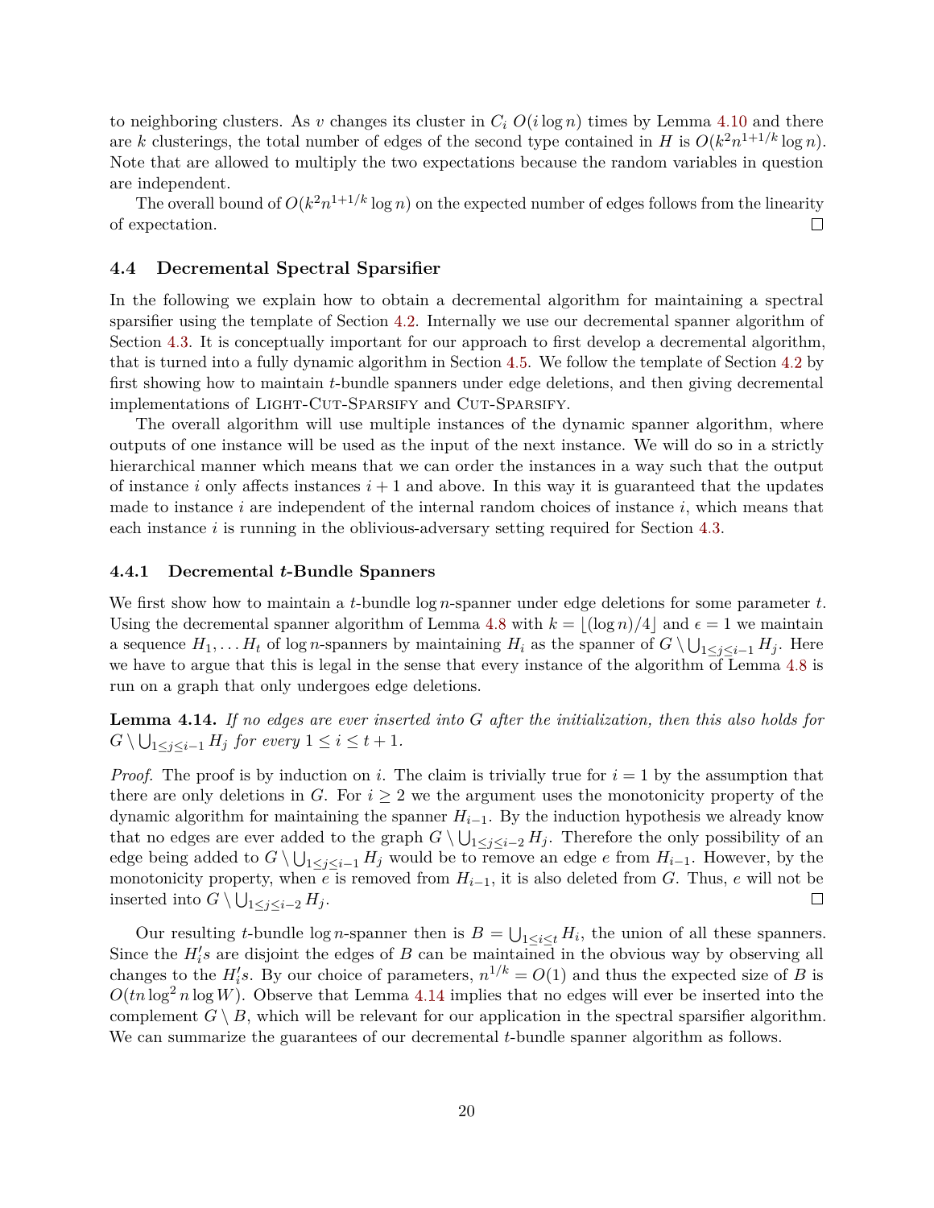to neighboring clusters. As $v$ changes its cluster in $C_i$ $O(i \log n)$ times by Lemma 4.10 and there are $k$ clusterings, the total number of edges of the second type contained in $H$ is $O(k^2 n^{1+1/k} \log n)$. Note that are allowed to multiply the two expectations because the random variables in question are independent.

The overall bound of $O(k^2 n^{1+1/k} \log n)$ on the expected number of edges follows from the linearity of expectation. ◻

### 4.4 Decremental Spectral Sparsifier

In the following we explain how to obtain a decremental algorithm for maintaining a spectral sparsifier using the template of Section 4.2. Internally we use our decremental spanner algorithm of Section 4.3. It is conceptually important for our approach to first develop a decremental algorithm, that is turned into a fully dynamic algorithm in Section 4.5. We follow the template of Section 4.2 by first showing how to maintain $t$-bundle spanners under edge deletions, and then giving decremental implementations of Light-Cut-Sparsify and Cut-Sparsify.

The overall algorithm will use multiple instances of the dynamic spanner algorithm, where outputs of one instance will be used as the input of the next instance. We will do so in a strictly hierarchical manner which means that we can order the instances in a way such that the output of instance $i$ only affects instances $i+1$ and above. In this way it is guaranteed that the updates made to instance $i$ are independent of the internal random choices of instance $i$, which means that each instance $i$ is running in the oblivious-adversary setting required for Section 4.3.

#### 4.4.1 Decremental $t$-Bundle Spanners

We first show how to maintain a $t$-bundle $\log n$-spanner under edge deletions for some parameter $t$. Using the decremental spanner algorithm of Lemma 4.8 with $k = \lfloor (\log n)/4 \rfloor$ and $\epsilon = 1$ we maintain a sequence $H_1, \dots H_t$ of $\log n$-spanners by maintaining $H_i$ as the spanner of $G \setminus \bigcup_{1 \leq j \leq i-1} H_j$. Here we have to argue that this is legal in the sense that every instance of the algorithm of Lemma 4.8 is run on a graph that only undergoes edge deletions.

**Lemma 4.14.** *If no edges are ever inserted into $G$ after the initialization, then this also holds for $G \setminus \bigcup_{1 \leq j \leq i-1} H_j$ for every $1 \leq i \leq t+1$.*

*Proof.* The proof is by induction on $i$. The claim is trivially true for $i = 1$ by the assumption that there are only deletions in $G$. For $i \geq 2$ we the argument uses the monotonicity property of the dynamic algorithm for maintaining the spanner $H_{i-1}$. By the induction hypothesis we already know that no edges are ever added to the graph $G \setminus \bigcup_{1 \leq j \leq i-2} H_j$. Therefore the only possibility of an edge being added to $G \setminus \bigcup_{1 \leq j \leq i-1} H_j$ would be to remove an edge $e$ from $H_{i-1}$. However, by the monotonicity property, when $e$ is removed from $H_{i-1}$, it is also deleted from $G$. Thus, $e$ will not be inserted into $G \setminus \bigcup_{1 \leq j \leq i-2} H_j$. ◻

Our resulting $t$-bundle $\log n$-spanner then is $B = \bigcup_{1 \leq i \leq t} H_i$, the union of all these spanners. Since the $H_i'$s are disjoint the edges of $B$ can be maintained in the obvious way by observing all changes to the $H_i'$s. By our choice of parameters, $n^{1/k} = O(1)$ and thus the expected size of $B$ is $O(tn \log^2 n \log W)$. Observe that Lemma 4.14 implies that no edges will ever be inserted into the complement $G \setminus B$, which will be relevant for our application in the spectral sparsifier algorithm. We can summarize the guarantees of our decremental $t$-bundle spanner algorithm as follows.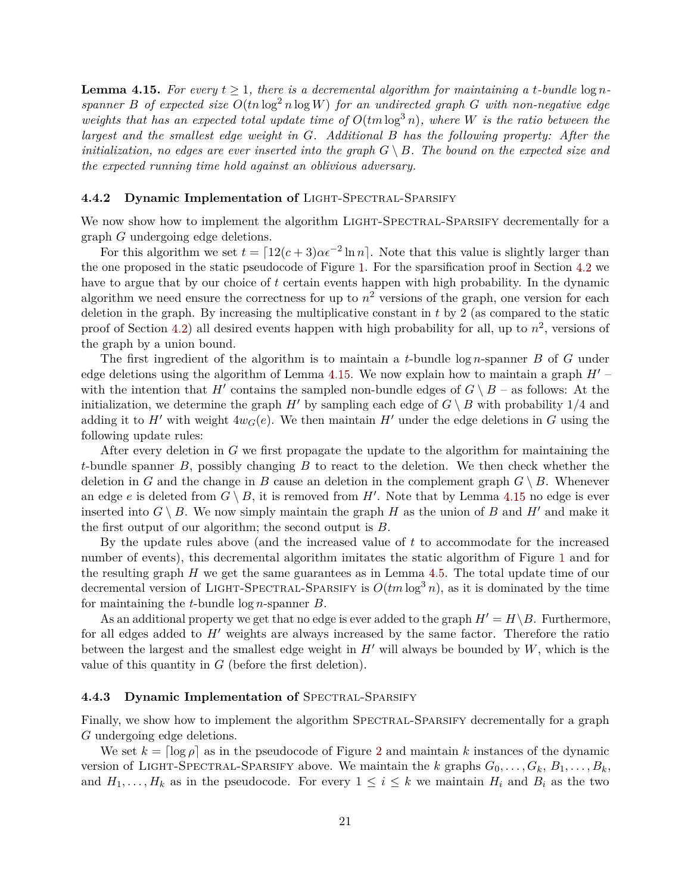**Lemma 4.15.** *For every $t \geq 1$, there is a decremental algorithm for maintaining a $t$-bundle $\log n$-spanner $B$ of expected size $O(tn \log^2 n \log W)$ for an undirected graph $G$ with non-negative edge weights that has an expected total update time of $O(tm \log^3 n)$, where $W$ is the ratio between the largest and the smallest edge weight in $G$. Additional $B$ has the following property: After the initialization, no edges are ever inserted into the graph $G \setminus B$. The bound on the expected size and the expected running time hold against an oblivious adversary.*

### 4.4.2 Dynamic Implementation of Light-Spectral-Sparsify

We now show how to implement the algorithm Light-Spectral-Sparsify decrementally for a graph $G$ undergoing edge deletions.

For this algorithm we set $t = \lceil 12(c+3)\alpha\epsilon^{-2} \ln n \rceil$. Note that this value is slightly larger than the one proposed in the static pseudocode of Figure 1. For the sparsification proof in Section 4.2 we have to argue that by our choice of $t$ certain events happen with high probability. In the dynamic algorithm we need ensure the correctness for up to $n^2$ versions of the graph, one version for each deletion in the graph. By increasing the multiplicative constant in $t$ by 2 (as compared to the static proof of Section 4.2) all desired events happen with high probability for all, up to $n^2$, versions of the graph by a union bound.

The first ingredient of the algorithm is to maintain a $t$-bundle $\log n$-spanner $B$ of $G$ under edge deletions using the algorithm of Lemma 4.15. We now explain how to maintain a graph $H'$ – with the intention that $H'$ contains the sampled non-bundle edges of $G \setminus B$ – as follows: At the initialization, we determine the graph $H'$ by sampling each edge of $G \setminus B$ with probability $1/4$ and adding it to $H'$ with weight $4w_G(e)$. We then maintain $H'$ under the edge deletions in $G$ using the following update rules:

After every deletion in $G$ we first propagate the update to the algorithm for maintaining the $t$-bundle spanner $B$, possibly changing $B$ to react to the deletion. We then check whether the deletion in $G$ and the change in $B$ cause an deletion in the complement graph $G \setminus B$. Whenever an edge $e$ is deleted from $G \setminus B$, it is removed from $H'$. Note that by Lemma 4.15 no edge is ever inserted into $G \setminus B$. We now simply maintain the graph $H$ as the union of $B$ and $H'$ and make it the first output of our algorithm; the second output is $B$.

By the update rules above (and the increased value of $t$ to accommodate for the increased number of events), this decremental algorithm imitates the static algorithm of Figure 1 and for the resulting graph $H$ we get the same guarantees as in Lemma 4.5. The total update time of our decremental version of Light-Spectral-Sparsify is $O(tm \log^3 n)$, as it is dominated by the time for maintaining the $t$-bundle $\log n$-spanner $B$.

As an additional property we get that no edge is ever added to the graph $H' = H \setminus B$. Furthermore, for all edges added to $H'$ weights are always increased by the same factor. Therefore the ratio between the largest and the smallest edge weight in $H'$ will always be bounded by $W$, which is the value of this quantity in $G$ (before the first deletion).

### 4.4.3 Dynamic Implementation of Spectral-Sparsify

Finally, we show how to implement the algorithm Spectral-Sparsify decrementally for a graph $G$ undergoing edge deletions.

We set $k = \lceil \log \rho \rceil$ as in the pseudocode of Figure 2 and maintain $k$ instances of the dynamic version of Light-Spectral-Sparsify above. We maintain the $k$ graphs $G_0, \dots, G_k$, $B_1, \dots, B_k$, and $H_1, \dots, H_k$ as in the pseudocode. For every $1 \leq i \leq k$ we maintain $H_i$ and $B_i$ as the two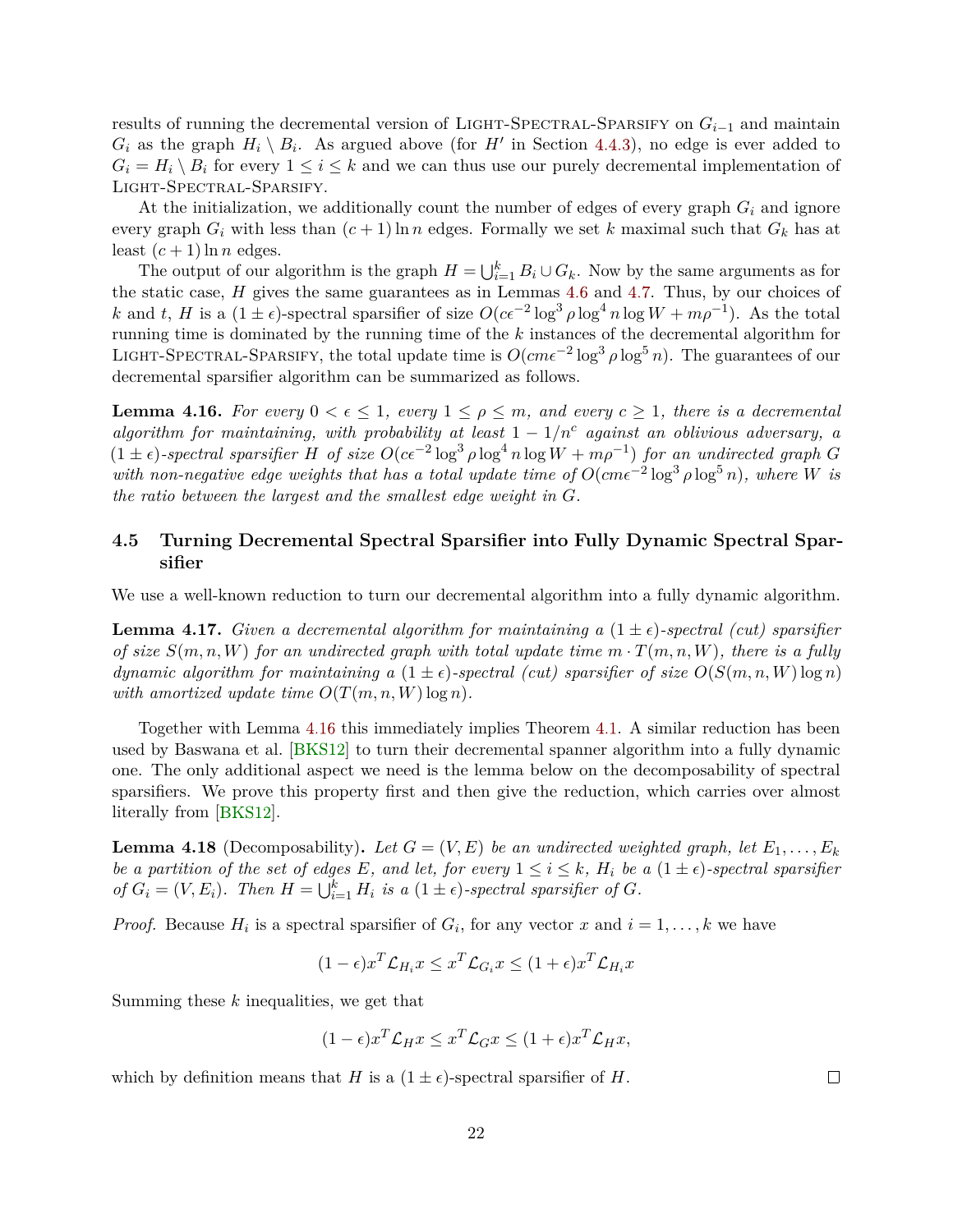results of running the decremental version of Light-Spectral-Sparsify on $G_{i-1}$ and maintain $G_i$ as the graph $H_i \setminus B_i$. As argued above (for $H'$ in Section 4.4.3), no edge is ever added to $G_i = H_i \setminus B_i$ for every $1 \leq i \leq k$ and we can thus use our purely decremental implementation of Light-Spectral-Sparsify.

At the initialization, we additionally count the number of edges of every graph $G_i$ and ignore every graph $G_i$ with less than $(c+1)\ln n$ edges. Formally we set $k$ maximal such that $G_k$ has at least $(c+1)\ln n$ edges.

The output of our algorithm is the graph $H = \bigcup_{i=1}^{k} B_i \cup G_k$. Now by the same arguments as for the static case, $H$ gives the same guarantees as in Lemmas 4.6 and 4.7. Thus, by our choices of $k$ and $t$, $H$ is a $(1 \pm \epsilon)$-spectral sparsifier of size $O(c\epsilon^{-2} \log^3 \rho \log^4 n \log W + m\rho^{-1})$. As the total running time is dominated by the running time of the $k$ instances of the decremental algorithm for Light-Spectral-Sparsify, the total update time is $O(cm\epsilon^{-2} \log^3 \rho \log^5 n)$. The guarantees of our decremental sparsifier algorithm can be summarized as follows.

**Lemma 4.16.** *For every $0 < \epsilon \leq 1$, every $1 \leq \rho \leq m$, and every $c \geq 1$, there is a decremental algorithm for maintaining, with probability at least $1 - 1/n^c$ against an oblivious adversary, a $(1 \pm \epsilon)$-spectral sparsifier $H$ of size $O(c\epsilon^{-2} \log^3 \rho \log^4 n \log W + m\rho^{-1})$ for an undirected graph $G$ with non-negative edge weights that has a total update time of $O(cm\epsilon^{-2} \log^3 \rho \log^5 n)$, where $W$ is the ratio between the largest and the smallest edge weight in $G$.*

## 4.5 Turning Decremental Spectral Sparsifier into Fully Dynamic Spectral Sparsifier

We use a well-known reduction to turn our decremental algorithm into a fully dynamic algorithm.

**Lemma 4.17.** *Given a decremental algorithm for maintaining a $(1 \pm \epsilon)$-spectral (cut) sparsifier of size $S(m, n, W)$ for an undirected graph with total update time $m \cdot T(m, n, W)$, there is a fully dynamic algorithm for maintaining a $(1 \pm \epsilon)$-spectral (cut) sparsifier of size $O(S(m, n, W) \log n)$ with amortized update time $O(T(m, n, W) \log n)$.*

Together with Lemma 4.16 this immediately implies Theorem 4.1. A similar reduction has been used by Baswana et al. [BKS12] to turn their decremental spanner algorithm into a fully dynamic one. The only additional aspect we need is the lemma below on the decomposability of spectral sparsifiers. We prove this property first and then give the reduction, which carries over almost literally from [BKS12].

**Lemma 4.18** (Decomposability)**.** *Let $G = (V, E)$ be an undirected weighted graph, let $E_1, \ldots, E_k$ be a partition of the set of edges $E$, and let, for every $1 \leq i \leq k$, $H_i$ be a $(1 \pm \epsilon)$-spectral sparsifier of $G_i = (V, E_i)$. Then $H = \bigcup_{i=1}^{k} H_i$ is a $(1 \pm \epsilon)$-spectral sparsifier of $G$.*

*Proof.* Because $H_i$ is a spectral sparsifier of $G_i$, for any vector $x$ and $i = 1, \ldots, k$ we have

$$(1-\epsilon) x^T \mathcal{L}_{H_i} x \leq x^T \mathcal{L}_{G_i} x \leq (1+\epsilon) x^T \mathcal{L}_{H_i} x$$

Summing these $k$ inequalities, we get that

$$(1-\epsilon) x^T \mathcal{L}_{H} x \leq x^T \mathcal{L}_{G} x \leq (1+\epsilon) x^T \mathcal{L}_{H} x,$$

which by definition means that $H$ is a $(1 \pm \epsilon)$-spectral sparsifier of $H$. ∎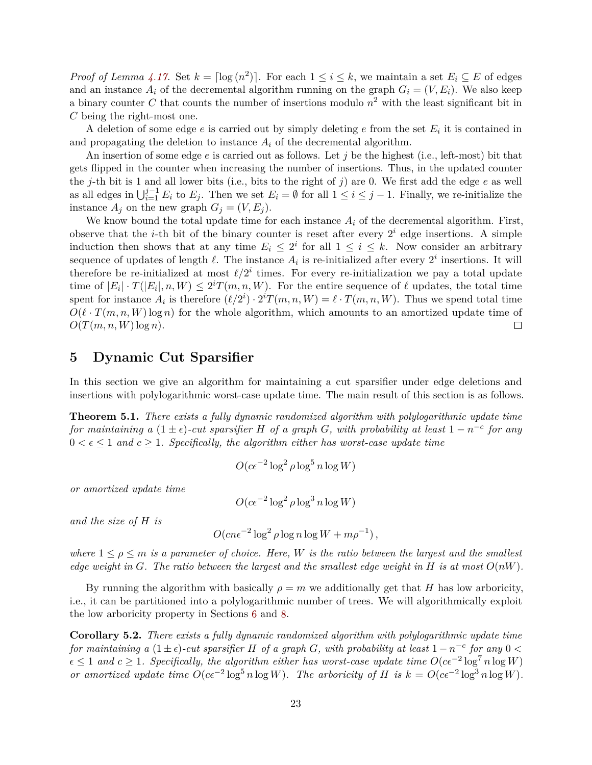*Proof of Lemma 4.17.* Set $k = \lceil \log (n^2) \rceil$. For each $1 \leq i \leq k$, we maintain a set $E_i \subseteq E$ of edges and an instance $A_i$ of the decremental algorithm running on the graph $G_i = (V, E_i)$. We also keep a binary counter $C$ that counts the number of insertions modulo $n^2$ with the least significant bit in $C$ being the right-most one.

A deletion of some edge $e$ is carried out by simply deleting $e$ from the set $E_i$ it is contained in and propagating the deletion to instance $A_i$ of the decremental algorithm.

An insertion of some edge $e$ is carried out as follows. Let $j$ be the highest (i.e., left-most) bit that gets flipped in the counter when increasing the number of insertions. Thus, in the updated counter the $j$-th bit is 1 and all lower bits (i.e., bits to the right of $j$) are 0. We first add the edge $e$ as well as all edges in $\bigcup_{i=1}^{j-1} E_i$ to $E_j$. Then we set $E_i = \emptyset$ for all $1 \leq i \leq j-1$. Finally, we re-initialize the instance $A_j$ on the new graph $G_j = (V, E_j)$.

We know bound the total update time for each instance $A_i$ of the decremental algorithm. First, observe that the $i$-th bit of the binary counter is reset after every $2^i$ edge insertions. A simple induction then shows that at any time $E_i \leq 2^i$ for all $1 \leq i \leq k$. Now consider an arbitrary sequence of updates of length $\ell$. The instance $A_i$ is re-initialized after every $2^i$ insertions. It will therefore be re-initialized at most $\ell/2^i$ times. For every re-initialization we pay a total update time of $|E_i| \cdot T(|E_i|, n, W) \leq 2^i T(m, n, W)$. For the entire sequence of $\ell$ updates, the total time spent for instance $A_i$ is therefore $(\ell/2^i) \cdot 2^i T(m, n, W) = \ell \cdot T(m, n, W)$. Thus we spend total time $O(\ell \cdot T(m, n, W) \log n)$ for the whole algorithm, which amounts to an amortized update time of $O(T(m, n, W) \log n)$. □

## 5 Dynamic Cut Sparsifier

In this section we give an algorithm for maintaining a cut sparsifier under edge deletions and insertions with polylogarithmic worst-case update time. The main result of this section is as follows.

**Theorem 5.1.** *There exists a fully dynamic randomized algorithm with polylogarithmic update time for maintaining a $(1 \pm \epsilon)$-cut sparsifier $H$ of a graph $G$, with probability at least $1 - n^{-c}$ for any $0 < \epsilon \leq 1$ and $c \geq 1$. Specifically, the algorithm either has worst-case update time*

$$O(c\epsilon^{-2} \log^2 \rho \log^5 n \log W)$$

*or amortized update time*

$$O(c\epsilon^{-2} \log^2 \rho \log^3 n \log W)$$

*and the size of $H$ is*

$$O(cn\epsilon^{-2} \log^2 \rho \log n \log W + m\rho^{-1}),$$

*where $1 \leq \rho \leq m$ is a parameter of choice. Here, $W$ is the ratio between the largest and the smallest edge weight in $G$. The ratio between the largest and the smallest edge weight in $H$ is at most $O(nW)$.*

By running the algorithm with basically $\rho = m$ we additionally get that $H$ has low arboricity, i.e., it can be partitioned into a polylogarithmic number of trees. We will algorithmically exploit the low arboricity property in Sections 6 and 8.

**Corollary 5.2.** *There exists a fully dynamic randomized algorithm with polylogarithmic update time for maintaining a $(1 \pm \epsilon)$-cut sparsifier $H$ of a graph $G$, with probability at least $1 - n^{-c}$ for any $0 < \epsilon \leq 1$ and $c \geq 1$. Specifically, the algorithm either has worst-case update time $O(c\epsilon^{-2} \log^7 n \log W)$ or amortized update time $O(c\epsilon^{-2} \log^5 n \log W)$. The arboricity of $H$ is $k = O(c\epsilon^{-2} \log^3 n \log W)$.*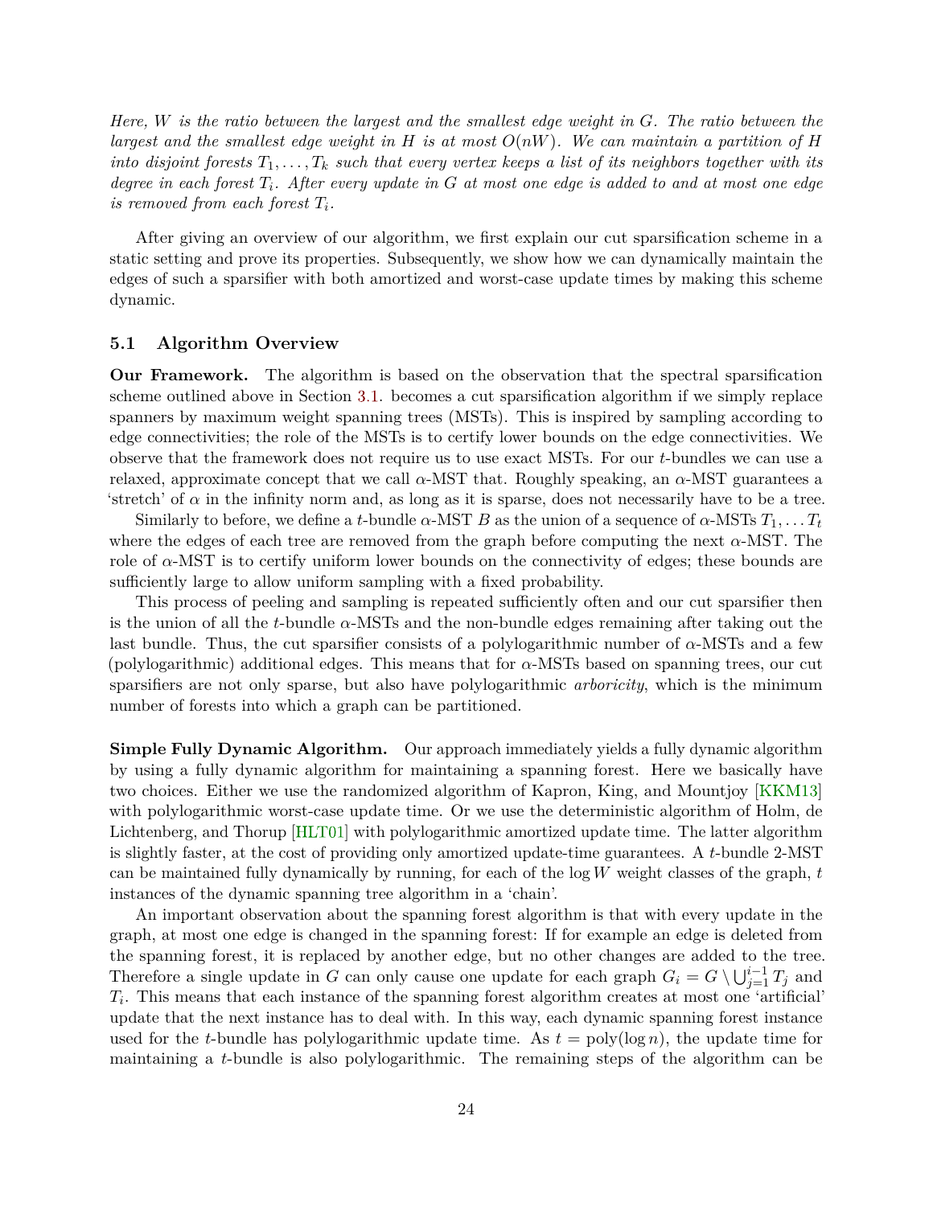*Here, $W$ is the ratio between the largest and the smallest edge weight in $G$. The ratio between the largest and the smallest edge weight in $H$ is at most $O(nW)$. We can maintain a partition of $H$ into disjoint forests $T_1, \dots, T_k$ such that every vertex keeps a list of its neighbors together with its degree in each forest $T_i$. After every update in $G$ at most one edge is added to and at most one edge is removed from each forest $T_i$.*

After giving an overview of our algorithm, we first explain our cut sparsification scheme in a static setting and prove its properties. Subsequently, we show how we can dynamically maintain the edges of such a sparsifier with both amortized and worst-case update times by making this scheme dynamic.

### 5.1 Algorithm Overview

**Our Framework.** The algorithm is based on the observation that the spectral sparsification scheme outlined above in Section 3.1. becomes a cut sparsification algorithm if we simply replace spanners by maximum weight spanning trees (MSTs). This is inspired by sampling according to edge connectivities; the role of the MSTs is to certify lower bounds on the edge connectivities. We observe that the framework does not require us to use exact MSTs. For our $t$-bundles we can use a relaxed, approximate concept that we call $\alpha$-MST that. Roughly speaking, an $\alpha$-MST guarantees a 'stretch' of $\alpha$ in the infinity norm and, as long as it is sparse, does not necessarily have to be a tree.

Similarly to before, we define a $t$-bundle $\alpha$-MST $B$ as the union of a sequence of $\alpha$-MSTs $T_1, \dots T_t$ where the edges of each tree are removed from the graph before computing the next $\alpha$-MST. The role of $\alpha$-MST is to certify uniform lower bounds on the connectivity of edges; these bounds are sufficiently large to allow uniform sampling with a fixed probability.

This process of peeling and sampling is repeated sufficiently often and our cut sparsifier then is the union of all the $t$-bundle $\alpha$-MSTs and the non-bundle edges remaining after taking out the last bundle. Thus, the cut sparsifier consists of a polylogarithmic number of $\alpha$-MSTs and a few (polylogarithmic) additional edges. This means that for $\alpha$-MSTs based on spanning trees, our cut sparsifiers are not only sparse, but also have polylogarithmic *arboricity*, which is the minimum number of forests into which a graph can be partitioned.

**Simple Fully Dynamic Algorithm.** Our approach immediately yields a fully dynamic algorithm by using a fully dynamic algorithm for maintaining a spanning forest. Here we basically have two choices. Either we use the randomized algorithm of Kapron, King, and Mountjoy [KKM13] with polylogarithmic worst-case update time. Or we use the deterministic algorithm of Holm, de Lichtenberg, and Thorup [HLT01] with polylogarithmic amortized update time. The latter algorithm is slightly faster, at the cost of providing only amortized update-time guarantees. A $t$-bundle 2-MST can be maintained fully dynamically by running, for each of the $\log W$ weight classes of the graph, $t$ instances of the dynamic spanning tree algorithm in a 'chain'.

An important observation about the spanning forest algorithm is that with every update in the graph, at most one edge is changed in the spanning forest: If for example an edge is deleted from the spanning forest, it is replaced by another edge, but no other changes are added to the tree. Therefore a single update in $G$ can only cause one update for each graph $G_i = G \setminus \bigcup_{j=1}^{i-1} T_j$ and $T_i$. This means that each instance of the spanning forest algorithm creates at most one 'artificial' update that the next instance has to deal with. In this way, each dynamic spanning forest instance used for the $t$-bundle has polylogarithmic update time. As $t = \text{poly}(\log n)$, the update time for maintaining a $t$-bundle is also polylogarithmic. The remaining steps of the algorithm can be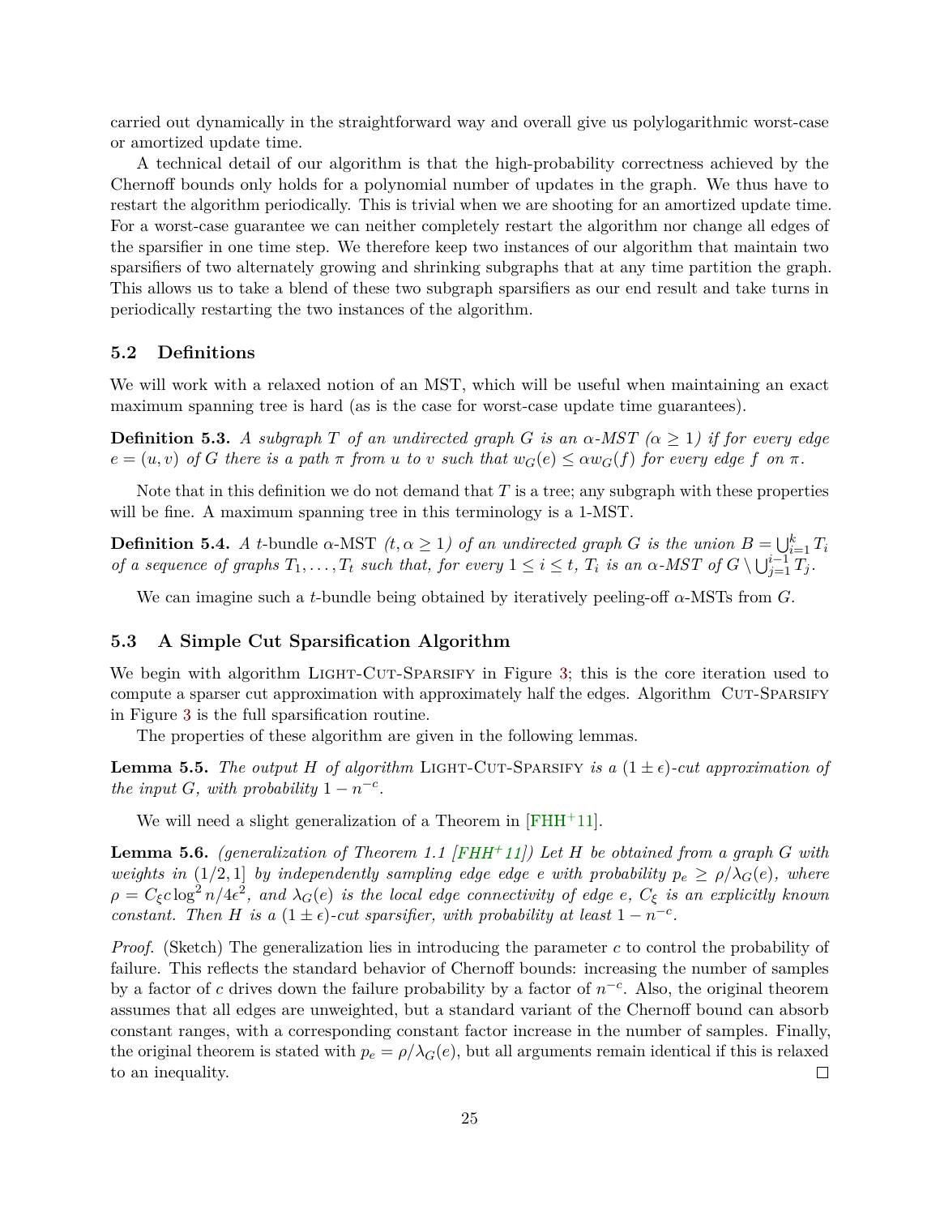carried out dynamically in the straightforward way and overall give us polylogarithmic worst-case or amortized update time.

A technical detail of our algorithm is that the high-probability correctness achieved by the Chernoff bounds only holds for a polynomial number of updates in the graph. We thus have to restart the algorithm periodically. This is trivial when we are shooting for an amortized update time. For a worst-case guarantee we can neither completely restart the algorithm nor change all edges of the sparsifier in one time step. We therefore keep two instances of our algorithm that maintain two sparsifiers of two alternately growing and shrinking subgraphs that at any time partition the graph. This allows us to take a blend of these two subgraph sparsifiers as our end result and take turns in periodically restarting the two instances of the algorithm.

### 5.2 Definitions

We will work with a relaxed notion of an MST, which will be useful when maintaining an exact maximum spanning tree is hard (as is the case for worst-case update time guarantees).

**Definition 5.3.** *A subgraph $T$ of an undirected graph $G$ is an $\alpha$-MST ($\alpha \geq 1$) if for every edge $e = (u, v)$ of $G$ there is a path $\pi$ from $u$ to $v$ such that $w_G(e) \leq \alpha w_G(f)$ for every edge $f$ on $\pi$.*

Note that in this definition we do not demand that $T$ is a tree; any subgraph with these properties will be fine. A maximum spanning tree in this terminology is a 1-MST.

**Definition 5.4.** *A $t$-bundle $\alpha$-MST ($t, \alpha \geq 1$) of an undirected graph $G$ is the union $B = \bigcup_{i=1}^{k} T_i$ of a sequence of graphs $T_1, \ldots, T_t$ such that, for every $1 \leq i \leq t$, $T_i$ is an $\alpha$-MST of $G \setminus \bigcup_{j=1}^{i-1} T_j$.*

We can imagine such a $t$-bundle being obtained by iteratively peeling-off $\alpha$-MSTs from $G$.

### 5.3 A Simple Cut Sparsification Algorithm

We begin with algorithm Light-Cut-Sparsify in Figure 3; this is the core iteration used to compute a sparser cut approximation with approximately half the edges. Algorithm Cut-Sparsify in Figure 3 is the full sparsification routine.

The properties of these algorithm are given in the following lemmas.

**Lemma 5.5.** *The output $H$ of algorithm* Light-Cut-Sparsify *is a $(1 \pm \epsilon)$-cut approximation of the input $G$, with probability $1 - n^{-c}$.*

We will need a slight generalization of a Theorem in [FHH+11].

**Lemma 5.6.** *(generalization of Theorem 1.1 [FHH+11]) Let $H$ be obtained from a graph $G$ with weights in $(1/2, 1]$ by independently sampling edge edge $e$ with probability $p_e \geq \rho/\lambda_G(e)$, where $\rho = C_\xi c \log^2 n / 4\epsilon^2$, and $\lambda_G(e)$ is the local edge connectivity of edge $e$, $C_\xi$ is an explicitly known constant. Then $H$ is a $(1 \pm \epsilon)$-cut sparsifier, with probability at least $1 - n^{-c}$.*

*Proof.* (Sketch) The generalization lies in introducing the parameter $c$ to control the probability of failure. This reflects the standard behavior of Chernoff bounds: increasing the number of samples by a factor of $c$ drives down the failure probability by a factor of $n^{-c}$. Also, the original theorem assumes that all edges are unweighted, but a standard variant of the Chernoff bound can absorb constant ranges, with a corresponding constant factor increase in the number of samples. Finally, the original theorem is stated with $p_e = \rho/\lambda_G(e)$, but all arguments remain identical if this is relaxed to an inequality. □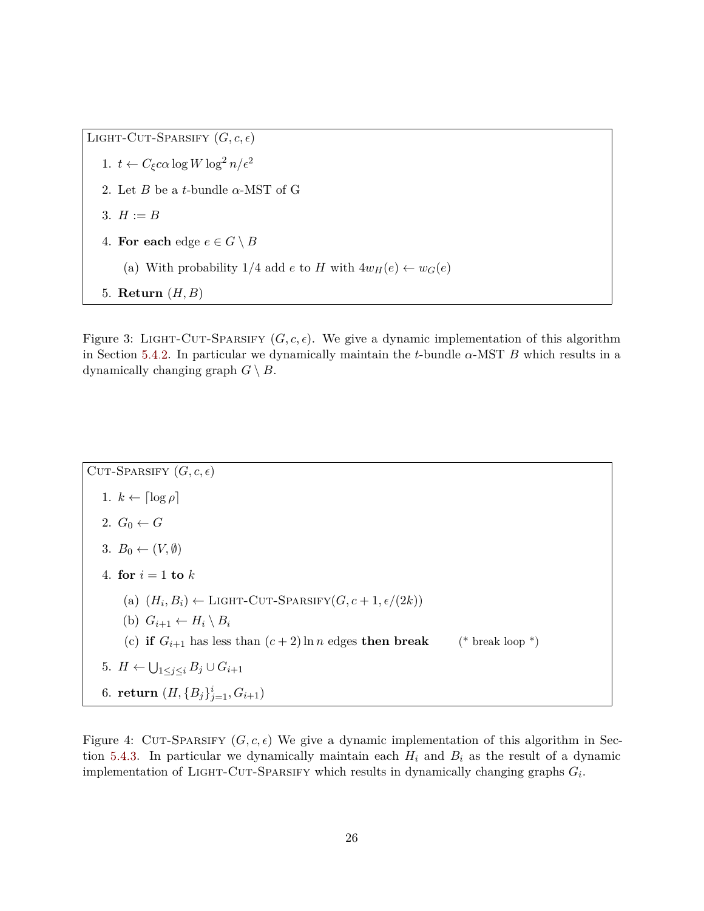Light-Cut-Sparsify $(G, c, \epsilon)$

1. $t \leftarrow C_\xi c \alpha \log W \log^2 n / \epsilon^2$
2. Let $B$ be a $t$-bundle $\alpha$-MST of G
3. $H := B$
4. **For each** edge $e \in G \setminus B$
   (a) With probability $1/4$ add $e$ to $H$ with $4w_H(e) \leftarrow w_G(e)$
5. **Return** $(H, B)$

Figure 3: Light-Cut-Sparsify $(G, c, \epsilon)$. We give a dynamic implementation of this algorithm in Section 5.4.2. In particular we dynamically maintain the $t$-bundle $\alpha$-MST $B$ which results in a dynamically changing graph $G \setminus B$.

Cut-Sparsify $(G, c, \epsilon)$

1. $k \leftarrow \lceil \log \rho \rceil$
2. $G_0 \leftarrow G$
3. $B_0 \leftarrow (V, \emptyset)$
4. **for** $i = 1$ **to** $k$
   (a) $(H_i, B_i) \leftarrow$ Light-Cut-Sparsify$(G, c + 1, \epsilon/(2k))$
   (b) $G_{i+1} \leftarrow H_i \setminus B_i$
   (c) **if** $G_{i+1}$ has less than $(c + 2) \ln n$ edges **then break** (* break loop *)
5. $H \leftarrow \bigcup_{1 \leq j \leq i} B_j \cup G_{i+1}$
6. **return** $(H, \{B_j\}_{j=1}^{i}, G_{i+1})$

Figure 4: Cut-Sparsify $(G, c, \epsilon)$ We give a dynamic implementation of this algorithm in Section 5.4.3. In particular we dynamically maintain each $H_i$ and $B_i$ as the result of a dynamic implementation of Light-Cut-Sparsify which results in dynamically changing graphs $G_i$.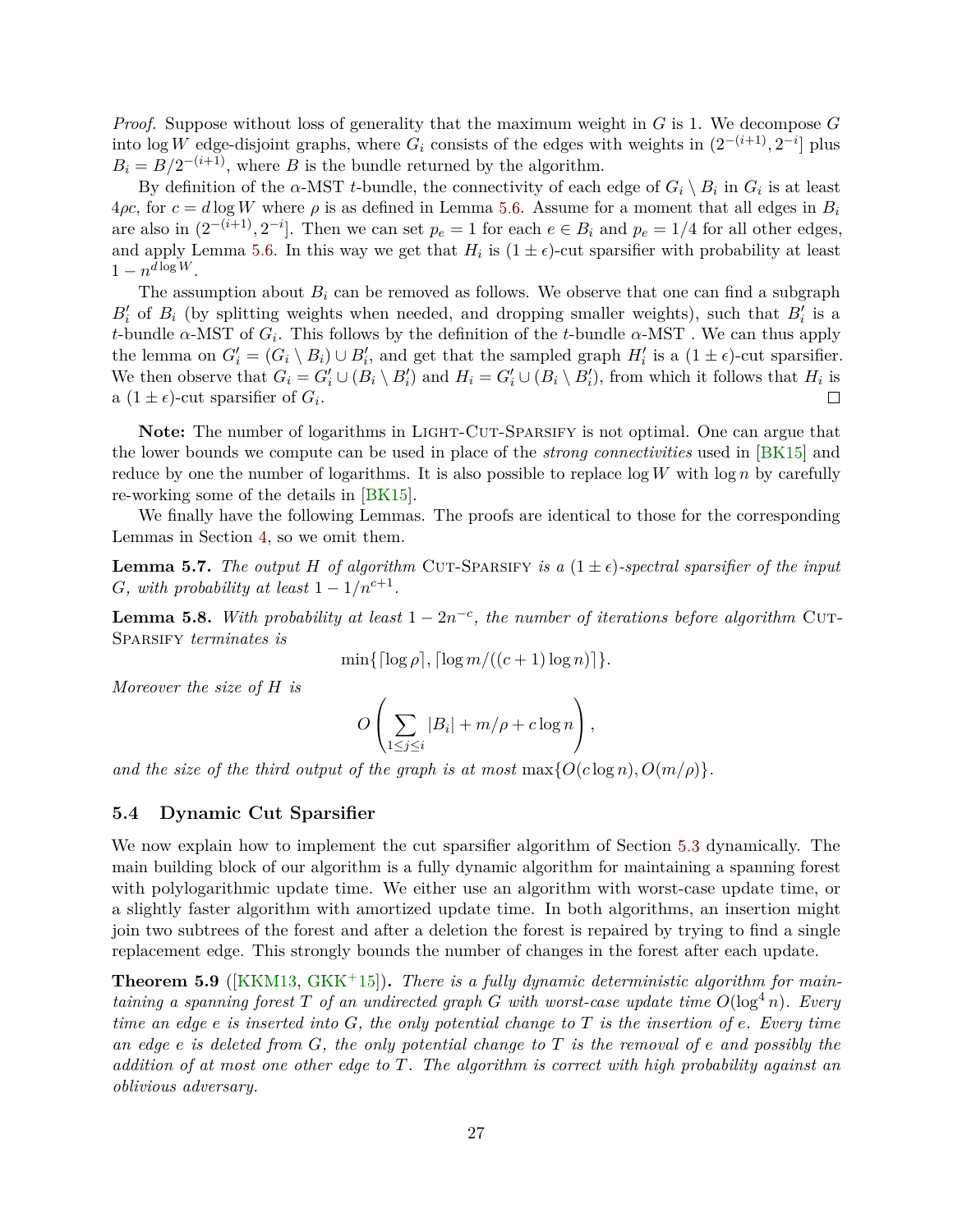*Proof.* Suppose without loss of generality that the maximum weight in $G$ is 1. We decompose $G$ into $\log W$ edge-disjoint graphs, where $G_i$ consists of the edges with weights in $(2^{-(i+1)}, 2^{-i}]$ plus $B_i = B/2^{-(i+1)}$, where $B$ is the bundle returned by the algorithm.

By definition of the $\alpha$-MST $t$-bundle, the connectivity of each edge of $G_i \setminus B_i$ in $G_i$ is at least $4\rho c$, for $c = d \log W$ where $\rho$ is as defined in Lemma 5.6. Assume for a moment that all edges in $B_i$ are also in $(2^{-(i+1)}, 2^{-i}]$. Then we can set $p_e = 1$ for each $e \in B_i$ and $p_e = 1/4$ for all other edges, and apply Lemma 5.6. In this way we get that $H_i$ is $(1 \pm \epsilon)$-cut sparsifier with probability at least $1 - n^{d \log W}$.

The assumption about $B_i$ can be removed as follows. We observe that one can find a subgraph $B_i'$ of $B_i$ (by splitting weights when needed, and dropping smaller weights), such that $B_i'$ is a $t$-bundle $\alpha$-MST of $G_i$. This follows by the definition of the $t$-bundle $\alpha$-MST . We can thus apply the lemma on $G_i' = (G_i \setminus B_i) \cup B_i'$, and get that the sampled graph $H_i'$ is a $(1 \pm \epsilon)$-cut sparsifier. We then observe that $G_i = G_i' \cup (B_i \setminus B_i')$ and $H_i = G_i' \cup (B_i \setminus B_i')$, from which it follows that $H_i$ is a $(1 \pm \epsilon)$-cut sparsifier of $G_i$. ∎

**Note:** The number of logarithms in Light-Cut-Sparsify is not optimal. One can argue that the lower bounds we compute can be used in place of the *strong connectivities* used in [BK15] and reduce by one the number of logarithms. It is also possible to replace $\log W$ with $\log n$ by carefully re-working some of the details in [BK15].

We finally have the following Lemmas. The proofs are identical to those for the corresponding Lemmas in Section 4, so we omit them.

**Lemma 5.7.** *The output $H$ of algorithm* Cut-Sparsify *is a $(1 \pm \epsilon)$-spectral sparsifier of the input $G$, with probability at least $1 - 1/n^{c+1}$.*

**Lemma 5.8.** *With probability at least $1 - 2n^{-c}$, the number of iterations before algorithm* Cut-Sparsify *terminates is*

$$\min\{\lceil \log \rho \rceil, \lceil \log m/((c+1)\log n) \rceil\}.$$

*Moreover the size of $H$ is*

$$O\left( \sum_{1 \le j \le i} |B_i| + m/\rho + c \log n \right),$$

*and the size of the third output of the graph is at most* $\max\{O(c \log n), O(m/\rho)\}$.

### 5.4 Dynamic Cut Sparsifier

We now explain how to implement the cut sparsifier algorithm of Section 5.3 dynamically. The main building block of our algorithm is a fully dynamic algorithm for maintaining a spanning forest with polylogarithmic update time. We either use an algorithm with worst-case update time, or a slightly faster algorithm with amortized update time. In both algorithms, an insertion might join two subtrees of the forest and after a deletion the forest is repaired by trying to find a single replacement edge. This strongly bounds the number of changes in the forest after each update.

**Theorem 5.9** ([KKM13, GKK+15])**.** *There is a fully dynamic deterministic algorithm for maintaining a spanning forest $T$ of an undirected graph $G$ with worst-case update time $O(\log^4 n)$. Every time an edge $e$ is inserted into $G$, the only potential change to $T$ is the insertion of $e$. Every time an edge $e$ is deleted from $G$, the only potential change to $T$ is the removal of $e$ and possibly the addition of at most one other edge to $T$. The algorithm is correct with high probability against an oblivious adversary.*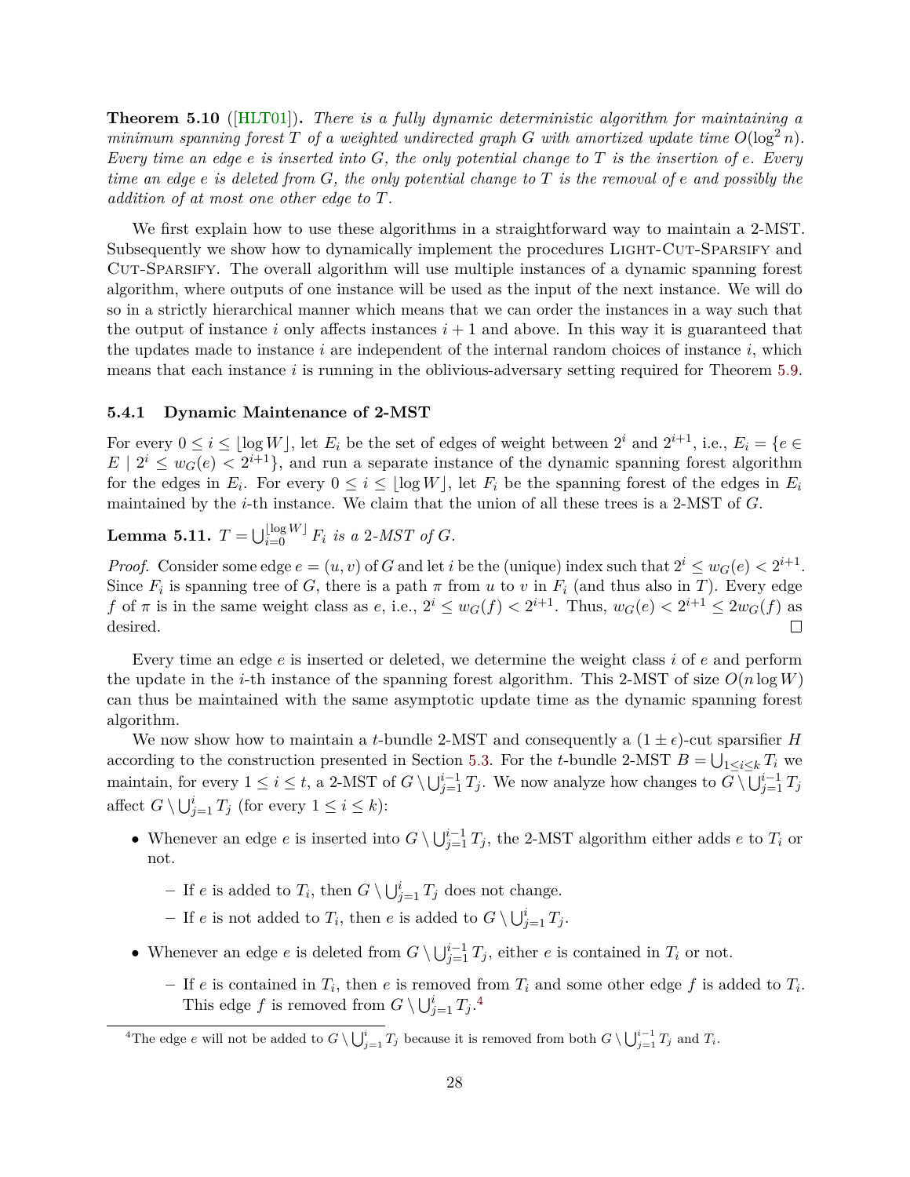**Theorem 5.10** ([HLT01])**.** *There is a fully dynamic deterministic algorithm for maintaining a minimum spanning forest $T$ of a weighted undirected graph $G$ with amortized update time $O(\log^2 n)$. Every time an edge $e$ is inserted into $G$, the only potential change to $T$ is the insertion of $e$. Every time an edge $e$ is deleted from $G$, the only potential change to $T$ is the removal of $e$ and possibly the addition of at most one other edge to $T$.*

We first explain how to use these algorithms in a straightforward way to maintain a 2-MST. Subsequently we show how to dynamically implement the procedures Light-Cut-Sparsify and Cut-Sparsify. The overall algorithm will use multiple instances of a dynamic spanning forest algorithm, where outputs of one instance will be used as the input of the next instance. We will do so in a strictly hierarchical manner which means that we can order the instances in a way such that the output of instance $i$ only affects instances $i+1$ and above. In this way it is guaranteed that the updates made to instance $i$ are independent of the internal random choices of instance $i$, which means that each instance $i$ is running in the oblivious-adversary setting required for Theorem 5.9.

### 5.4.1 Dynamic Maintenance of 2-MST

For every $0 \leq i \leq \lfloor \log W \rfloor$, let $E_i$ be the set of edges of weight between $2^i$ and $2^{i+1}$, i.e., $E_i = \{e \in E \mid 2^i \leq w_G(e) < 2^{i+1}\}$, and run a separate instance of the dynamic spanning forest algorithm for the edges in $E_i$. For every $0 \leq i \leq \lfloor \log W \rfloor$, let $F_i$ be the spanning forest of the edges in $E_i$ maintained by the $i$-th instance. We claim that the union of all these trees is a 2-MST of $G$.

**Lemma 5.11.** *$T = \bigcup_{i=0}^{\lfloor \log W \rfloor} F_i$ is a 2-MST of $G$.*

*Proof.* Consider some edge $e = (u, v)$ of $G$ and let $i$ be the (unique) index such that $2^i \leq w_G(e) < 2^{i+1}$. Since $F_i$ is spanning tree of $G$, there is a path $\pi$ from $u$ to $v$ in $F_i$ (and thus also in $T$). Every edge $f$ of $\pi$ is in the same weight class as $e$, i.e., $2^i \leq w_G(f) < 2^{i+1}$. Thus, $w_G(e) < 2^{i+1} \leq 2w_G(f)$ as desired. □

Every time an edge $e$ is inserted or deleted, we determine the weight class $i$ of $e$ and perform the update in the $i$-th instance of the spanning forest algorithm. This 2-MST of size $O(n \log W)$ can thus be maintained with the same asymptotic update time as the dynamic spanning forest algorithm.

We now show how to maintain a $t$-bundle 2-MST and consequently a $(1 \pm \epsilon)$-cut sparsifier $H$ according to the construction presented in Section 5.3. For the $t$-bundle 2-MST $B = \bigcup_{1 \leq i \leq k} T_i$ we maintain, for every $1 \leq i \leq t$, a 2-MST of $G \setminus \bigcup_{j=1}^{i-1} T_j$. We now analyze how changes to $G \setminus \bigcup_{j=1}^{i-1} T_j$ affect $G \setminus \bigcup_{j=1}^{i} T_j$ (for every $1 \leq i \leq k$):

- Whenever an edge $e$ is inserted into $G \setminus \bigcup_{j=1}^{i-1} T_j$, the 2-MST algorithm either adds $e$ to $T_i$ or not.
  - If $e$ is added to $T_i$, then $G \setminus \bigcup_{j=1}^{i} T_j$ does not change.
  - If $e$ is not added to $T_i$, then $e$ is added to $G \setminus \bigcup_{j=1}^{i} T_j$.
- Whenever an edge $e$ is deleted from $G \setminus \bigcup_{j=1}^{i-1} T_j$, either $e$ is contained in $T_i$ or not.
  - If $e$ is contained in $T_i$, then $e$ is removed from $T_i$ and some other edge $f$ is added to $T_i$. This edge $f$ is removed from $G \setminus \bigcup_{j=1}^{i} T_j$.[4]

[4] The edge $e$ will not be added to $G \setminus \bigcup_{j=1}^{i} T_j$ because it is removed from both $G \setminus \bigcup_{j=1}^{i-1} T_j$ and $T_i$.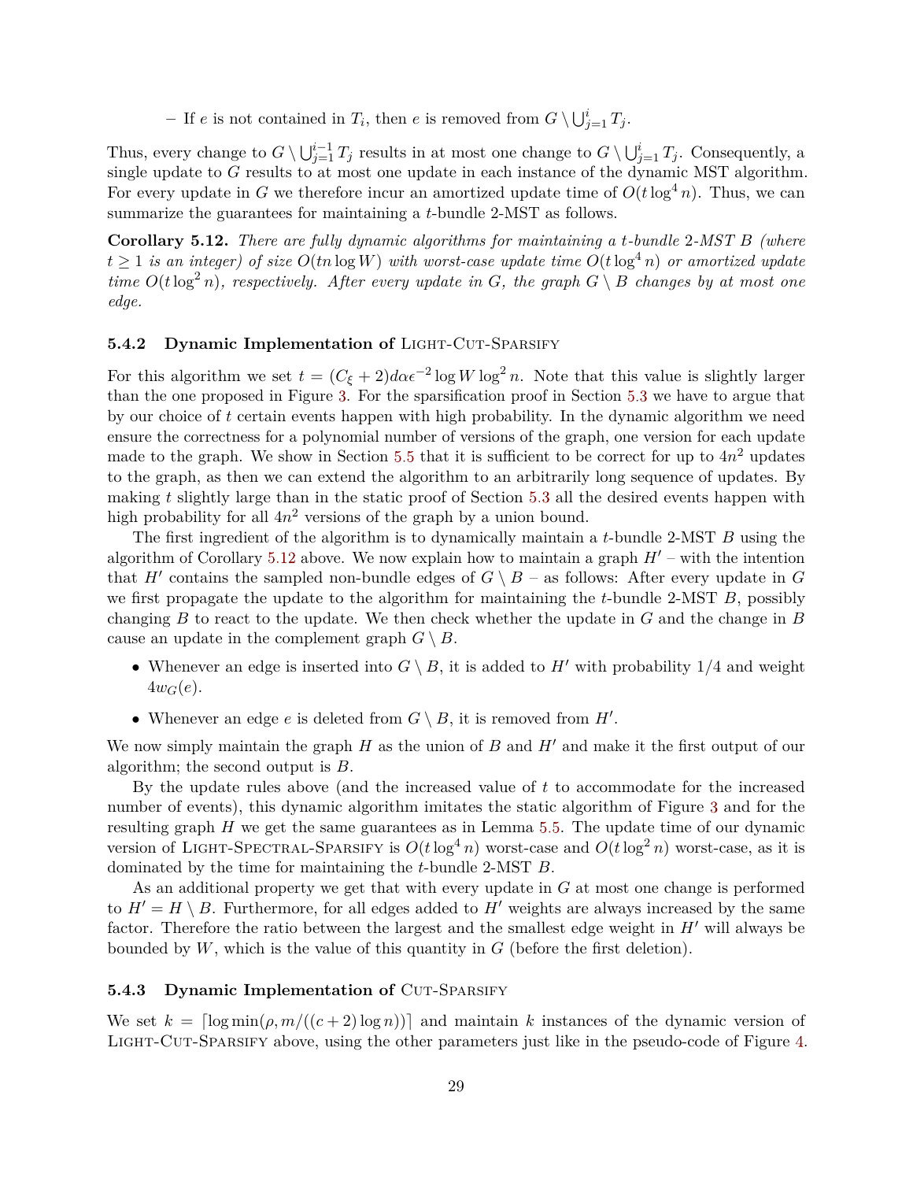– If $e$ is not contained in $T_i$, then $e$ is removed from $G \setminus \bigcup_{j=1}^{i} T_j$.

Thus, every change to $G \setminus \bigcup_{j=1}^{i-1} T_j$ results in at most one change to $G \setminus \bigcup_{j=1}^{i} T_j$. Consequently, a single update to $G$ results to at most one update in each instance of the dynamic MST algorithm. For every update in $G$ we therefore incur an amortized update time of $O(t \log^4 n)$. Thus, we can summarize the guarantees for maintaining a $t$-bundle 2-MST as follows.

**Corollary 5.12.** *There are fully dynamic algorithms for maintaining a $t$-bundle 2-MST $B$ (where $t \geq 1$ is an integer) of size $O(tn \log W)$ with worst-case update time $O(t \log^4 n)$ or amortized update time $O(t \log^2 n)$, respectively. After every update in $G$, the graph $G \setminus B$ changes by at most one edge.*

### 5.4.2 Dynamic Implementation of Light-Cut-Sparsify

For this algorithm we set $t = (C_\xi + 2) d\alpha\epsilon^{-2} \log W \log^2 n$. Note that this value is slightly larger than the one proposed in Figure 3. For the sparsification proof in Section 5.3 we have to argue that by our choice of $t$ certain events happen with high probability. In the dynamic algorithm we need ensure the correctness for a polynomial number of versions of the graph, one version for each update made to the graph. We show in Section 5.5 that it is sufficient to be correct for up to $4n^2$ updates to the graph, as then we can extend the algorithm to an arbitrarily long sequence of updates. By making $t$ slightly large than in the static proof of Section 5.3 all the desired events happen with high probability for all $4n^2$ versions of the graph by a union bound.

The first ingredient of the algorithm is to dynamically maintain a $t$-bundle 2-MST $B$ using the algorithm of Corollary 5.12 above. We now explain how to maintain a graph $H'$ – with the intention that $H'$ contains the sampled non-bundle edges of $G \setminus B$ – as follows: After every update in $G$ we first propagate the update to the algorithm for maintaining the $t$-bundle 2-MST $B$, possibly changing $B$ to react to the update. We then check whether the update in $G$ and the change in $B$ cause an update in the complement graph $G \setminus B$.

- Whenever an edge is inserted into $G \setminus B$, it is added to $H'$ with probability 1/4 and weight $4w_G(e)$.
- Whenever an edge $e$ is deleted from $G \setminus B$, it is removed from $H'$.

We now simply maintain the graph $H$ as the union of $B$ and $H'$ and make it the first output of our algorithm; the second output is $B$.

By the update rules above (and the increased value of $t$ to accommodate for the increased number of events), this dynamic algorithm imitates the static algorithm of Figure 3 and for the resulting graph $H$ we get the same guarantees as in Lemma 5.5. The update time of our dynamic version of Light-Spectral-Sparsify is $O(t \log^4 n)$ worst-case and $O(t \log^2 n)$ worst-case, as it is dominated by the time for maintaining the $t$-bundle 2-MST $B$.

As an additional property we get that with every update in $G$ at most one change is performed to $H' = H \setminus B$. Furthermore, for all edges added to $H'$ weights are always increased by the same factor. Therefore the ratio between the largest and the smallest edge weight in $H'$ will always be bounded by $W$, which is the value of this quantity in $G$ (before the first deletion).

### 5.4.3 Dynamic Implementation of Cut-Sparsify

We set $k = \lceil \log \min(\rho, m/((c+2) \log n)) \rceil$ and maintain $k$ instances of the dynamic version of Light-Cut-Sparsify above, using the other parameters just like in the pseudo-code of Figure 4.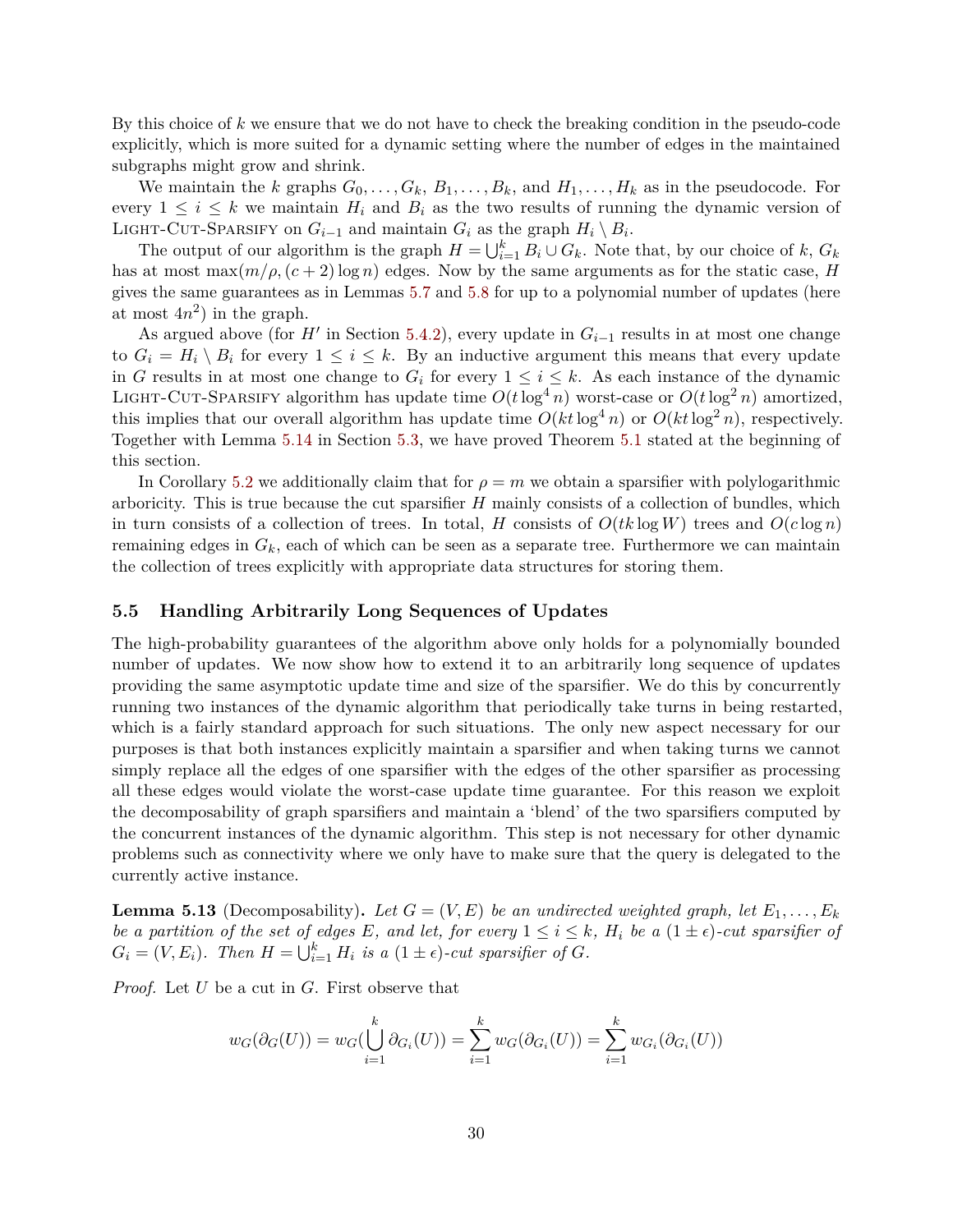By this choice of $k$ we ensure that we do not have to check the breaking condition in the pseudo-code explicitly, which is more suited for a dynamic setting where the number of edges in the maintained subgraphs might grow and shrink.

We maintain the $k$ graphs $G_0, \ldots, G_k$, $B_1, \ldots, B_k$, and $H_1, \ldots, H_k$ as in the pseudocode. For every $1 \leq i \leq k$ we maintain $H_i$ and $B_i$ as the two results of running the dynamic version of Light-Cut-Sparsify on $G_{i-1}$ and maintain $G_i$ as the graph $H_i \setminus B_i$.

The output of our algorithm is the graph $H = \bigcup_{i=1}^{k} B_i \cup G_k$. Note that, by our choice of $k$, $G_k$ has at most $\max(m/\rho, (c+2)\log n)$ edges. Now by the same arguments as for the static case, $H$ gives the same guarantees as in Lemmas 5.7 and 5.8 for up to a polynomial number of updates (here at most $4n^2$) in the graph.

As argued above (for $H'$ in Section 5.4.2), every update in $G_{i-1}$ results in at most one change to $G_i = H_i \setminus B_i$ for every $1 \leq i \leq k$. By an inductive argument this means that every update in $G$ results in at most one change to $G_i$ for every $1 \leq i \leq k$. As each instance of the dynamic Light-Cut-Sparsify algorithm has update time $O(t \log^4 n)$ worst-case or $O(t \log^2 n)$ amortized, this implies that our overall algorithm has update time $O(kt \log^4 n)$ or $O(kt \log^2 n)$, respectively. Together with Lemma 5.14 in Section 5.3, we have proved Theorem 5.1 stated at the beginning of this section.

In Corollary 5.2 we additionally claim that for $\rho = m$ we obtain a sparsifier with polylogarithmic arboricity. This is true because the cut sparsifier $H$ mainly consists of a collection of bundles, which in turn consists of a collection of trees. In total, $H$ consists of $O(tk \log W)$ trees and $O(c \log n)$ remaining edges in $G_k$, each of which can be seen as a separate tree. Furthermore we can maintain the collection of trees explicitly with appropriate data structures for storing them.

## 5.5 Handling Arbitrarily Long Sequences of Updates

The high-probability guarantees of the algorithm above only holds for a polynomially bounded number of updates. We now show how to extend it to an arbitrarily long sequence of updates providing the same asymptotic update time and size of the sparsifier. We do this by concurrently running two instances of the dynamic algorithm that periodically take turns in being restarted, which is a fairly standard approach for such situations. The only new aspect necessary for our purposes is that both instances explicitly maintain a sparsifier and when taking turns we cannot simply replace all the edges of one sparsifier with the edges of the other sparsifier as processing all these edges would violate the worst-case update time guarantee. For this reason we exploit the decomposability of graph sparsifiers and maintain a 'blend' of the two sparsifiers computed by the concurrent instances of the dynamic algorithm. This step is not necessary for other dynamic problems such as connectivity where we only have to make sure that the query is delegated to the currently active instance.

**Lemma 5.13** (Decomposability)**.** *Let $G = (V, E)$ be an undirected weighted graph, let $E_1, \ldots, E_k$ be a partition of the set of edges $E$, and let, for every $1 \leq i \leq k$, $H_i$ be a $(1 \pm \epsilon)$-cut sparsifier of $G_i = (V, E_i)$. Then $H = \bigcup_{i=1}^{k} H_i$ is a $(1 \pm \epsilon)$-cut sparsifier of $G$.*

*Proof.* Let $U$ be a cut in $G$. First observe that

$$w_G(\partial_G(U)) = w_G(\bigcup_{i=1}^{k} \partial_{G_i}(U)) = \sum_{i=1}^{k} w_G(\partial_{G_i}(U)) = \sum_{i=1}^{k} w_{G_i}(\partial_{G_i}(U))$$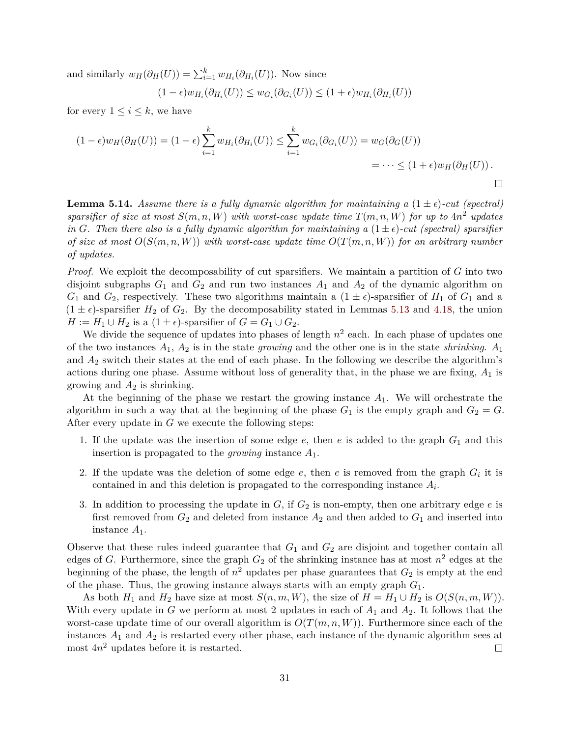and similarly $w_H(\partial_H(U)) = \sum_{i=1}^k w_{H_i}(\partial_{H_i}(U))$. Now since

$$(1-\epsilon) w_{H_i}(\partial_{H_i}(U)) \leq w_{G_i}(\partial_{G_i}(U)) \leq (1+\epsilon) w_{H_i}(\partial_{H_i}(U))$$

for every $1 \leq i \leq k$, we have

$$\begin{aligned}(1-\epsilon) w_H(\partial_H(U)) = (1-\epsilon) \sum_{i=1}^k w_{H_i}(\partial_{H_i}(U)) \leq \sum_{i=1}^k w_{G_i}(\partial_{G_i}(U)) = w_G(\partial_G(U)) \\ = \cdots \leq (1+\epsilon) w_H(\partial_H(U)) \,.\end{aligned}$$

◻

**Lemma 5.14.** *Assume there is a fully dynamic algorithm for maintaining a $(1 \pm \epsilon)$-cut (spectral) sparsifier of size at most $S(m, n, W)$ with worst-case update time $T(m, n, W)$ for up to $4n^2$ updates in $G$. Then there also is a fully dynamic algorithm for maintaining a $(1 \pm \epsilon)$-cut (spectral) sparsifier of size at most $O(S(m, n, W))$ with worst-case update time $O(T(m, n, W))$ for an arbitrary number of updates.*

*Proof.* We exploit the decomposability of cut sparsifiers. We maintain a partition of $G$ into two disjoint subgraphs $G_1$ and $G_2$ and run two instances $A_1$ and $A_2$ of the dynamic algorithm on $G_1$ and $G_2$, respectively. These two algorithms maintain a $(1 \pm \epsilon)$-sparsifier of $H_1$ of $G_1$ and a $(1 \pm \epsilon)$-sparsifier $H_2$ of $G_2$. By the decomposability stated in Lemmas 5.13 and 4.18, the union $H := H_1 \cup H_2$ is a $(1 \pm \epsilon)$-sparsifier of $G = G_1 \cup G_2$.

We divide the sequence of updates into phases of length $n^2$ each. In each phase of updates one of the two instances $A_1$, $A_2$ is in the state *growing* and the other one is in the state *shrinking*. $A_1$ and $A_2$ switch their states at the end of each phase. In the following we describe the algorithm's actions during one phase. Assume without loss of generality that, in the phase we are fixing, $A_1$ is growing and $A_2$ is shrinking.

At the beginning of the phase we restart the growing instance $A_1$. We will orchestrate the algorithm in such a way that at the beginning of the phase $G_1$ is the empty graph and $G_2 = G$. After every update in $G$ we execute the following steps:

1. If the update was the insertion of some edge $e$, then $e$ is added to the graph $G_1$ and this insertion is propagated to the *growing* instance $A_1$.

2. If the update was the deletion of some edge $e$, then $e$ is removed from the graph $G_i$ it is contained in and this deletion is propagated to the corresponding instance $A_i$.

3. In addition to processing the update in $G$, if $G_2$ is non-empty, then one arbitrary edge $e$ is first removed from $G_2$ and deleted from instance $A_2$ and then added to $G_1$ and inserted into instance $A_1$.

Observe that these rules indeed guarantee that $G_1$ and $G_2$ are disjoint and together contain all edges of $G$. Furthermore, since the graph $G_2$ of the shrinking instance has at most $n^2$ edges at the beginning of the phase, the length of $n^2$ updates per phase guarantees that $G_2$ is empty at the end of the phase. Thus, the growing instance always starts with an empty graph $G_1$.

As both $H_1$ and $H_2$ have size at most $S(n, m, W)$, the size of $H = H_1 \cup H_2$ is $O(S(n, m, W))$. With every update in $G$ we perform at most 2 updates in each of $A_1$ and $A_2$. It follows that the worst-case update time of our overall algorithm is $O(T(m, n, W))$. Furthermore since each of the instances $A_1$ and $A_2$ is restarted every other phase, each instance of the dynamic algorithm sees at most $4n^2$ updates before it is restarted. ◻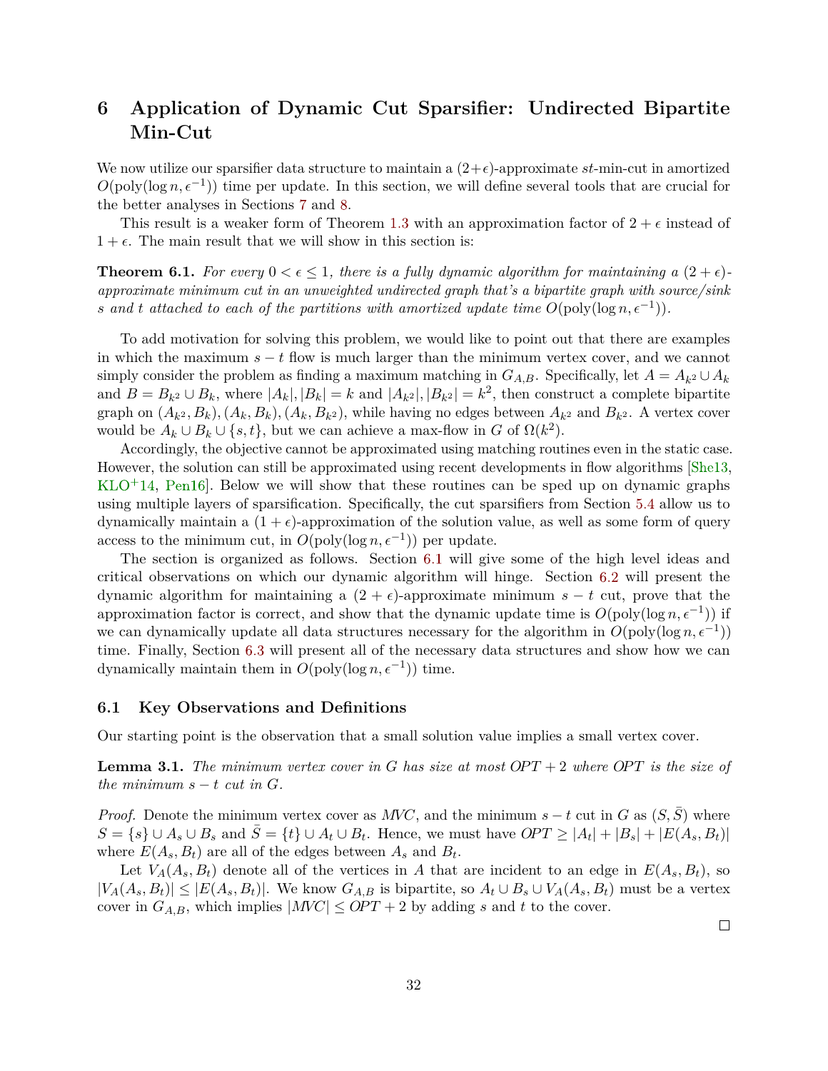# 6 Application of Dynamic Cut Sparsifier: Undirected Bipartite Min-Cut

We now utilize our sparsifier data structure to maintain a $(2+\epsilon)$-approximate $st$-min-cut in amortized $O(\text{poly}(\log n, \epsilon^{-1}))$ time per update. In this section, we will define several tools that are crucial for the better analyses in Sections 7 and 8.

This result is a weaker form of Theorem 1.3 with an approximation factor of $2+\epsilon$ instead of $1+\epsilon$. The main result that we will show in this section is:

**Theorem 6.1.** *For every $0 < \epsilon \leq 1$, there is a fully dynamic algorithm for maintaining a $(2+\epsilon)$-approximate minimum cut in an unweighted undirected graph that's a bipartite graph with source/sink $s$ and $t$ attached to each of the partitions with amortized update time $O(\text{poly}(\log n, \epsilon^{-1}))$.*

To add motivation for solving this problem, we would like to point out that there are examples in which the maximum $s-t$ flow is much larger than the minimum vertex cover, and we cannot simply consider the problem as finding a maximum matching in $G_{A,B}$. Specifically, let $A = A_{k^2} \cup A_k$ and $B = B_{k^2} \cup B_k$, where $|A_k|, |B_k| = k$ and $|A_{k^2}|, |B_{k^2}| = k^2$, then construct a complete bipartite graph on $(A_{k^2}, B_k), (A_k, B_k), (A_k, B_{k^2})$, while having no edges between $A_{k^2}$ and $B_{k^2}$. A vertex cover would be $A_k \cup B_k \cup \{s,t\}$, but we can achieve a max-flow in $G$ of $\Omega(k^2)$.

Accordingly, the objective cannot be approximated using matching routines even in the static case. However, the solution can still be approximated using recent developments in flow algorithms [She13, KLO+14, Pen16]. Below we will show that these routines can be sped up on dynamic graphs using multiple layers of sparsification. Specifically, the cut sparsifiers from Section 5.4 allow us to dynamically maintain a $(1+\epsilon)$-approximation of the solution value, as well as some form of query access to the minimum cut, in $O(\text{poly}(\log n, \epsilon^{-1}))$ per update.

The section is organized as follows. Section 6.1 will give some of the high level ideas and critical observations on which our dynamic algorithm will hinge. Section 6.2 will present the dynamic algorithm for maintaining a $(2+\epsilon)$-approximate minimum $s-t$ cut, prove that the approximation factor is correct, and show that the dynamic update time is $O(\text{poly}(\log n, \epsilon^{-1}))$ if we can dynamically update all data structures necessary for the algorithm in $O(\text{poly}(\log n, \epsilon^{-1}))$ time. Finally, Section 6.3 will present all of the necessary data structures and show how we can dynamically maintain them in $O(\text{poly}(\log n, \epsilon^{-1}))$ time.

## 6.1 Key Observations and Definitions

Our starting point is the observation that a small solution value implies a small vertex cover.

**Lemma 3.1.** *The minimum vertex cover in $G$ has size at most $OPT + 2$ where $OPT$ is the size of the minimum $s-t$ cut in $G$.*

*Proof.* Denote the minimum vertex cover as $MVC$, and the minimum $s-t$ cut in $G$ as $(S, \bar{S})$ where $S = \{s\} \cup A_s \cup B_s$ and $\bar{S} = \{t\} \cup A_t \cup B_t$. Hence, we must have $OPT \geq |A_t| + |B_s| + |E(A_s, B_t)|$ where $E(A_s, B_t)$ are all of the edges between $A_s$ and $B_t$.

Let $V_A(A_s, B_t)$ denote all of the vertices in $A$ that are incident to an edge in $E(A_s, B_t)$, so $|V_A(A_s, B_t)| \leq |E(A_s, B_t)|$. We know $G_{A,B}$ is bipartite, so $A_t \cup B_s \cup V_A(A_s, B_t)$ must be a vertex cover in $G_{A,B}$, which implies $|MVC| \leq OPT + 2$ by adding $s$ and $t$ to the cover. □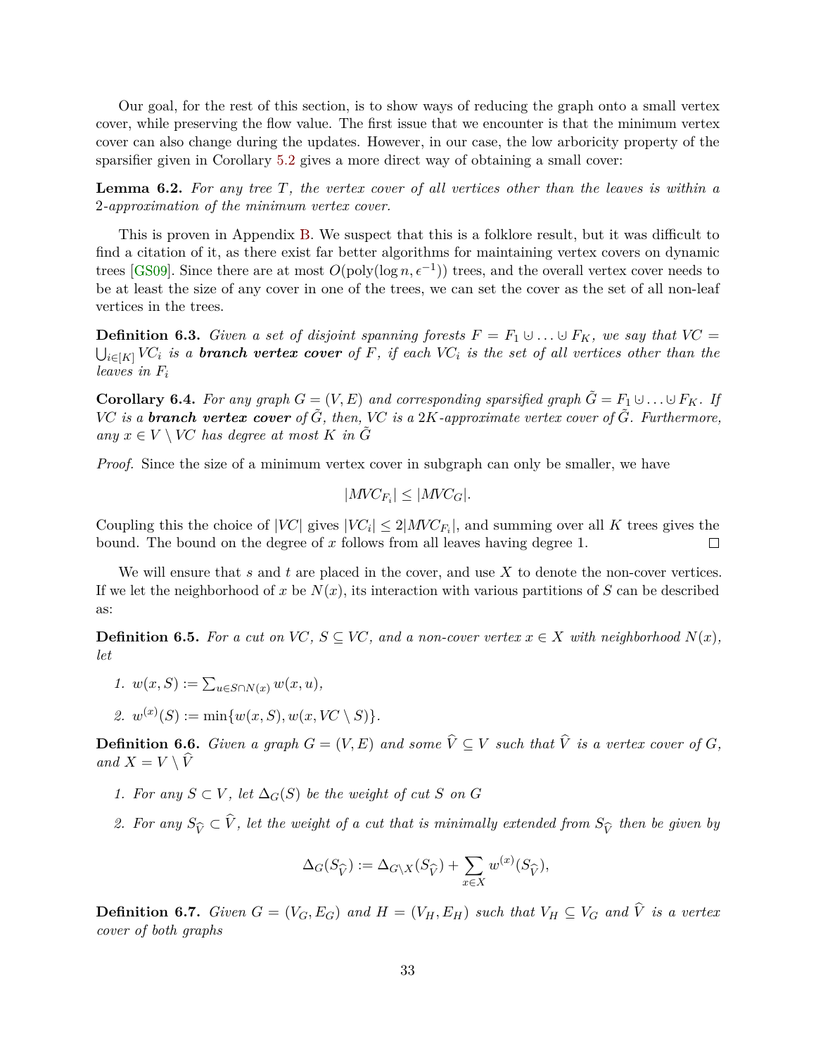Our goal, for the rest of this section, is to show ways of reducing the graph onto a small vertex cover, while preserving the flow value. The first issue that we encounter is that the minimum vertex cover can also change during the updates. However, in our case, the low arboricity property of the sparsifier given in Corollary 5.2 gives a more direct way of obtaining a small cover:

**Lemma 6.2.** *For any tree $T$, the vertex cover of all vertices other than the leaves is within a 2-approximation of the minimum vertex cover.*

This is proven in Appendix B. We suspect that this is a folklore result, but it was difficult to find a citation of it, as there exist far better algorithms for maintaining vertex covers on dynamic trees [GS09]. Since there are at most $O(\text{poly}(\log n, \epsilon^{-1}))$ trees, and the overall vertex cover needs to be at least the size of any cover in one of the trees, we can set the cover as the set of all non-leaf vertices in the trees.

**Definition 6.3.** *Given a set of disjoint spanning forests $F = F_1 \cup \ldots \cup F_K$, we say that $VC = \bigcup_{i \in [K]} VC_i$ is a **branch vertex cover** of $F$, if each $VC_i$ is the set of all vertices other than the leaves in $F_i$*

**Corollary 6.4.** *For any graph $G = (V, E)$ and corresponding sparsified graph $\tilde{G} = F_1 \cup \ldots \cup F_K$. If $VC$ is a **branch vertex cover** of $\tilde{G}$, then, $VC$ is a $2K$-approximate vertex cover of $\tilde{G}$. Furthermore, any $x \in V \setminus VC$ has degree at most $K$ in $\tilde{G}$*

*Proof.* Since the size of a minimum vertex cover in subgraph can only be smaller, we have

$$|MVC_{F_i}| \leq |MVC_G|.$$

Coupling this the choice of $|VC|$ gives $|VC_i| \leq 2|MVC_{F_i}|$, and summing over all $K$ trees gives the bound. The bound on the degree of $x$ follows from all leaves having degree 1. $\square$

We will ensure that $s$ and $t$ are placed in the cover, and use $X$ to denote the non-cover vertices. If we let the neighborhood of $x$ be $N(x)$, its interaction with various partitions of $S$ can be described as:

**Definition 6.5.** *For a cut on $VC$, $S \subseteq VC$, and a non-cover vertex $x \in X$ with neighborhood $N(x)$, let*

1. $w(x, S) := \sum_{u \in S \cap N(x)} w(x, u)$,
2. $w^{(x)}(S) := \min\{w(x, S), w(x, VC \setminus S)\}$.

**Definition 6.6.** *Given a graph $G = (V, E)$ and some $\widehat{V} \subseteq V$ such that $\widehat{V}$ is a vertex cover of $G$, and $X = V \setminus \widehat{V}$*

1. *For any $S \subset V$, let $\Delta_G(S)$ be the weight of cut $S$ on $G$*
2. *For any $S_{\widehat{V}} \subset \widehat{V}$, let the weight of a cut that is minimally extended from $S_{\widehat{V}}$ then be given by*

$$\Delta_G(S_{\widehat{V}}) := \Delta_{G \setminus X}(S_{\widehat{V}}) + \sum_{x \in X} w^{(x)}(S_{\widehat{V}}),$$

**Definition 6.7.** *Given $G = (V_G, E_G)$ and $H = (V_H, E_H)$ such that $V_H \subseteq V_G$ and $\widehat{V}$ is a vertex cover of both graphs*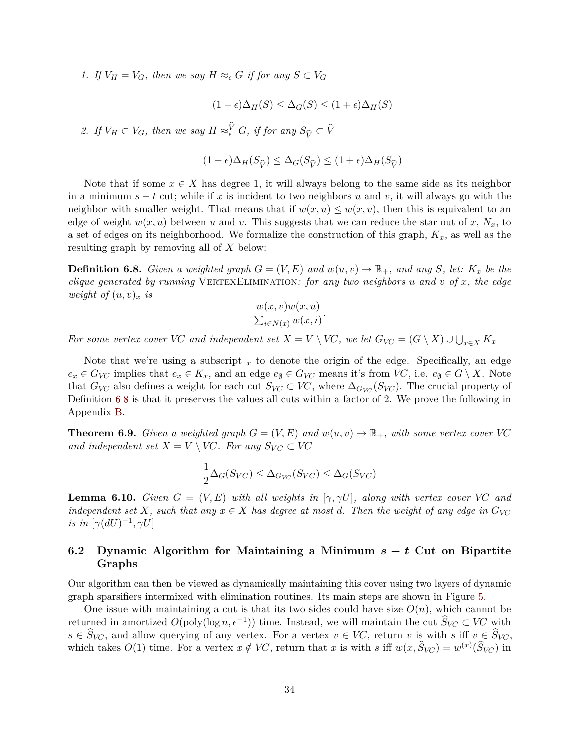1. *If $V_H = V_G$, then we say $H \approx_\epsilon G$ if for any $S \subset V_G$*

$$(1-\epsilon)\Delta_H(S) \leq \Delta_G(S) \leq (1+\epsilon)\Delta_H(S)$$

2. *If $V_H \subset V_G$, then we say $H \approx_\epsilon^{\widehat{V}} G$, if for any $S_{\widehat{V}} \subset \widehat{V}$*

$$(1-\epsilon)\Delta_H(S_{\widehat{V}}) \leq \Delta_G(S_{\widehat{V}}) \leq (1+\epsilon)\Delta_H(S_{\widehat{V}})$$

Note that if some $x \in X$ has degree 1, it will always belong to the same side as its neighbor in a minimum $s-t$ cut; while if $x$ is incident to two neighbors $u$ and $v$, it will always go with the neighbor with smaller weight. That means that if $w(x,u) \leq w(x,v)$, then this is equivalent to an edge of weight $w(x,u)$ between $u$ and $v$. This suggests that we can reduce the star out of $x$, $N_x$, to a set of edges on its neighborhood. We formalize the construction of this graph, $K_x$, as well as the resulting graph by removing all of $X$ below:

**Definition 6.8.** *Given a weighted graph $G = (V,E)$ and $w(u,v) \to \mathbb{R}_+$, and any $S$, let: $K_x$ be the clique generated by running* VertexElimination*: for any two neighbors $u$ and $v$ of $x$, the edge weight of $(u,v)_x$ is*

$$\frac{w(x,v)w(x,u)}{\sum_{i \in N(x)} w(x,i)}.$$

*For some vertex cover $VC$ and independent set $X = V \setminus VC$, we let $G_{VC} = (G \setminus X) \cup \bigcup_{x \in X} K_x$*

Note that we're using a subscript $_x$ to denote the origin of the edge. Specifically, an edge $e_x \in G_{VC}$ implies that $e_x \in K_x$, and an edge $e_\emptyset \in G_{VC}$ means it's from $VC$, i.e. $e_\emptyset \in G \setminus X$. Note that $G_{VC}$ also defines a weight for each cut $S_{VC} \subset VC$, where $\Delta_{G_{VC}}(S_{VC})$. The crucial property of Definition 6.8 is that it preserves the values all cuts within a factor of 2. We prove the following in Appendix B.

**Theorem 6.9.** *Given a weighted graph $G = (V,E)$ and $w(u,v) \to \mathbb{R}_+$, with some vertex cover $VC$ and independent set $X = V \setminus VC$. For any $S_{VC} \subset VC$*

$$\frac{1}{2}\Delta_G(S_{VC}) \leq \Delta_{G_{VC}}(S_{VC}) \leq \Delta_G(S_{VC})$$

**Lemma 6.10.** *Given $G = (V,E)$ with all weights in $[\gamma, \gamma U]$, along with vertex cover $VC$ and independent set $X$, such that any $x \in X$ has degree at most $d$. Then the weight of any edge in $G_{VC}$ is in $[\gamma(dU)^{-1}, \gamma U]$*

## 6.2 Dynamic Algorithm for Maintaining a Minimum $s-t$ Cut on Bipartite Graphs

Our algorithm can then be viewed as dynamically maintaining this cover using two layers of dynamic graph sparsifiers intermixed with elimination routines. Its main steps are shown in Figure 5.

One issue with maintaining a cut is that its two sides could have size $O(n)$, which cannot be returned in amortized $O(\text{poly}(\log n, \epsilon^{-1}))$ time. Instead, we will maintain the cut $\widehat{S}_{VC} \subset VC$ with $s \in \widehat{S}_{VC}$, and allow querying of any vertex. For a vertex $v \in VC$, return $v$ is with $s$ iff $v \in \widehat{S}_{VC}$, which takes $O(1)$ time. For a vertex $x \notin VC$, return that $x$ is with $s$ iff $w(x, \widehat{S}_{VC}) = w^{(x)}(\widehat{S}_{VC})$ in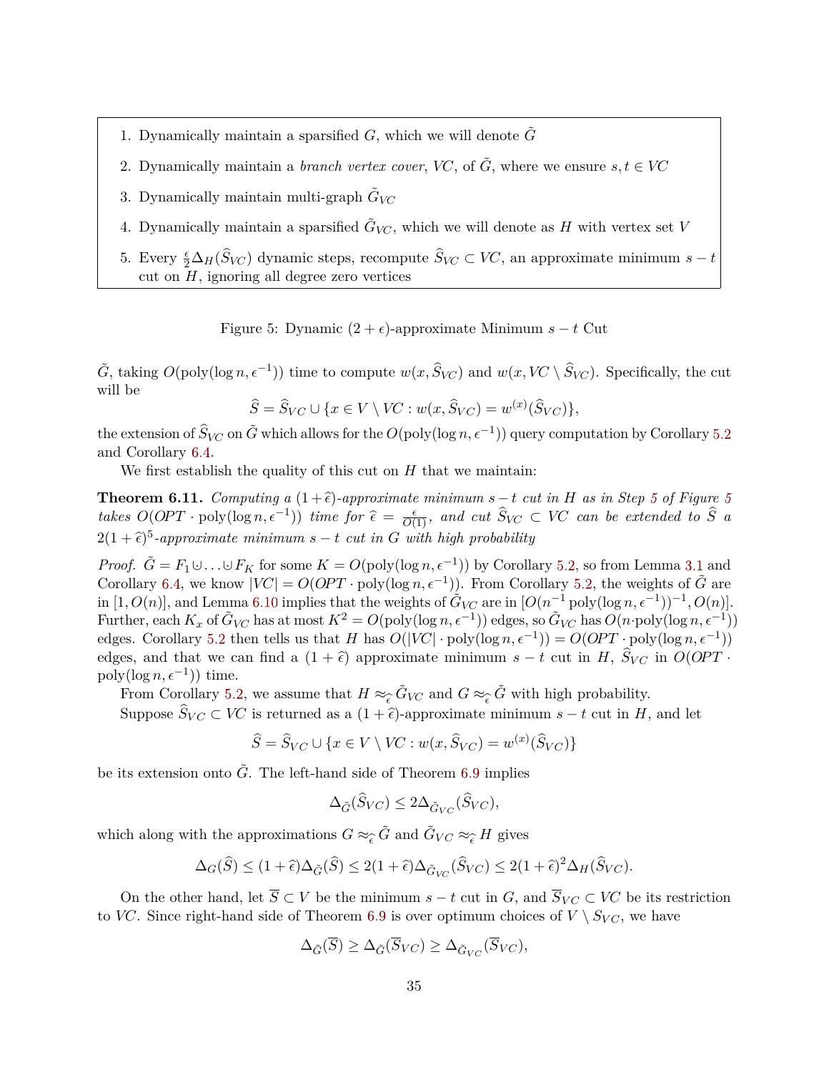1. Dynamically maintain a sparsified $G$, which we will denote $\tilde{G}$
2. Dynamically maintain a *branch vertex cover*, $VC$, of $\tilde{G}$, where we ensure $s, t \in VC$
3. Dynamically maintain multi-graph $\tilde{G}_{VC}$
4. Dynamically maintain a sparsified $\tilde{G}_{VC}$, which we will denote as $H$ with vertex set $V$
5. Every $\frac{\epsilon}{2}\Delta_H(\widehat{S}_{VC})$ dynamic steps, recompute $\widehat{S}_{VC} \subset VC$, an approximate minimum $s-t$ cut on $H$, ignoring all degree zero vertices

Figure 5: Dynamic $(2+\epsilon)$-approximate Minimum $s-t$ Cut

$\tilde{G}$, taking $O(\text{poly}(\log n, \epsilon^{-1}))$ time to compute $w(x, \widehat{S}_{VC})$ and $w(x, VC \setminus \widehat{S}_{VC})$. Specifically, the cut will be

$$\widehat{S} = \widehat{S}_{VC} \cup \{x \in V \setminus VC : w(x, \widehat{S}_{VC}) = w^{(x)}(\widehat{S}_{VC})\},$$

the extension of $\widehat{S}_{VC}$ on $\tilde{G}$ which allows for the $O(\text{poly}(\log n, \epsilon^{-1}))$ query computation by Corollary 5.2 and Corollary 6.4.

We first establish the quality of this cut on $H$ that we maintain:

**Theorem 6.11.** *Computing a $(1+\widehat{\epsilon})$-approximate minimum $s-t$ cut in $H$ as in Step 5 of Figure 5 takes $O(OPT \cdot \text{poly}(\log n, \epsilon^{-1}))$ time for $\widehat{\epsilon} = \frac{\epsilon}{O(1)}$, and cut $\widehat{S}_{VC} \subset VC$ can be extended to $\widehat{S}$ a $2(1+\widehat{\epsilon})^5$-approximate minimum $s-t$ cut in $G$ with high probability*

*Proof.* $\tilde{G} = F_1 \cup \ldots \cup F_K$ for some $K = O(\text{poly}(\log n, \epsilon^{-1}))$ by Corollary 5.2, so from Lemma 3.1 and Corollary 6.4, we know $|VC| = O(OPT \cdot \text{poly}(\log n, \epsilon^{-1}))$. From Corollary 5.2, the weights of $\tilde{G}$ are in $[1, O(n)]$, and Lemma 6.10 implies that the weights of $\tilde{G}_{VC}$ are in $[O(n^{-1}\,\text{poly}(\log n, \epsilon^{-1}))^{-1}, O(n)]$. Further, each $K_x$ of $\tilde{G}_{VC}$ has at most $K^2 = O(\text{poly}(\log n, \epsilon^{-1}))$ edges, so $\tilde{G}_{VC}$ has $O(n \cdot \text{poly}(\log n, \epsilon^{-1}))$ edges. Corollary 5.2 then tells us that $H$ has $O(|VC| \cdot \text{poly}(\log n, \epsilon^{-1})) = O(OPT \cdot \text{poly}(\log n, \epsilon^{-1}))$ edges, and that we can find a $(1+\widehat{\epsilon})$ approximate minimum $s-t$ cut in $H$, $\widehat{S}_{VC}$ in $O(OPT \cdot \text{poly}(\log n, \epsilon^{-1}))$ time.

From Corollary 5.2, we assume that $H \approx_{\widehat{\epsilon}} \tilde{G}_{VC}$ and $G \approx_{\widehat{\epsilon}} \tilde{G}$ with high probability.

Suppose $\widehat{S}_{VC} \subset VC$ is returned as a $(1+\widehat{\epsilon})$-approximate minimum $s-t$ cut in $H$, and let

$$\widehat{S} = \widehat{S}_{VC} \cup \{x \in V \setminus VC : w(x, \widehat{S}_{VC}) = w^{(x)}(\widehat{S}_{VC})\}$$

be its extension onto $\tilde{G}$. The left-hand side of Theorem 6.9 implies

$$\Delta_{\tilde{G}}(\widehat{S}_{VC}) \leq 2\Delta_{\tilde{G}_{VC}}(\widehat{S}_{VC}),$$

which along with the approximations $G \approx_{\widehat{\epsilon}} \tilde{G}$ and $\tilde{G}_{VC} \approx_{\widehat{\epsilon}} H$ gives

$$\Delta_G(\widehat{S}) \leq (1+\widehat{\epsilon})\Delta_{\tilde{G}}(\widehat{S}) \leq 2(1+\widehat{\epsilon})\Delta_{\tilde{G}_{VC}}(\widehat{S}_{VC}) \leq 2(1+\widehat{\epsilon})^2\Delta_H(\widehat{S}_{VC}).$$

On the other hand, let $\overline{S} \subset V$ be the minimum $s-t$ cut in $G$, and $\overline{S}_{VC} \subset VC$ be its restriction to $VC$. Since right-hand side of Theorem 6.9 is over optimum choices of $V \setminus S_{VC}$, we have

$$\Delta_{\tilde{G}}(\overline{S}) \geq \Delta_{\tilde{G}}(\overline{S}_{VC}) \geq \Delta_{\tilde{G}_{VC}}(\overline{S}_{VC}),$$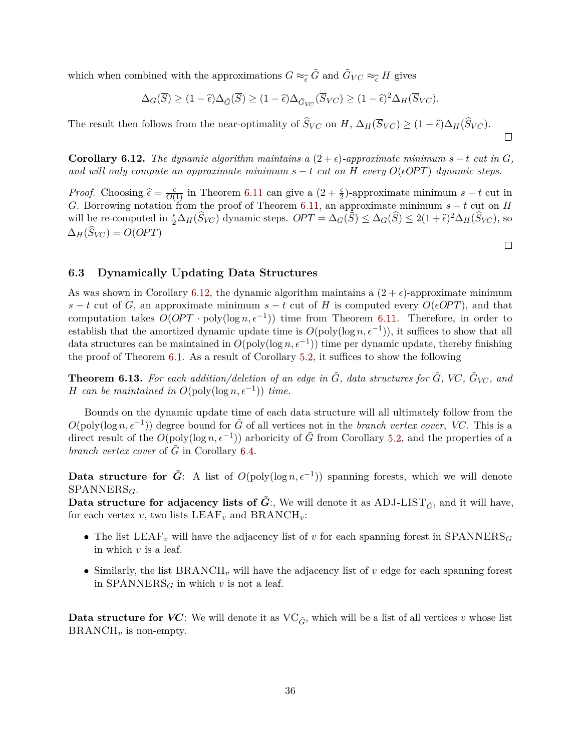which when combined with the approximations $G \approx_{\widehat{\epsilon}} \tilde{G}$ and $\tilde{G}_{VC} \approx_{\widehat{\epsilon}} H$ gives

$$\Delta_G(\overline{S}) \geq (1-\widehat{\epsilon})\Delta_{\tilde{G}}(\overline{S}) \geq (1-\widehat{\epsilon})\Delta_{\tilde{G}_{VC}}(\overline{S}_{VC}) \geq (1-\widehat{\epsilon})^2\Delta_H(\overline{S}_{VC}).$$

The result then follows from the near-optimality of $\widehat{S}_{VC}$ on $H$, $\Delta_H(\overline{S}_{VC}) \geq (1-\widehat{\epsilon})\Delta_H(\widehat{S}_{VC})$. □

**Corollary 6.12.** *The dynamic algorithm maintains a $(2+\epsilon)$-approximate minimum $s-t$ cut in $G$, and will only compute an approximate minimum $s-t$ cut on $H$ every $O(\epsilon OPT)$ dynamic steps.*

*Proof.* Choosing $\widehat{\epsilon} = \frac{\epsilon}{O(1)}$ in Theorem 6.11 can give a $(2+\frac{\epsilon}{2})$-approximate minimum $s-t$ cut in $G$. Borrowing notation from the proof of Theorem 6.11, an approximate minimum $s-t$ cut on $H$ will be re-computed in $\frac{\epsilon}{2}\Delta_H(\widehat{S}_{VC})$ dynamic steps. $OPT = \Delta_G(\bar{S}) \leq \Delta_G(\widehat{S}) \leq 2(1+\widehat{\epsilon})^2\Delta_H(\widehat{S}_{VC})$, so $\Delta_H(\widehat{S}_{VC}) = O(OPT)$ □

### 6.3 Dynamically Updating Data Structures

As was shown in Corollary 6.12, the dynamic algorithm maintains a $(2+\epsilon)$-approximate minimum $s-t$ cut of $G$, an approximate minimum $s-t$ cut of $H$ is computed every $O(\epsilon OPT)$, and that computation takes $O(OPT \cdot \text{poly}(\log n, \epsilon^{-1}))$ time from Theorem 6.11. Therefore, in order to establish that the amortized dynamic update time is $O(\text{poly}(\log n, \epsilon^{-1}))$, it suffices to show that all data structures can be maintained in $O(\text{poly}(\log n, \epsilon^{-1}))$ time per dynamic update, thereby finishing the proof of Theorem 6.1. As a result of Corollary 5.2, it suffices to show the following

**Theorem 6.13.** *For each addition/deletion of an edge in $\tilde{G}$, data structures for $\tilde{G}$, $VC$, $\tilde{G}_{VC}$, and $H$ can be maintained in $O(\text{poly}(\log n, \epsilon^{-1}))$ time.*

Bounds on the dynamic update time of each data structure will all ultimately follow from the $O(\text{poly}(\log n, \epsilon^{-1}))$ degree bound for $\tilde{G}$ of all vertices not in the *branch vertex cover*, $VC$. This is a direct result of the $O(\text{poly}(\log n, \epsilon^{-1}))$ arboricity of $\tilde{G}$ from Corollary 5.2, and the properties of a *branch vertex cover* of $\tilde{G}$ in Corollary 6.4.

**Data structure for $\tilde{G}$**: A list of $O(\text{poly}(\log n, \epsilon^{-1}))$ spanning forests, which we will denote $\text{SPANNERS}_G$.
**Data structure for adjacency lists of $\tilde{G}$**:, We will denote it as $\text{ADJ-LIST}_{\tilde{G}}$, and it will have, for each vertex $v$, two lists $\text{LEAF}_v$ and $\text{BRANCH}_v$:

- The list $\text{LEAF}_v$ will have the adjacency list of $v$ for each spanning forest in $\text{SPANNERS}_G$ in which $v$ is a leaf.
- Similarly, the list $\text{BRANCH}_v$ will have the adjacency list of $v$ edge for each spanning forest in $\text{SPANNERS}_G$ in which $v$ is not a leaf.

**Data structure for $VC$**: We will denote it as $\text{VC}_{\tilde{G}}$, which will be a list of all vertices $v$ whose list $\text{BRANCH}_v$ is non-empty.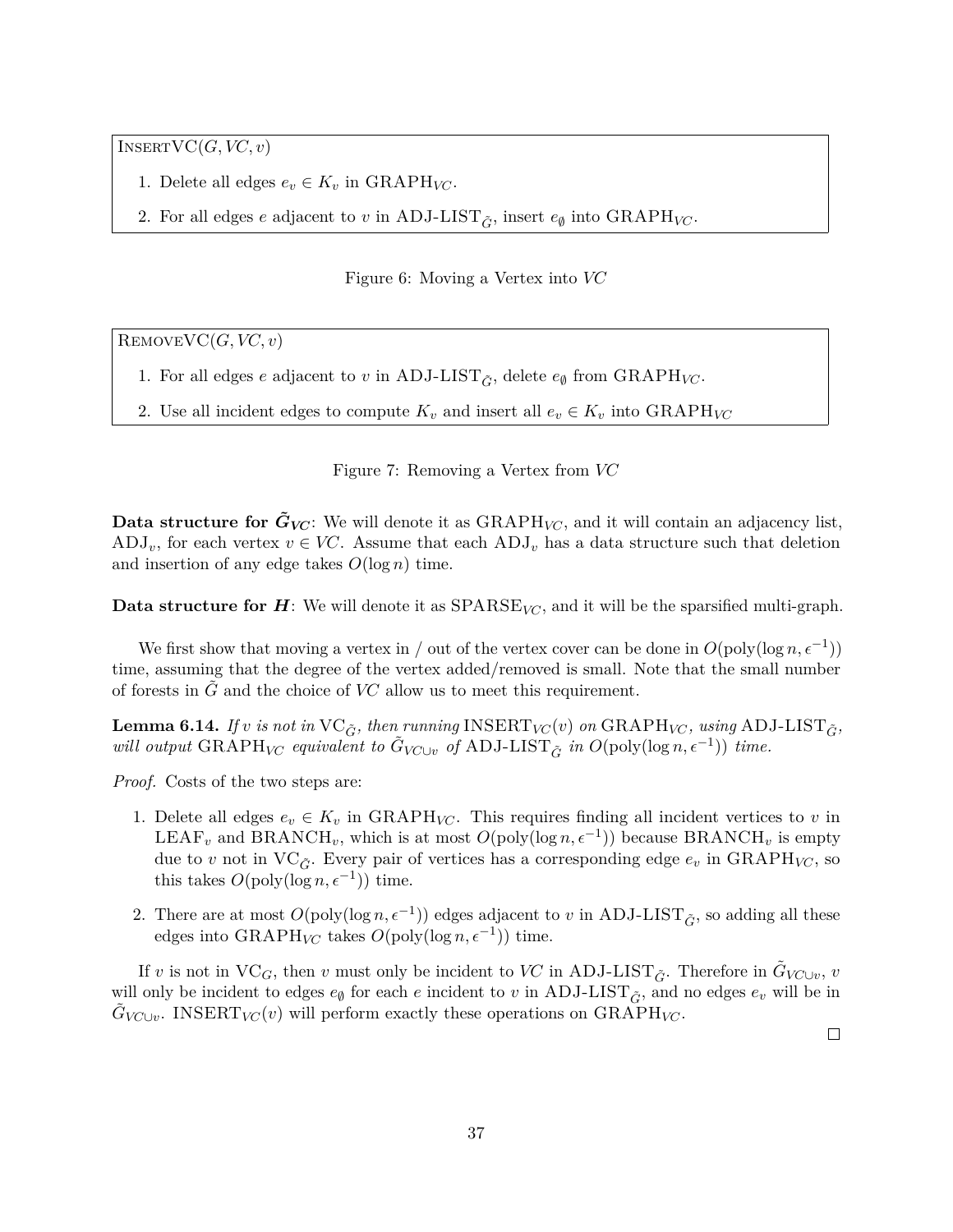InsertVC$(G, VC, v)$

1. Delete all edges $e_v \in K_v$ in $\text{GRAPH}_{VC}$.
2. For all edges $e$ adjacent to $v$ in $\text{ADJ-LIST}_{\tilde{G}}$, insert $e_\emptyset$ into $\text{GRAPH}_{VC}$.

Figure 6: Moving a Vertex into *VC*

RemoveVC$(G, VC, v)$

1. For all edges $e$ adjacent to $v$ in $\text{ADJ-LIST}_{\tilde{G}}$, delete $e_\emptyset$ from $\text{GRAPH}_{VC}$.
2. Use all incident edges to compute $K_v$ and insert all $e_v \in K_v$ into $\text{GRAPH}_{VC}$

Figure 7: Removing a Vertex from *VC*

**Data structure for $\tilde{G}_{VC}$**: We will denote it as $\text{GRAPH}_{VC}$, and it will contain an adjacency list, $\text{ADJ}_v$, for each vertex $v \in VC$. Assume that each $\text{ADJ}_v$ has a data structure such that deletion and insertion of any edge takes $O(\log n)$ time.

**Data structure for $H$**: We will denote it as $\text{SPARSE}_{VC}$, and it will be the sparsified multi-graph.

We first show that moving a vertex in / out of the vertex cover can be done in $O(\text{poly}(\log n, \epsilon^{-1}))$ time, assuming that the degree of the vertex added/removed is small. Note that the small number of forests in $\tilde{G}$ and the choice of *VC* allow us to meet this requirement.

**Lemma 6.14.** *If $v$ is not in $\text{VC}_{\tilde{G}}$, then running $\text{INSERT}_{VC}(v)$ on $\text{GRAPH}_{VC}$, using $\text{ADJ-LIST}_{\tilde{G}}$, will output $\text{GRAPH}_{VC}$ equivalent to $\tilde{G}_{VC \cup v}$ of $\text{ADJ-LIST}_{\tilde{G}}$ in $O(\text{poly}(\log n, \epsilon^{-1}))$ time.*

*Proof.* Costs of the two steps are:

1. Delete all edges $e_v \in K_v$ in $\text{GRAPH}_{VC}$. This requires finding all incident vertices to $v$ in $\text{LEAF}_v$ and $\text{BRANCH}_v$, which is at most $O(\text{poly}(\log n, \epsilon^{-1}))$ because $\text{BRANCH}_v$ is empty due to $v$ not in $\text{VC}_{\tilde{G}}$. Every pair of vertices has a corresponding edge $e_v$ in $\text{GRAPH}_{VC}$, so this takes $O(\text{poly}(\log n, \epsilon^{-1}))$ time.
2. There are at most $O(\text{poly}(\log n, \epsilon^{-1}))$ edges adjacent to $v$ in $\text{ADJ-LIST}_{\tilde{G}}$, so adding all these edges into $\text{GRAPH}_{VC}$ takes $O(\text{poly}(\log n, \epsilon^{-1}))$ time.

If $v$ is not in $\text{VC}_G$, then $v$ must only be incident to *VC* in $\text{ADJ-LIST}_{\tilde{G}}$. Therefore in $\tilde{G}_{VC \cup v}$, $v$ will only be incident to edges $e_\emptyset$ for each $e$ incident to $v$ in $\text{ADJ-LIST}_{\tilde{G}}$, and no edges $e_v$ will be in $\tilde{G}_{VC \cup v}$. $\text{INSERT}_{VC}(v)$ will perform exactly these operations on $\text{GRAPH}_{VC}$.

□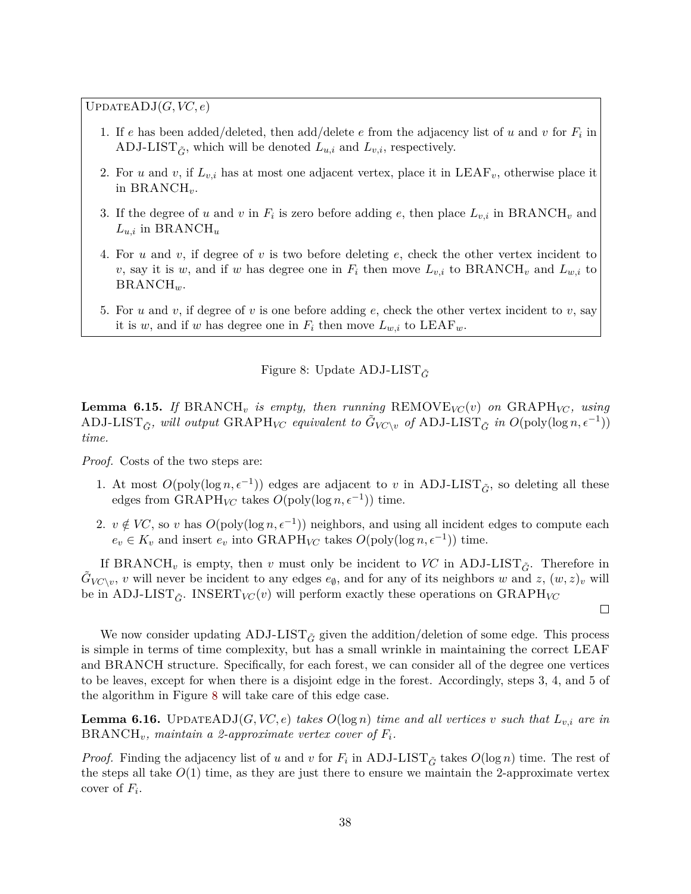UPDATEADJ($G, VC, e$)

1. If $e$ has been added/deleted, then add/delete $e$ from the adjacency list of $u$ and $v$ for $F_i$ in ADJ-LIST$_{\tilde{G}}$, which will be denoted $L_{u,i}$ and $L_{v,i}$, respectively.
2. For $u$ and $v$, if $L_{v,i}$ has at most one adjacent vertex, place it in LEAF$_v$, otherwise place it in BRANCH$_v$.
3. If the degree of $u$ and $v$ in $F_i$ is zero before adding $e$, then place $L_{v,i}$ in BRANCH$_v$ and $L_{u,i}$ in BRANCH$_u$
4. For $u$ and $v$, if degree of $v$ is two before deleting $e$, check the other vertex incident to $v$, say it is $w$, and if $w$ has degree one in $F_i$ then move $L_{v,i}$ to BRANCH$_v$ and $L_{w,i}$ to BRANCH$_w$.
5. For $u$ and $v$, if degree of $v$ is one before adding $e$, check the other vertex incident to $v$, say it is $w$, and if $w$ has degree one in $F_i$ then move $L_{w,i}$ to LEAF$_w$.

Figure 8: Update ADJ-LIST$_{\tilde{G}}$

**Lemma 6.15.** *If* BRANCH$_v$ *is empty, then running* REMOVE$_{VC}(v)$ *on* GRAPH$_{VC}$*, using* ADJ-LIST$_{\tilde{G}}$*, will output* GRAPH$_{VC}$ *equivalent to* $\tilde{G}_{VC\setminus v}$ *of* ADJ-LIST$_{\tilde{G}}$ *in* $O(\text{poly}(\log n, \epsilon^{-1}))$ *time.*

*Proof.* Costs of the two steps are:

1. At most $O(\text{poly}(\log n, \epsilon^{-1}))$ edges are adjacent to $v$ in ADJ-LIST$_{\tilde{G}}$, so deleting all these edges from GRAPH$_{VC}$ takes $O(\text{poly}(\log n, \epsilon^{-1}))$ time.
2. $v \notin VC$, so $v$ has $O(\text{poly}(\log n, \epsilon^{-1}))$ neighbors, and using all incident edges to compute each $e_v \in K_v$ and insert $e_v$ into GRAPH$_{VC}$ takes $O(\text{poly}(\log n, \epsilon^{-1}))$ time.

If BRANCH$_v$ is empty, then $v$ must only be incident to $VC$ in ADJ-LIST$_{\tilde{G}}$. Therefore in $\tilde{G}_{VC\setminus v}$, $v$ will never be incident to any edges $e_\emptyset$, and for any of its neighbors $w$ and $z$, $(w, z)_v$ will be in ADJ-LIST$_{\tilde{G}}$. INSERT$_{VC}(v)$ will perform exactly these operations on GRAPH$_{VC}$ ◻

We now consider updating ADJ-LIST$_{\tilde{G}}$ given the addition/deletion of some edge. This process is simple in terms of time complexity, but has a small wrinkle in maintaining the correct LEAF and BRANCH structure. Specifically, for each forest, we can consider all of the degree one vertices to be leaves, except for when there is a disjoint edge in the forest. Accordingly, steps 3, 4, and 5 of the algorithm in Figure 8 will take care of this edge case.

**Lemma 6.16.** UPDATEADJ($G, VC, e$) *takes* $O(\log n)$ *time and all vertices* $v$ *such that* $L_{v,i}$ *are in* BRANCH$_v$*, maintain a 2-approximate vertex cover of* $F_i$*.*

*Proof.* Finding the adjacency list of $u$ and $v$ for $F_i$ in ADJ-LIST$_{\tilde{G}}$ takes $O(\log n)$ time. The rest of the steps all take $O(1)$ time, as they are just there to ensure we maintain the 2-approximate vertex cover of $F_i$.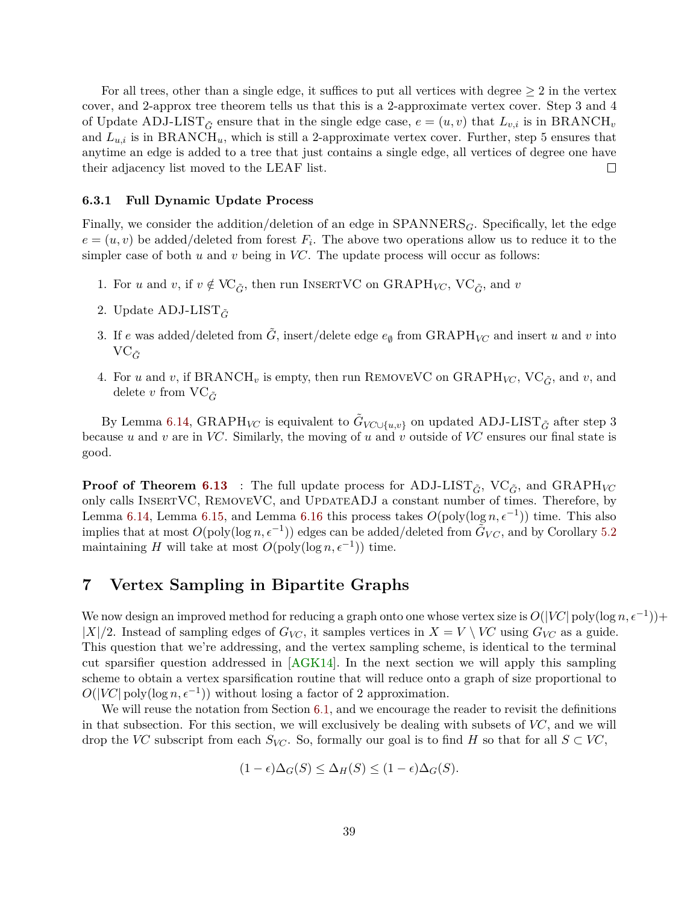For all trees, other than a single edge, it suffices to put all vertices with degree $\geq 2$ in the vertex cover, and 2-approx tree theorem tells us that this is a 2-approximate vertex cover. Step 3 and 4 of Update ADJ-LIST$_{\tilde{G}}$ ensure that in the single edge case, $e = (u, v)$ that $L_{v,i}$ is in BRANCH$_v$ and $L_{u,i}$ is in BRANCH$_u$, which is still a 2-approximate vertex cover. Further, step 5 ensures that anytime an edge is added to a tree that just contains a single edge, all vertices of degree one have their adjacency list moved to the LEAF list. □

### 6.3.1 Full Dynamic Update Process

Finally, we consider the addition/deletion of an edge in SPANNERS$_G$. Specifically, let the edge $e = (u, v)$ be added/deleted from forest $F_i$. The above two operations allow us to reduce it to the simpler case of both $u$ and $v$ being in $VC$. The update process will occur as follows:

1. For $u$ and $v$, if $v \notin \text{VC}_{\tilde{G}}$, then run InsertVC on GRAPH$_{VC}$, VC$_{\tilde{G}}$, and $v$
2. Update ADJ-LIST$_{\tilde{G}}$
3. If $e$ was added/deleted from $\tilde{G}$, insert/delete edge $e_\emptyset$ from GRAPH$_{VC}$ and insert $u$ and $v$ into VC$_{\tilde{G}}$
4. For $u$ and $v$, if BRANCH$_v$ is empty, then run RemoveVC on GRAPH$_{VC}$, VC$_{\tilde{G}}$, and $v$, and delete $v$ from VC$_{\tilde{G}}$

By Lemma 6.14, GRAPH$_{VC}$ is equivalent to $\tilde{G}_{VC \cup \{u,v\}}$ on updated ADJ-LIST$_{\tilde{G}}$ after step 3 because $u$ and $v$ are in $VC$. Similarly, the moving of $u$ and $v$ outside of $VC$ ensures our final state is good.

**Proof of Theorem 6.13** : The full update process for ADJ-LIST$_{\tilde{G}}$, VC$_{\tilde{G}}$, and GRAPH$_{VC}$ only calls InsertVC, RemoveVC, and UpdateADJ a constant number of times. Therefore, by Lemma 6.14, Lemma 6.15, and Lemma 6.16 this process takes $O(\text{poly}(\log n, \epsilon^{-1}))$ time. This also implies that at most $O(\text{poly}(\log n, \epsilon^{-1}))$ edges can be added/deleted from $\tilde{G}_{VC}$, and by Corollary 5.2 maintaining $H$ will take at most $O(\text{poly}(\log n, \epsilon^{-1}))$ time.

## 7 Vertex Sampling in Bipartite Graphs

We now design an improved method for reducing a graph onto one whose vertex size is $O(|VC| \text{ poly}(\log n, \epsilon^{-1})) + |X|/2$. Instead of sampling edges of $G_{VC}$, it samples vertices in $X = V \setminus VC$ using $G_{VC}$ as a guide. This question that we're addressing, and the vertex sampling scheme, is identical to the terminal cut sparsifier question addressed in [AGK14]. In the next section we will apply this sampling scheme to obtain a vertex sparsification routine that will reduce onto a graph of size proportional to $O(|VC| \text{ poly}(\log n, \epsilon^{-1}))$ without losing a factor of 2 approximation.

We will reuse the notation from Section 6.1, and we encourage the reader to revisit the definitions in that subsection. For this section, we will exclusively be dealing with subsets of $VC$, and we will drop the $VC$ subscript from each $S_{VC}$. So, formally our goal is to find $H$ so that for all $S \subset VC$,

$$(1 - \epsilon)\Delta_G(S) \leq \Delta_H(S) \leq (1 - \epsilon)\Delta_G(S).$$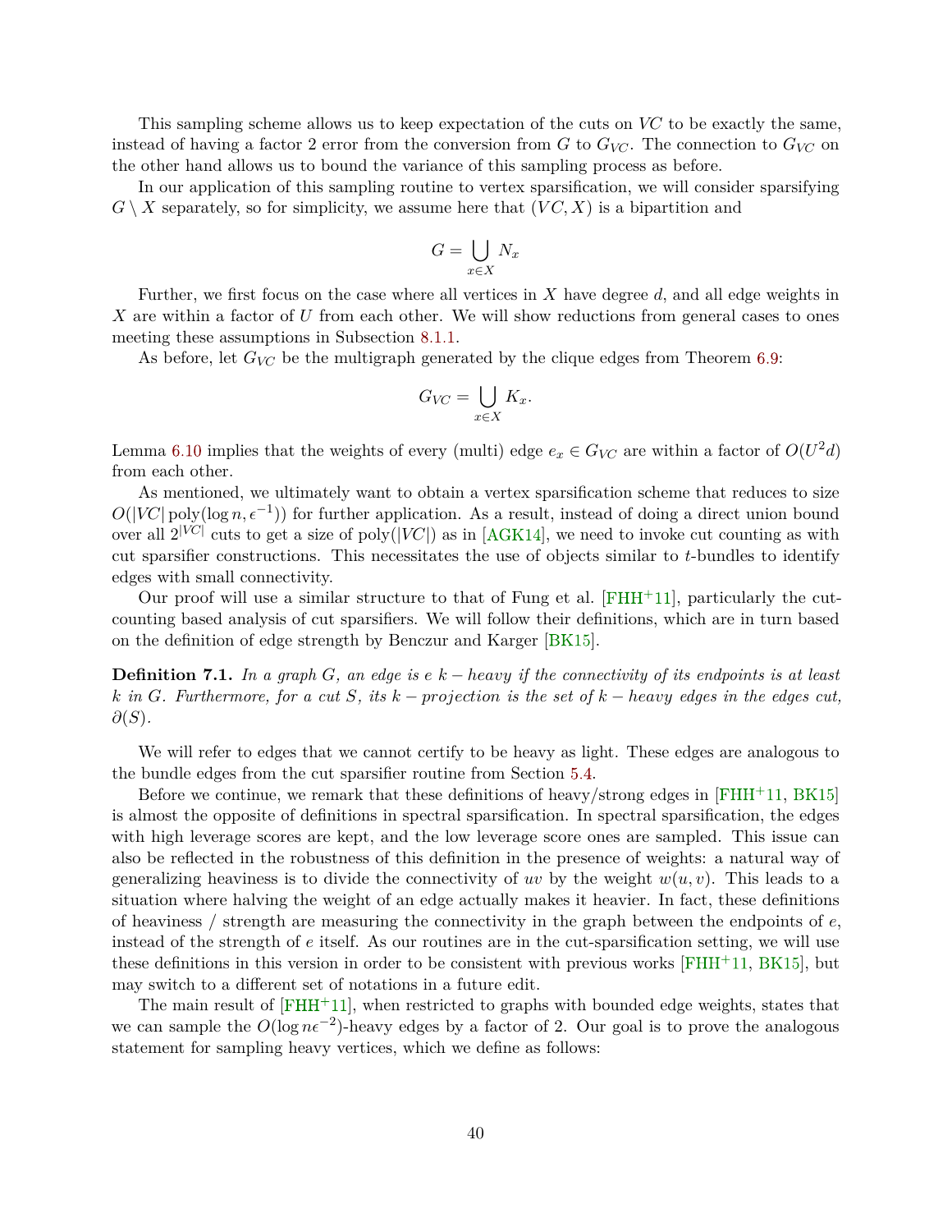This sampling scheme allows us to keep expectation of the cuts on $VC$ to be exactly the same, instead of having a factor 2 error from the conversion from $G$ to $G_{VC}$. The connection to $G_{VC}$ on the other hand allows us to bound the variance of this sampling process as before.

In our application of this sampling routine to vertex sparsification, we will consider sparsifying $G \setminus X$ separately, so for simplicity, we assume here that $(VC, X)$ is a bipartition and

$$G = \bigcup_{x \in X} N_x$$

Further, we first focus on the case where all vertices in $X$ have degree $d$, and all edge weights in $X$ are within a factor of $U$ from each other. We will show reductions from general cases to ones meeting these assumptions in Subsection 8.1.1.

As before, let $G_{VC}$ be the multigraph generated by the clique edges from Theorem 6.9:

$$G_{VC} = \bigcup_{x \in X} K_x.$$

Lemma 6.10 implies that the weights of every (multi) edge $e_x \in G_{VC}$ are within a factor of $O(U^2 d)$ from each other.

As mentioned, we ultimately want to obtain a vertex sparsification scheme that reduces to size $O(|VC| \operatorname{poly}(\log n, \epsilon^{-1}))$ for further application. As a result, instead of doing a direct union bound over all $2^{|VC|}$ cuts to get a size of $\operatorname{poly}(|VC|)$ as in [AGK14], we need to invoke cut counting as with cut sparsifier constructions. This necessitates the use of objects similar to $t$-bundles to identify edges with small connectivity.

Our proof will use a similar structure to that of Fung et al. [FHH+11], particularly the cut-counting based analysis of cut sparsifiers. We will follow their definitions, which are in turn based on the definition of edge strength by Benczur and Karger [BK15].

**Definition 7.1.** *In a graph $G$, an edge is $e$ $k-heavy$ if the connectivity of its endpoints is at least $k$ in $G$. Furthermore, for a cut $S$, its $k-projection$ is the set of $k-heavy$ edges in the edges cut, $\partial(S)$.*

We will refer to edges that we cannot certify to be heavy as light. These edges are analogous to the bundle edges from the cut sparsifier routine from Section 5.4.

Before we continue, we remark that these definitions of heavy/strong edges in [FHH+11, BK15] is almost the opposite of definitions in spectral sparsification. In spectral sparsification, the edges with high leverage scores are kept, and the low leverage score ones are sampled. This issue can also be reflected in the robustness of this definition in the presence of weights: a natural way of generalizing heaviness is to divide the connectivity of $uv$ by the weight $w(u, v)$. This leads to a situation where halving the weight of an edge actually makes it heavier. In fact, these definitions of heaviness / strength are measuring the connectivity in the graph between the endpoints of $e$, instead of the strength of $e$ itself. As our routines are in the cut-sparsification setting, we will use these definitions in this version in order to be consistent with previous works [FHH+11, BK15], but may switch to a different set of notations in a future edit.

The main result of [FHH+11], when restricted to graphs with bounded edge weights, states that we can sample the $O(\log n\epsilon^{-2})$-heavy edges by a factor of 2. Our goal is to prove the analogous statement for sampling heavy vertices, which we define as follows: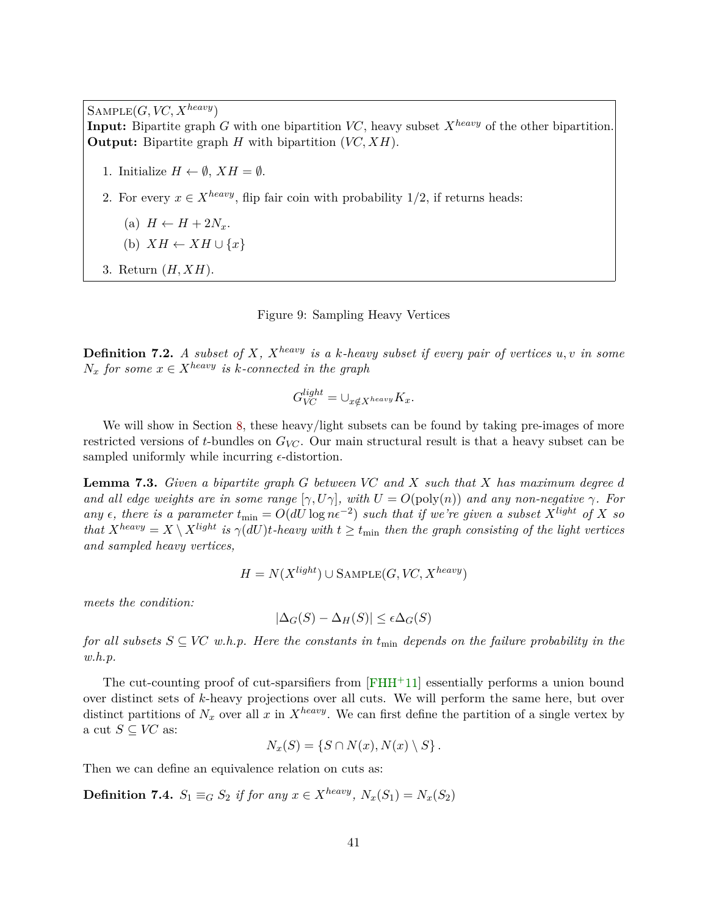SAMPLE($G, VC, X^{heavy}$)
**Input:** Bipartite graph $G$ with one bipartition $VC$, heavy subset $X^{heavy}$ of the other bipartition.
**Output:** Bipartite graph $H$ with bipartition $(VC, XH)$.

1. Initialize $H \leftarrow \emptyset$, $XH = \emptyset$.
2. For every $x \in X^{heavy}$, flip fair coin with probability 1/2, if returns heads:
   (a) $H \leftarrow H + 2N_x$.
   (b) $XH \leftarrow XH \cup \{x\}$
3. Return $(H, XH)$.

Figure 9: Sampling Heavy Vertices

**Definition 7.2.** *A subset of $X$, $X^{heavy}$ is a $k$-heavy subset if every pair of vertices $u, v$ in some $N_x$ for some $x \in X^{heavy}$ is $k$-connected in the graph*

$$G_{VC}^{light} = \cup_{x \notin X^{heavy}} K_x.$$

We will show in Section 8, these heavy/light subsets can be found by taking pre-images of more restricted versions of $t$-bundles on $G_{VC}$. Our main structural result is that a heavy subset can be sampled uniformly while incurring $\epsilon$-distortion.

**Lemma 7.3.** *Given a bipartite graph $G$ between $VC$ and $X$ such that $X$ has maximum degree $d$ and all edge weights are in some range $[\gamma, U\gamma]$, with $U = O(\text{poly}(n))$ and any non-negative $\gamma$. For any $\epsilon$, there is a parameter $t_{\min} = O(dU \log n\epsilon^{-2})$ such that if we're given a subset $X^{light}$ of $X$ so that $X^{heavy} = X \setminus X^{light}$ is $\gamma(dU)t$-heavy with $t \geq t_{\min}$ then the graph consisting of the light vertices and sampled heavy vertices,*

$$H = N(X^{light}) \cup \text{SAMPLE}(G, VC, X^{heavy})$$

*meets the condition:*

$$|\Delta_G(S) - \Delta_H(S)| \leq \epsilon\Delta_G(S)$$

*for all subsets $S \subseteq VC$ w.h.p. Here the constants in $t_{\min}$ depends on the failure probability in the w.h.p.*

The cut-counting proof of cut-sparsifiers from [FHH+11] essentially performs a union bound over distinct sets of $k$-heavy projections over all cuts. We will perform the same here, but over distinct partitions of $N_x$ over all $x$ in $X^{heavy}$. We can first define the partition of a single vertex by a cut $S \subseteq VC$ as:

$$N_x(S) = \{S \cap N(x), N(x) \setminus S\}.$$

Then we can define an equivalence relation on cuts as:

**Definition 7.4.** *$S_1 \equiv_G S_2$ if for any $x \in X^{heavy}$, $N_x(S_1) = N_x(S_2)$*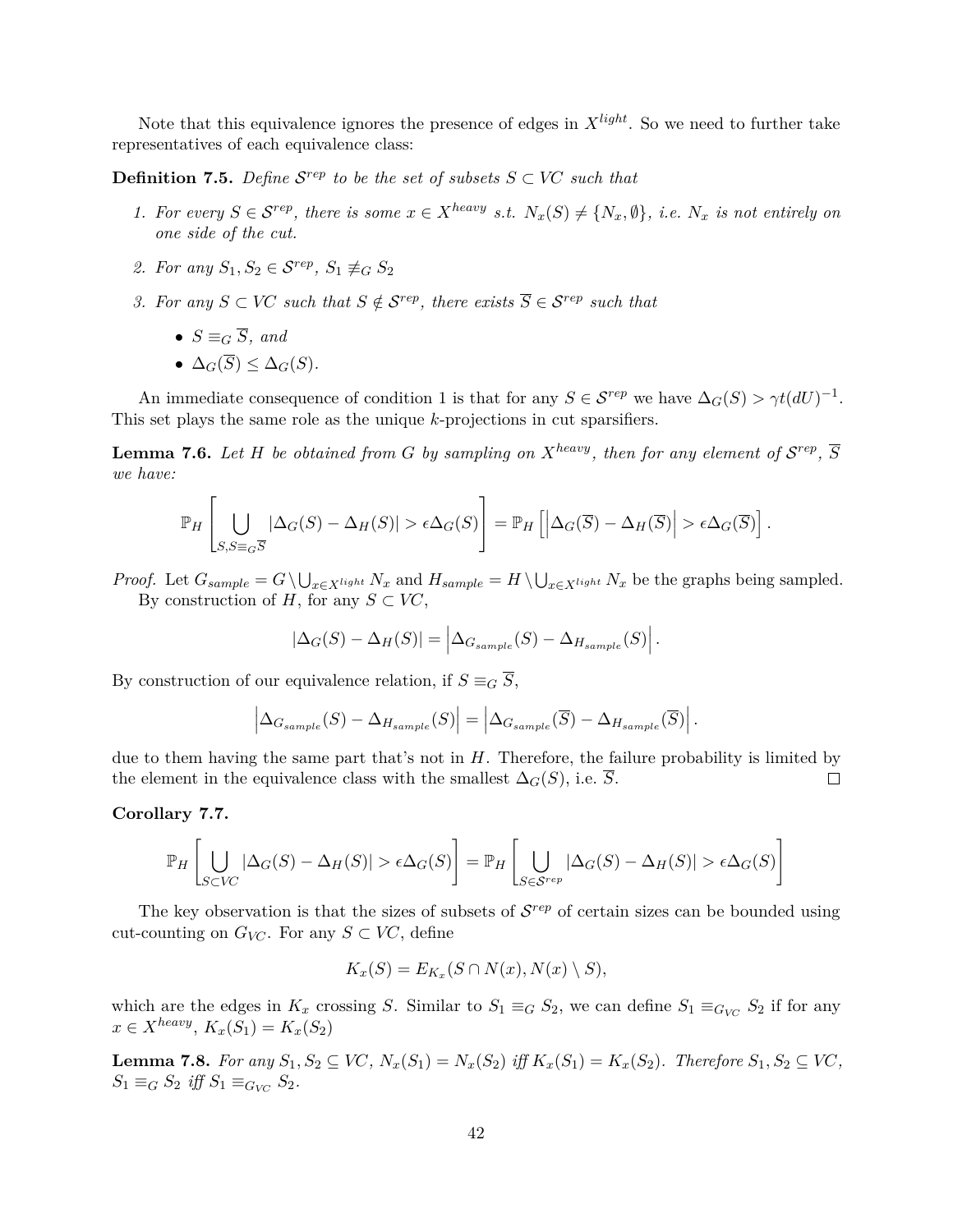Note that this equivalence ignores the presence of edges in $X^{light}$. So we need to further take representatives of each equivalence class:

**Definition 7.5.** *Define $\mathcal{S}^{rep}$ to be the set of subsets $S \subset VC$ such that*

1. *For every $S \in \mathcal{S}^{rep}$, there is some $x \in X^{heavy}$ s.t. $N_x(S) \neq \{N_x, \emptyset\}$, i.e. $N_x$ is not entirely on one side of the cut.*
2. *For any $S_1, S_2 \in \mathcal{S}^{rep}$, $S_1 \not\equiv_G S_2$*
3. *For any $S \subset VC$ such that $S \notin \mathcal{S}^{rep}$, there exists $\overline{S} \in \mathcal{S}^{rep}$ such that*
   - *$S \equiv_G \overline{S}$, and*
   - *$\Delta_G(\overline{S}) \leq \Delta_G(S)$.*

An immediate consequence of condition 1 is that for any $S \in \mathcal{S}^{rep}$ we have $\Delta_G(S) > \gamma t (dU)^{-1}$. This set plays the same role as the unique $k$-projections in cut sparsifiers.

**Lemma 7.6.** *Let $H$ be obtained from $G$ by sampling on $X^{heavy}$, then for any element of $\mathcal{S}^{rep}$, $\overline{S}$ we have:*

$$\mathbb{P}_H \left[ \bigcup_{S, S \equiv_G \overline{S}} |\Delta_G(S) - \Delta_H(S)| > \epsilon \Delta_G(S) \right] = \mathbb{P}_H \left[ \left| \Delta_G(\overline{S}) - \Delta_H(\overline{S}) \right| > \epsilon \Delta_G(\overline{S}) \right].$$

*Proof.* Let $G_{sample} = G \setminus \bigcup_{x \in X^{light}} N_x$ and $H_{sample} = H \setminus \bigcup_{x \in X^{light}} N_x$ be the graphs being sampled.

By construction of $H$, for any $S \subset VC$,

$$|\Delta_G(S) - \Delta_H(S)| = \left| \Delta_{G_{sample}}(S) - \Delta_{H_{sample}}(S) \right|.$$

By construction of our equivalence relation, if $S \equiv_G \overline{S}$,

$$\left| \Delta_{G_{sample}}(S) - \Delta_{H_{sample}}(S) \right| = \left| \Delta_{G_{sample}}(\overline{S}) - \Delta_{H_{sample}}(\overline{S}) \right|.$$

due to them having the same part that's not in $H$. Therefore, the failure probability is limited by the element in the equivalence class with the smallest $\Delta_G(S)$, i.e. $\overline{S}$. $\square$

**Corollary 7.7.**

$$\mathbb{P}_H \left[ \bigcup_{S \subset VC} |\Delta_G(S) - \Delta_H(S)| > \epsilon \Delta_G(S) \right] = \mathbb{P}_H \left[ \bigcup_{S \in \mathcal{S}^{rep}} |\Delta_G(S) - \Delta_H(S)| > \epsilon \Delta_G(S) \right]$$

The key observation is that the sizes of subsets of $\mathcal{S}^{rep}$ of certain sizes can be bounded using cut-counting on $G_{VC}$. For any $S \subset VC$, define

$$K_x(S) = E_{K_x}(S \cap N(x), N(x) \setminus S),$$

which are the edges in $K_x$ crossing $S$. Similar to $S_1 \equiv_G S_2$, we can define $S_1 \equiv_{G_{VC}} S_2$ if for any $x \in X^{heavy}$, $K_x(S_1) = K_x(S_2)$

**Lemma 7.8.** *For any $S_1, S_2 \subseteq VC$, $N_x(S_1) = N_x(S_2)$ iff $K_x(S_1) = K_x(S_2)$. Therefore $S_1, S_2 \subseteq VC$, $S_1 \equiv_G S_2$ iff $S_1 \equiv_{G_{VC}} S_2$.*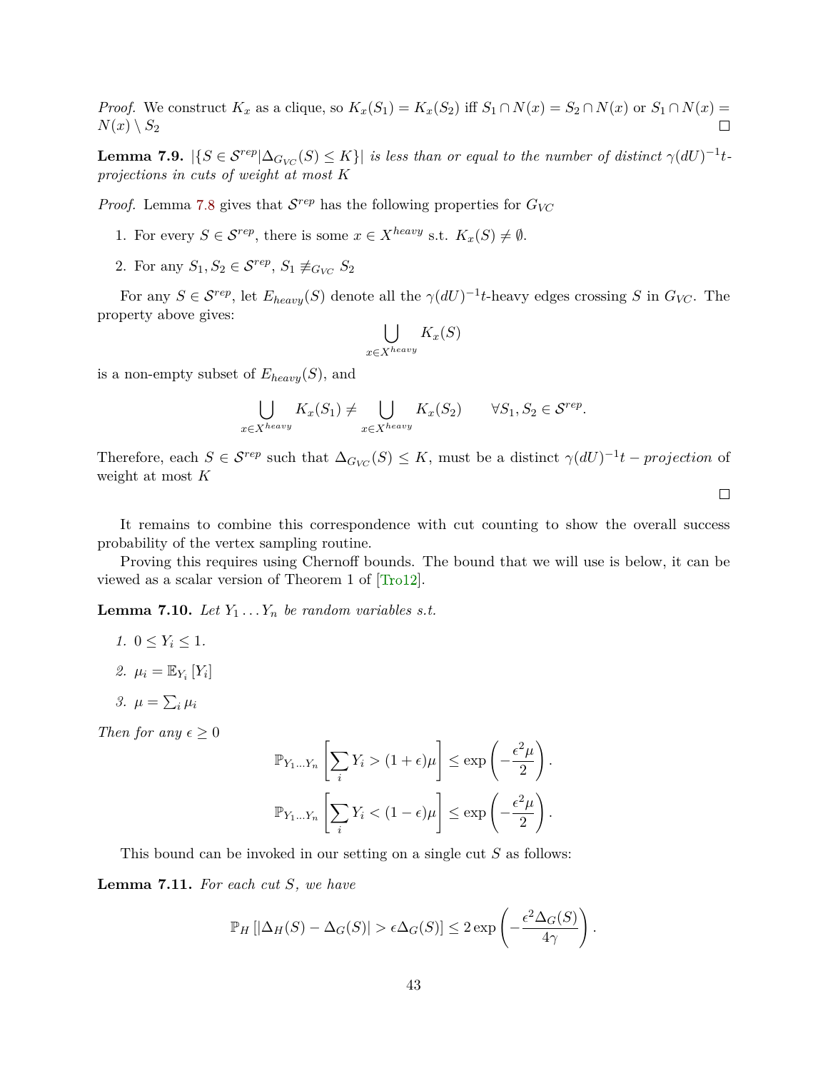*Proof.* We construct $K_x$ as a clique, so $K_x(S_1) = K_x(S_2)$ iff $S_1 \cap N(x) = S_2 \cap N(x)$ or $S_1 \cap N(x) = N(x) \setminus S_2$ ◻

**Lemma 7.9.** *$|\{S \in \mathcal{S}^{rep} | \Delta_{G_{VC}}(S) \leq K\}|$ is less than or equal to the number of distinct $\gamma(dU)^{-1}t$-projections in cuts of weight at most $K$*

*Proof.* Lemma 7.8 gives that $\mathcal{S}^{rep}$ has the following properties for $G_{VC}$

1. For every $S \in \mathcal{S}^{rep}$, there is some $x \in X^{heavy}$ s.t. $K_x(S) \neq \emptyset$.
2. For any $S_1, S_2 \in \mathcal{S}^{rep}$, $S_1 \not\equiv_{G_{VC}} S_2$

For any $S \in \mathcal{S}^{rep}$, let $E_{heavy}(S)$ denote all the $\gamma(dU)^{-1}t$-heavy edges crossing $S$ in $G_{VC}$. The property above gives:

$$\bigcup_{x \in X^{heavy}} K_x(S)$$

is a non-empty subset of $E_{heavy}(S)$, and

$$\bigcup_{x \in X^{heavy}} K_x(S_1) \neq \bigcup_{x \in X^{heavy}} K_x(S_2) \qquad \forall S_1, S_2 \in \mathcal{S}^{rep}.$$

Therefore, each $S \in \mathcal{S}^{rep}$ such that $\Delta_{G_{VC}}(S) \leq K$, must be a distinct $\gamma(dU)^{-1}t - projection$ of weight at most $K$

◻

It remains to combine this correspondence with cut counting to show the overall success probability of the vertex sampling routine.

Proving this requires using Chernoff bounds. The bound that we will use is below, it can be viewed as a scalar version of Theorem 1 of [Tro12].

**Lemma 7.10.** *Let $Y_1 \ldots Y_n$ be random variables s.t.*

1. $0 \leq Y_i \leq 1$.
2. $\mu_i = \mathbb{E}_{Y_i}[Y_i]$
3. $\mu = \sum_i \mu_i$

*Then for any $\epsilon \geq 0$*

$$\mathbb{P}_{Y_1 \ldots Y_n}\left[\sum_i Y_i > (1+\epsilon)\mu\right] \leq \exp\left(-\frac{\epsilon^2 \mu}{2}\right).$$

$$\mathbb{P}_{Y_1 \ldots Y_n}\left[\sum_i Y_i < (1-\epsilon)\mu\right] \leq \exp\left(-\frac{\epsilon^2 \mu}{2}\right).$$

This bound can be invoked in our setting on a single cut $S$ as follows:

**Lemma 7.11.** *For each cut $S$, we have*

$$\mathbb{P}_H\left[|\Delta_H(S) - \Delta_G(S)| > \epsilon \Delta_G(S)\right] \leq 2\exp\left(-\frac{\epsilon^2 \Delta_G(S)}{4\gamma}\right).$$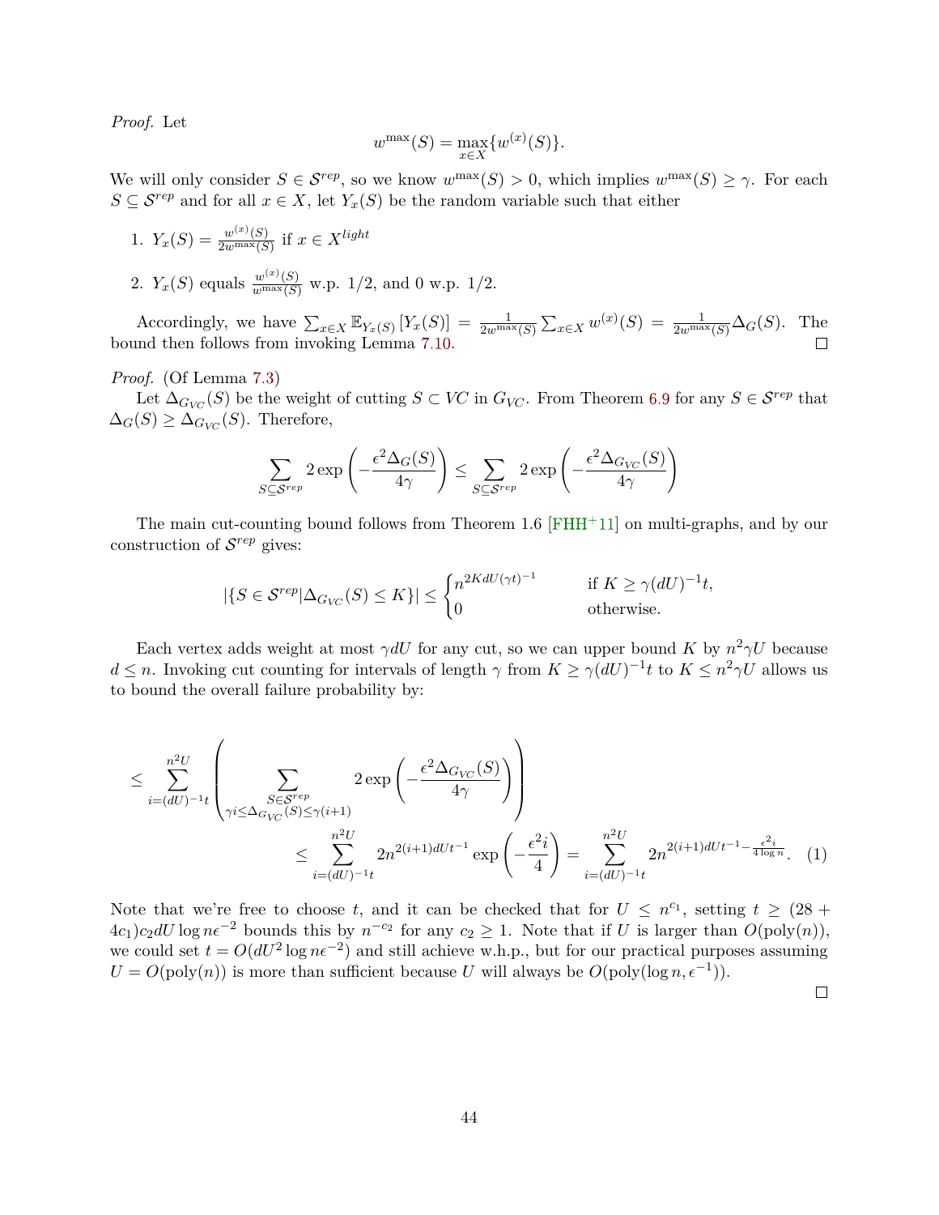*Proof.* Let

$$w^{\max}(S) = \max_{x \in X}\{w^{(x)}(S)\}.$$

We will only consider $S \in \mathcal{S}^{rep}$, so we know $w^{\max}(S) > 0$, which implies $w^{\max}(S) \geq \gamma$. For each $S \subseteq \mathcal{S}^{rep}$ and for all $x \in X$, let $Y_x(S)$ be the random variable such that either

1. $Y_x(S) = \frac{w^{(x)}(S)}{2w^{\max}(S)}$ if $x \in X^{light}$
2. $Y_x(S)$ equals $\frac{w^{(x)}(S)}{w^{\max}(S)}$ w.p. 1/2, and 0 w.p. 1/2.

Accordingly, we have $\sum_{x \in X} \mathbb{E}_{Y_x(S)}[Y_x(S)] = \frac{1}{2w^{\max}(S)} \sum_{x \in X} w^{(x)}(S) = \frac{1}{2w^{\max}(S)} \Delta_G(S)$. The bound then follows from invoking Lemma 7.10. □

*Proof.* (Of Lemma 7.3)

Let $\Delta_{G_{VC}}(S)$ be the weight of cutting $S \subset VC$ in $G_{VC}$. From Theorem 6.9 for any $S \in \mathcal{S}^{rep}$ that $\Delta_G(S) \geq \Delta_{G_{VC}}(S)$. Therefore,

$$\sum_{S \subseteq \mathcal{S}^{rep}} 2\exp\left(-\frac{\epsilon^2 \Delta_G(S)}{4\gamma}\right) \leq \sum_{S \subseteq \mathcal{S}^{rep}} 2\exp\left(-\frac{\epsilon^2 \Delta_{G_{VC}}(S)}{4\gamma}\right)$$

The main cut-counting bound follows from Theorem 1.6 [FHH+11] on multi-graphs, and by our construction of $\mathcal{S}^{rep}$ gives:

$$|\{S \in \mathcal{S}^{rep} | \Delta_{G_{VC}}(S) \leq K\}| \leq \begin{cases} n^{2KdU(\gamma t)^{-1}} & \text{if } K \geq \gamma(dU)^{-1}t, \\ 0 & \text{otherwise.} \end{cases}$$

Each vertex adds weight at most $\gamma dU$ for any cut, so we can upper bound $K$ by $n^2\gamma U$ because $d \leq n$. Invoking cut counting for intervals of length $\gamma$ from $K \geq \gamma(dU)^{-1}t$ to $K \leq n^2\gamma U$ allows us to bound the overall failure probability by:

$$\leq \sum_{i=(dU)^{-1}t}^{n^2U} \left( \sum_{\substack{S \in \mathcal{S}^{rep} \\ \gamma i \leq \Delta_{G_{VC}}(S) \leq \gamma(i+1)}} 2\exp\left(-\frac{\epsilon^2 \Delta_{G_{VC}}(S)}{4\gamma}\right) \right)$$

$$\leq \sum_{i=(dU)^{-1}t}^{n^2U} 2n^{2(i+1)dUt^{-1}} \exp\left(-\frac{\epsilon^2 i}{4}\right) = \sum_{i=(dU)^{-1}t}^{n^2U} 2n^{2(i+1)dUt^{-1} - \frac{\epsilon^2 i}{4\log n}}. \quad (1)$$

Note that we're free to choose $t$, and it can be checked that for $U \leq n^{c_1}$, setting $t \geq (28 + 4c_1)c_2 dU \log n\epsilon^{-2}$ bounds this by $n^{-c_2}$ for any $c_2 \geq 1$. Note that if $U$ is larger than $O(\text{poly}(n))$, we could set $t = O(dU^2 \log n\epsilon^{-2})$ and still achieve w.h.p., but for our practical purposes assuming $U = O(\text{poly}(n))$ is more than sufficient because $U$ will always be $O(\text{poly}(\log n, \epsilon^{-1}))$.

□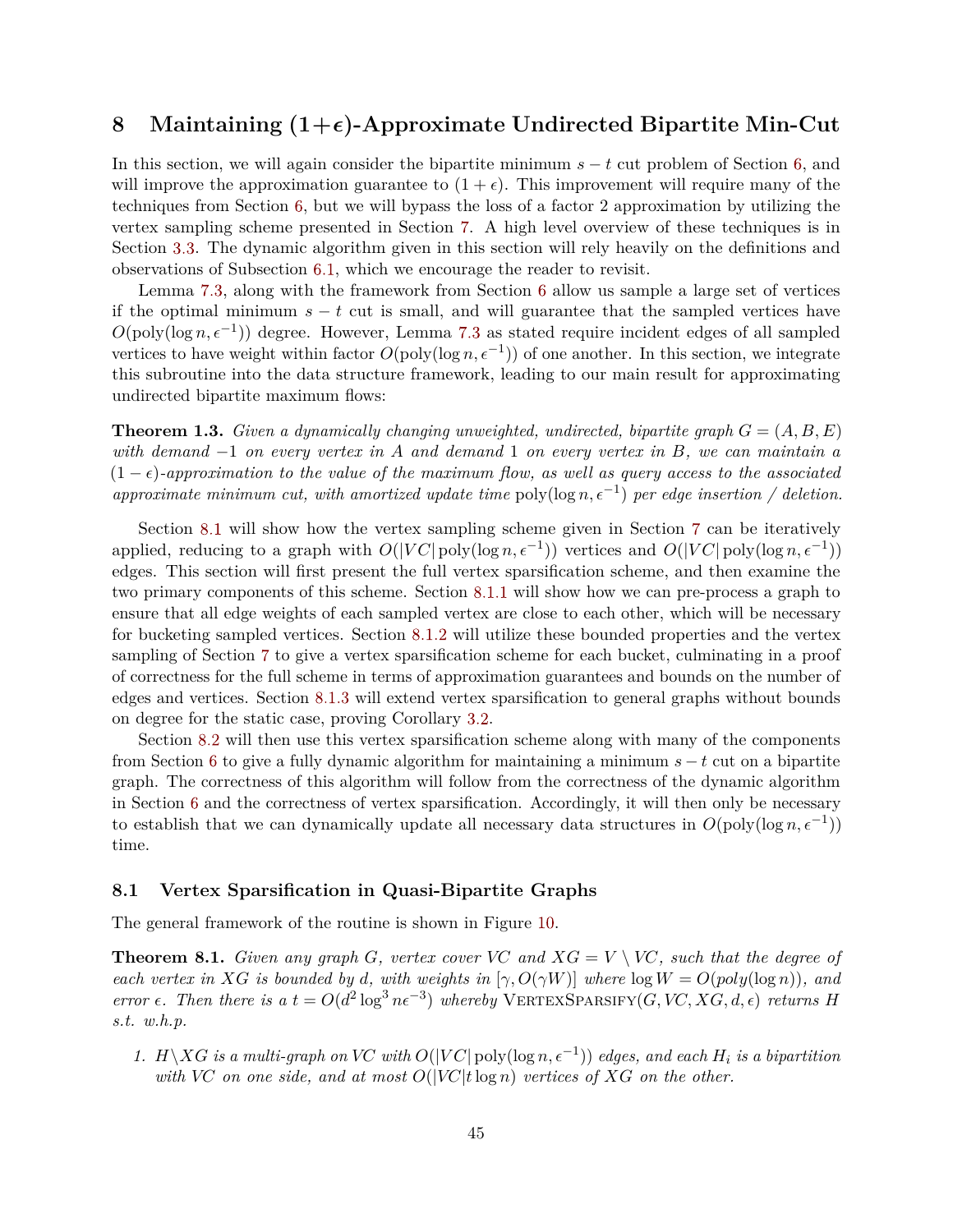# 8 Maintaining $(1+\epsilon)$-Approximate Undirected Bipartite Min-Cut

In this section, we will again consider the bipartite minimum $s-t$ cut problem of Section 6, and will improve the approximation guarantee to $(1+\epsilon)$. This improvement will require many of the techniques from Section 6, but we will bypass the loss of a factor 2 approximation by utilizing the vertex sampling scheme presented in Section 7. A high level overview of these techniques is in Section 3.3. The dynamic algorithm given in this section will rely heavily on the definitions and observations of Subsection 6.1, which we encourage the reader to revisit.

Lemma 7.3, along with the framework from Section 6 allow us sample a large set of vertices if the optimal minimum $s-t$ cut is small, and will guarantee that the sampled vertices have $O(\text{poly}(\log n, \epsilon^{-1}))$ degree. However, Lemma 7.3 as stated require incident edges of all sampled vertices to have weight within factor $O(\text{poly}(\log n, \epsilon^{-1}))$ of one another. In this section, we integrate this subroutine into the data structure framework, leading to our main result for approximating undirected bipartite maximum flows:

**Theorem 1.3.** *Given a dynamically changing unweighted, undirected, bipartite graph $G=(A,B,E)$ with demand $-1$ on every vertex in $A$ and demand $1$ on every vertex in $B$, we can maintain a $(1-\epsilon)$-approximation to the value of the maximum flow, as well as query access to the associated approximate minimum cut, with amortized update time $\text{poly}(\log n, \epsilon^{-1})$ per edge insertion / deletion.*

Section 8.1 will show how the vertex sampling scheme given in Section 7 can be iteratively applied, reducing to a graph with $O(|VC| \text{poly}(\log n, \epsilon^{-1}))$ vertices and $O(|VC| \text{poly}(\log n, \epsilon^{-1}))$ edges. This section will first present the full vertex sparsification scheme, and then examine the two primary components of this scheme. Section 8.1.1 will show how we can pre-process a graph to ensure that all edge weights of each sampled vertex are close to each other, which will be necessary for bucketing sampled vertices. Section 8.1.2 will utilize these bounded properties and the vertex sampling of Section 7 to give a vertex sparsification scheme for each bucket, culminating in a proof of correctness for the full scheme in terms of approximation guarantees and bounds on the number of edges and vertices. Section 8.1.3 will extend vertex sparsification to general graphs without bounds on degree for the static case, proving Corollary 3.2.

Section 8.2 will then use this vertex sparsification scheme along with many of the components from Section 6 to give a fully dynamic algorithm for maintaining a minimum $s-t$ cut on a bipartite graph. The correctness of this algorithm will follow from the correctness of the dynamic algorithm in Section 6 and the correctness of vertex sparsification. Accordingly, it will then only be necessary to establish that we can dynamically update all necessary data structures in $O(\text{poly}(\log n, \epsilon^{-1}))$ time.

## 8.1 Vertex Sparsification in Quasi-Bipartite Graphs

The general framework of the routine is shown in Figure 10.

**Theorem 8.1.** *Given any graph $G$, vertex cover $VC$ and $XG = V \setminus VC$, such that the degree of each vertex in $XG$ is bounded by $d$, with weights in $[\gamma, O(\gamma W)]$ where $\log W = O(poly(\log n))$, and error $\epsilon$. Then there is a $t = O(d^2 \log^3 n \epsilon^{-3})$ whereby* VertexSparsify$(G, VC, XG, d, \epsilon)$ *returns $H$ s.t. w.h.p.*

1. *$H \backslash XG$ is a multi-graph on $VC$ with $O(|VC| \text{poly}(\log n, \epsilon^{-1}))$ edges, and each $H_i$ is a bipartition with $VC$ on one side, and at most $O(|VC| t \log n)$ vertices of $XG$ on the other.*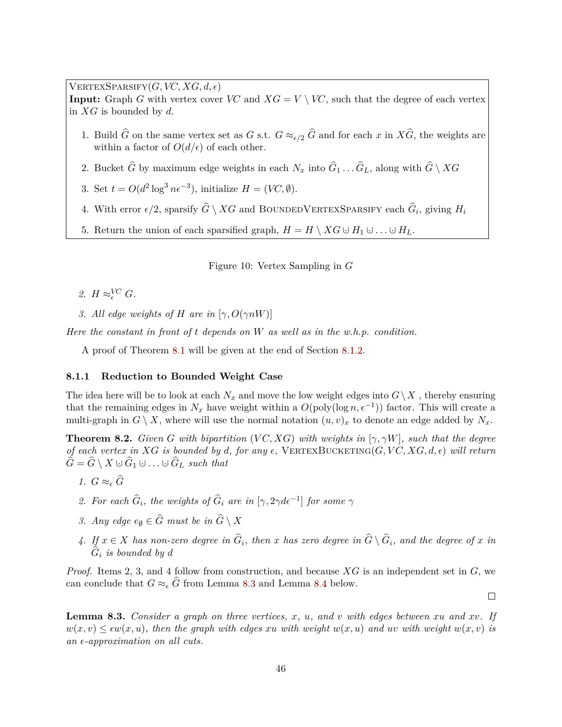> VERTEXSPARSIFY($G, VC, XG, d, \epsilon$)
> **Input:** Graph $G$ with vertex cover $VC$ and $XG = V \setminus VC$, such that the degree of each vertex in $XG$ is bounded by $d$.
>
> 1. Build $\widehat{G}$ on the same vertex set as $G$ s.t. $G \approx_{\epsilon/2} \widehat{G}$ and for each $x$ in $X\widehat{G}$, the weights are within a factor of $O(d/\epsilon)$ of each other.
> 2. Bucket $\widehat{G}$ by maximum edge weights in each $N_x$ into $\widehat{G}_1 \ldots \widehat{G}_L$, along with $\widehat{G} \setminus XG$
> 3. Set $t = O(d^2 \log^3 n \epsilon^{-3})$, initialize $H = (VC, \emptyset)$.
> 4. With error $\epsilon/2$, sparsify $\widehat{G} \setminus XG$ and BOUNDEDVERTEXSPARSIFY each $\widehat{G}_i$, giving $H_i$
> 5. Return the union of each sparsified graph, $H = H \setminus XG \uplus H_1 \uplus \ldots \uplus H_L$.

Figure 10: Vertex Sampling in $G$

2. *$H \approx_{\epsilon}^{VC} G$.*

3. *All edge weights of $H$ are in $[\gamma, O(\gamma n W)]$*

*Here the constant in front of $t$ depends on $W$ as well as in the w.h.p. condition.*

A proof of Theorem 8.1 will be given at the end of Section 8.1.2.

### 8.1.1 Reduction to Bounded Weight Case

The idea here will be to look at each $N_x$ and move the low weight edges into $G \setminus X$ , thereby ensuring that the remaining edges in $N_x$ have weight within a $O(\text{poly}(\log n, \epsilon^{-1}))$ factor. This will create a multi-graph in $G \setminus X$, where will use the normal notation $(u, v)_x$ to denote an edge added by $N_x$.

**Theorem 8.2.** *Given $G$ with bipartition $(VC, XG)$ with weights in $[\gamma, \gamma W]$, such that the degree of each vertex in $XG$ is bounded by $d$, for any $\epsilon$,* VERTEXBUCKETING($G, VC, XG, d, \epsilon$) *will return $\widehat{G} = \widehat{G} \setminus X \uplus \widehat{G}_1 \uplus \ldots \uplus \widehat{G}_L$ such that*

1. *$G \approx_{\epsilon} \widehat{G}$*
2. *For each $\widehat{G}_i$, the weights of $\widehat{G}_i$ are in $[\gamma, 2\gamma d \epsilon^{-1}]$ for some $\gamma$*
3. *Any edge $e_{\emptyset} \in \widehat{G}$ must be in $\widehat{G} \setminus X$*
4. *If $x \in X$ has non-zero degree in $\widehat{G}_i$, then $x$ has zero degree in $\widehat{G} \setminus \widehat{G}_i$, and the degree of $x$ in $\widehat{G}_i$ is bounded by $d$*

*Proof.* Items 2, 3, and 4 follow from construction, and because $XG$ is an independent set in $G$, we can conclude that $G \approx_{\epsilon} \widehat{G}$ from Lemma 8.3 and Lemma 8.4 below. □

**Lemma 8.3.** *Consider a graph on three vertices, $x$, $u$, and $v$ with edges between $xu$ and $xv$. If $w(x, v) \leq \epsilon w(x, u)$, then the graph with edges $xu$ with weight $w(x, u)$ and $uv$ with weight $w(x, v)$ is an $\epsilon$-approximation on all cuts.*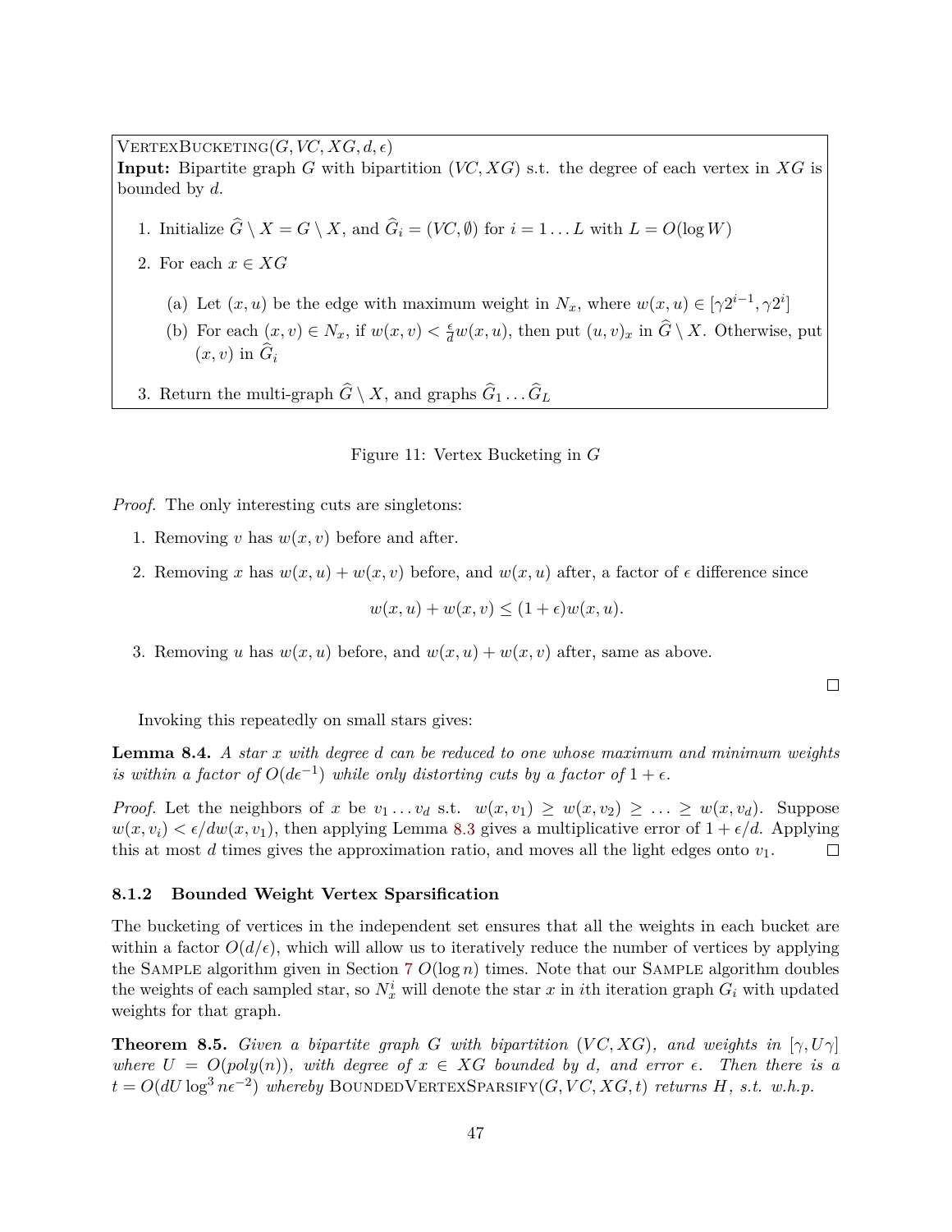VertexBucketing($G, VC, XG, d, \epsilon$)
**Input:** Bipartite graph $G$ with bipartition $(VC, XG)$ s.t. the degree of each vertex in $XG$ is bounded by $d$.

1. Initialize $\widehat{G} \setminus X = G \setminus X$, and $\widehat{G}_i = (VC, \emptyset)$ for $i = 1 \ldots L$ with $L = O(\log W)$
2. For each $x \in XG$
   (a) Let $(x, u)$ be the edge with maximum weight in $N_x$, where $w(x, u) \in [\gamma 2^{i-1}, \gamma 2^i]$
   (b) For each $(x, v) \in N_x$, if $w(x, v) < \frac{\epsilon}{d} w(x, u)$, then put $(u, v)_x$ in $\widehat{G} \setminus X$. Otherwise, put $(x, v)$ in $\widehat{G}_i$
3. Return the multi-graph $\widehat{G} \setminus X$, and graphs $\widehat{G}_1 \ldots \widehat{G}_L$

Figure 11: Vertex Bucketing in $G$

*Proof.* The only interesting cuts are singletons:

1. Removing $v$ has $w(x, v)$ before and after.
2. Removing $x$ has $w(x, u) + w(x, v)$ before, and $w(x, u)$ after, a factor of $\epsilon$ difference since
$$w(x, u) + w(x, v) \leq (1 + \epsilon) w(x, u).$$
3. Removing $u$ has $w(x, u)$ before, and $w(x, u) + w(x, v)$ after, same as above.

□

Invoking this repeatedly on small stars gives:

**Lemma 8.4.** *A star $x$ with degree $d$ can be reduced to one whose maximum and minimum weights is within a factor of $O(d\epsilon^{-1})$ while only distorting cuts by a factor of $1 + \epsilon$.*

*Proof.* Let the neighbors of $x$ be $v_1 \ldots v_d$ s.t. $w(x, v_1) \geq w(x, v_2) \geq \ldots \geq w(x, v_d)$. Suppose $w(x, v_i) < \epsilon/dw(x, v_1)$, then applying Lemma 8.3 gives a multiplicative error of $1 + \epsilon/d$. Applying this at most $d$ times gives the approximation ratio, and moves all the light edges onto $v_1$. □

### 8.1.2 Bounded Weight Vertex Sparsification

The bucketing of vertices in the independent set ensures that all the weights in each bucket are within a factor $O(d/\epsilon)$, which will allow us to iteratively reduce the number of vertices by applying the Sample algorithm given in Section 7 $O(\log n)$ times. Note that our Sample algorithm doubles the weights of each sampled star, so $N_x^i$ will denote the star $x$ in $i$th iteration graph $G_i$ with updated weights for that graph.

**Theorem 8.5.** *Given a bipartite graph $G$ with bipartition $(VC, XG)$, and weights in $[\gamma, U\gamma]$ where $U = O(poly(n))$, with degree of $x \in XG$ bounded by $d$, and error $\epsilon$. Then there is a $t = O(dU \log^3 n\epsilon^{-2})$ whereby* BoundedVertexSparsify$(G, VC, XG, t)$ *returns $H$, s.t. w.h.p.*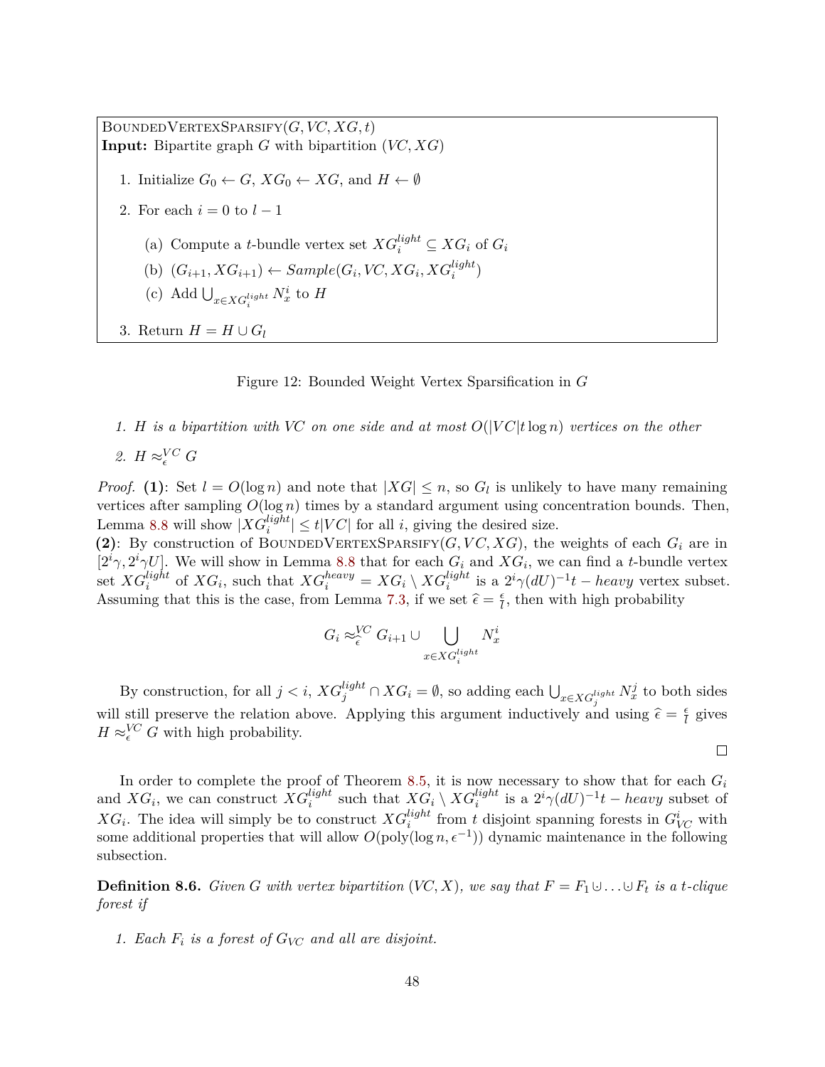BoundedVertexSparsify$(G, VC, XG, t)$
**Input:** Bipartite graph $G$ with bipartition $(VC, XG)$

1. Initialize $G_0 \leftarrow G$, $XG_0 \leftarrow XG$, and $H \leftarrow \emptyset$
2. For each $i = 0$ to $l - 1$
   (a) Compute a $t$-bundle vertex set $XG_i^{light} \subseteq XG_i$ of $G_i$
   (b) $(G_{i+1}, XG_{i+1}) \leftarrow Sample(G_i, VC, XG_i, XG_i^{light})$
   (c) Add $\bigcup_{x \in XG_i^{light}} N_x^i$ to $H$
3. Return $H = H \cup G_l$

Figure 12: Bounded Weight Vertex Sparsification in $G$

1. *$H$ is a bipartition with $VC$ on one side and at most $O(|VC| t \log n)$ vertices on the other*
2. *$H \approx_{\epsilon}^{VC} G$*

*Proof.* **(1)**: Set $l = O(\log n)$ and note that $|XG| \leq n$, so $G_l$ is unlikely to have many remaining vertices after sampling $O(\log n)$ times by a standard argument using concentration bounds. Then, Lemma 8.8 will show $|XG_i^{light}| \leq t|VC|$ for all $i$, giving the desired size.
**(2)**: By construction of BoundedVertexSparsify$(G, VC, XG)$, the weights of each $G_i$ are in $[2^i\gamma, 2^i\gamma U]$. We will show in Lemma 8.8 that for each $G_i$ and $XG_i$, we can find a $t$-bundle vertex set $XG_i^{light}$ of $XG_i$, such that $XG_i^{heavy} = XG_i \setminus XG_i^{light}$ is a $2^i\gamma(dU)^{-1}t - heavy$ vertex subset. Assuming that this is the case, from Lemma 7.3, if we set $\widehat{\epsilon} = \frac{\epsilon}{l}$, then with high probability

$$G_i \approx_{\widehat{\epsilon}}^{VC} G_{i+1} \cup \bigcup_{x \in XG_i^{light}} N_x^i$$

By construction, for all $j < i$, $XG_j^{light} \cap XG_i = \emptyset$, so adding each $\bigcup_{x \in XG_j^{light}} N_x^j$ to both sides will still preserve the relation above. Applying this argument inductively and using $\widehat{\epsilon} = \frac{\epsilon}{l}$ gives $H \approx_{\epsilon}^{VC} G$ with high probability.

□

In order to complete the proof of Theorem 8.5, it is now necessary to show that for each $G_i$ and $XG_i$, we can construct $XG_i^{light}$ such that $XG_i \setminus XG_i^{light}$ is a $2^i\gamma(dU)^{-1}t - heavy$ subset of $XG_i$. The idea will simply be to construct $XG_i^{light}$ from $t$ disjoint spanning forests in $G_{VC}^i$ with some additional properties that will allow $O(\text{poly}(\log n, \epsilon^{-1}))$ dynamic maintenance in the following subsection.

**Definition 8.6.** *Given $G$ with vertex bipartition $(VC, X)$, we say that $F = F_1 \uplus \ldots \uplus F_t$ is a $t$-clique forest if*

1. *Each $F_i$ is a forest of $G_{VC}$ and all are disjoint.*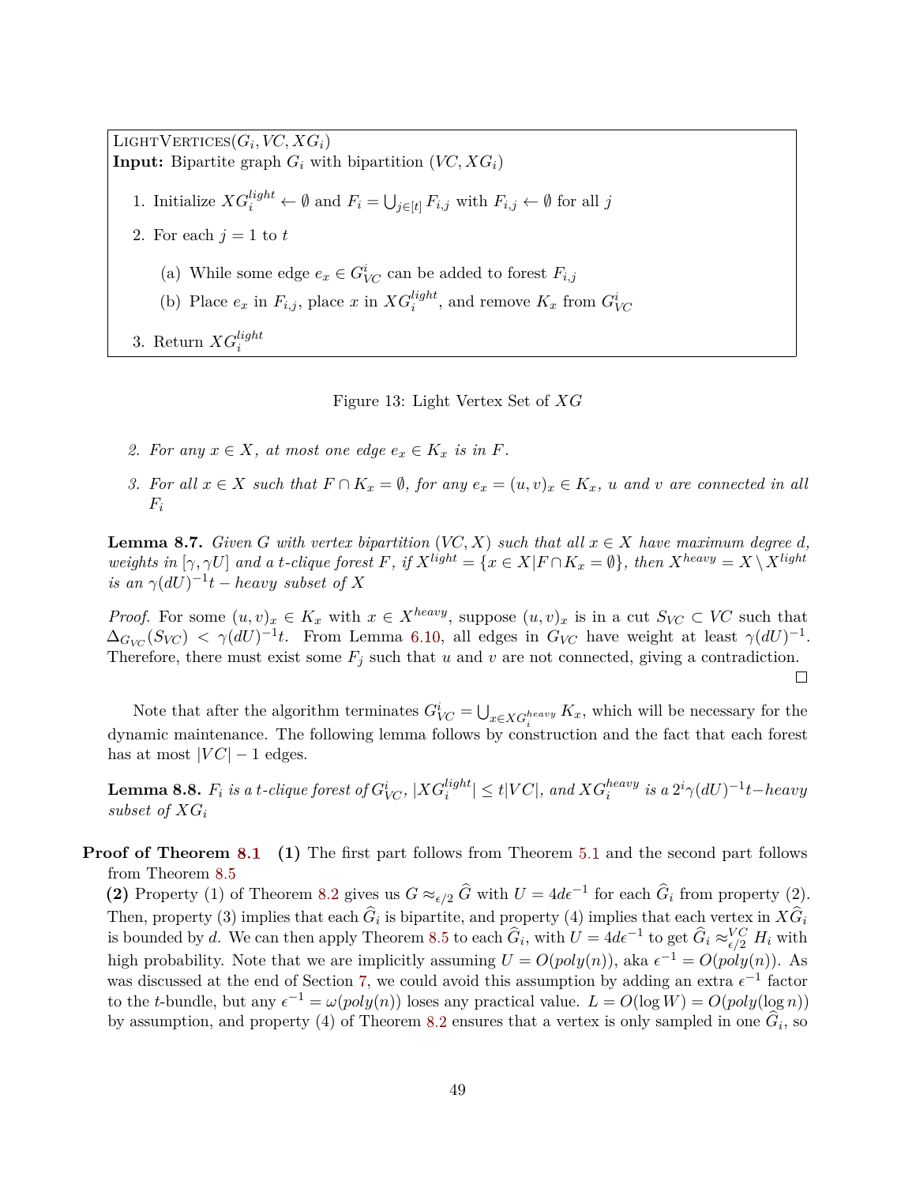LightVertices($G_i, VC, XG_i$)
**Input:** Bipartite graph $G_i$ with bipartition $(VC, XG_i)$

1. Initialize $XG_i^{light} \leftarrow \emptyset$ and $F_i = \bigcup_{j \in [t]} F_{i,j}$ with $F_{i,j} \leftarrow \emptyset$ for all $j$
2. For each $j = 1$ to $t$
   (a) While some edge $e_x \in G_{VC}^i$ can be added to forest $F_{i,j}$
   (b) Place $e_x$ in $F_{i,j}$, place $x$ in $XG_i^{light}$, and remove $K_x$ from $G_{VC}^i$
3. Return $XG_i^{light}$

Figure 13: Light Vertex Set of $XG$

2. *For any $x \in X$, at most one edge $e_x \in K_x$ is in $F$.*
3. *For all $x \in X$ such that $F \cap K_x = \emptyset$, for any $e_x = (u, v)_x \in K_x$, $u$ and $v$ are connected in all $F_i$*

**Lemma 8.7.** *Given $G$ with vertex bipartition $(VC, X)$ such that all $x \in X$ have maximum degree $d$, weights in $[\gamma, \gamma U]$ and a $t$-clique forest $F$, if $X^{light} = \{x \in X | F \cap K_x = \emptyset\}$, then $X^{heavy} = X \setminus X^{light}$ is an $\gamma(dU)^{-1}t-heavy$ subset of $X$*

*Proof.* For some $(u, v)_x \in K_x$ with $x \in X^{heavy}$, suppose $(u, v)_x$ is in a cut $S_{VC} \subset VC$ such that $\Delta_{G_{VC}}(S_{VC}) < \gamma(dU)^{-1}t$. From Lemma 6.10, all edges in $G_{VC}$ have weight at least $\gamma(dU)^{-1}$. Therefore, there must exist some $F_j$ such that $u$ and $v$ are not connected, giving a contradiction. □

Note that after the algorithm terminates $G_{VC}^i = \bigcup_{x \in XG_i^{heavy}} K_x$, which will be necessary for the dynamic maintenance. The following lemma follows by construction and the fact that each forest has at most $|VC| - 1$ edges.

**Lemma 8.8.** *$F_i$ is a $t$-clique forest of $G_{VC}^i$, $|XG_i^{light}| \leq t|VC|$, and $XG_i^{heavy}$ is a $2^i\gamma(dU)^{-1}t-heavy$ subset of $XG_i$*

**Proof of Theorem 8.1** **(1)** The first part follows from Theorem 5.1 and the second part follows from Theorem 8.5

**(2)** Property (1) of Theorem 8.2 gives us $G \approx_{\epsilon/2} \widehat{G}$ with $U = 4d\epsilon^{-1}$ for each $\widehat{G}_i$ from property (2). Then, property (3) implies that each $\widehat{G}_i$ is bipartite, and property (4) implies that each vertex in $X\widehat{G}_i$ is bounded by $d$. We can then apply Theorem 8.5 to each $\widehat{G}_i$, with $U = 4d\epsilon^{-1}$ to get $\widehat{G}_i \approx_{\epsilon/2}^{VC} H_i$ with high probability. Note that we are implicitly assuming $U = O(poly(n))$, aka $\epsilon^{-1} = O(poly(n))$. As was discussed at the end of Section 7, we could avoid this assumption by adding an extra $\epsilon^{-1}$ factor to the $t$-bundle, but any $\epsilon^{-1} = \omega(poly(n))$ loses any practical value. $L = O(\log W) = O(poly(\log n))$ by assumption, and property (4) of Theorem 8.2 ensures that a vertex is only sampled in one $\widehat{G}_i$, so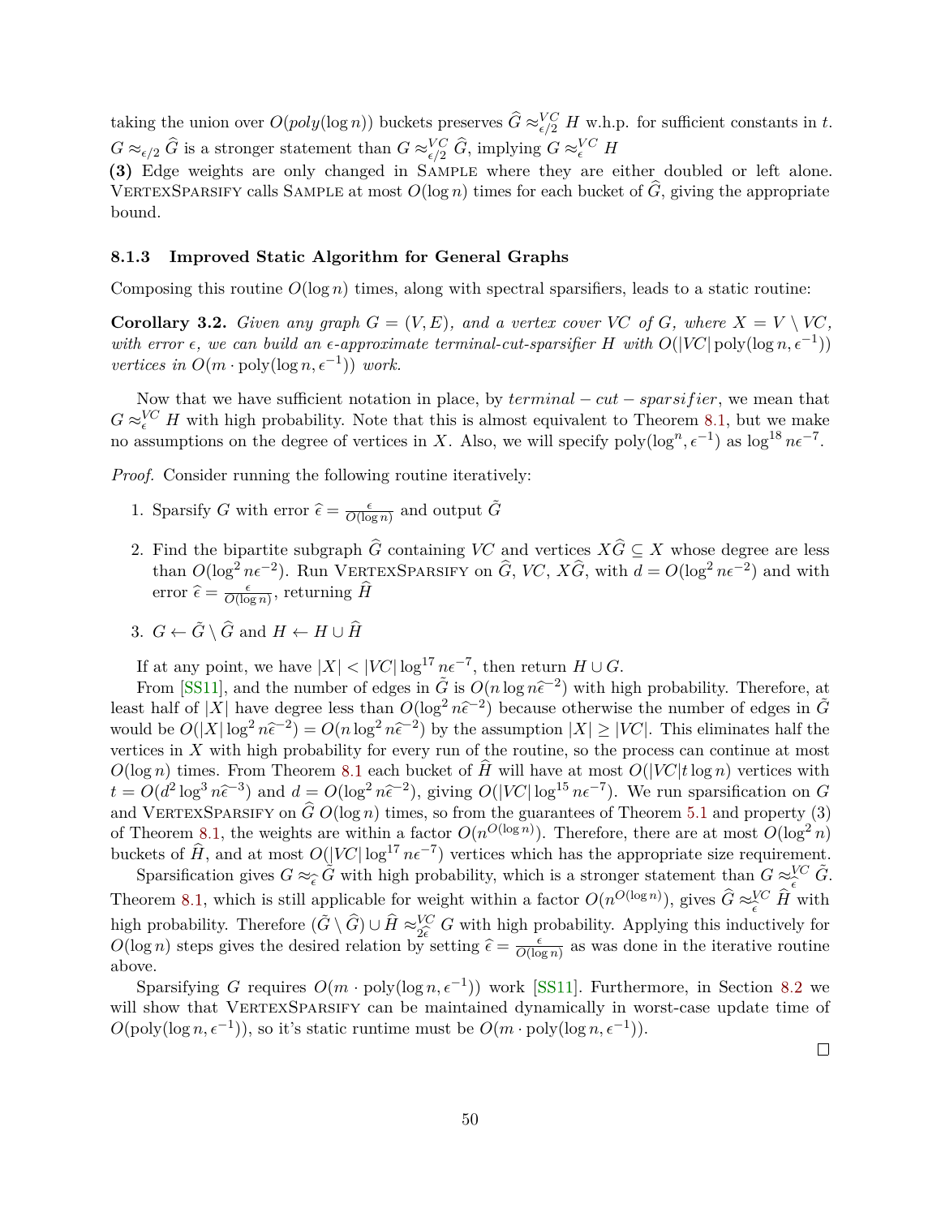taking the union over $O(poly(\log n))$ buckets preserves $\widehat{G} \approx^{VC}_{\epsilon/2} H$ w.h.p. for sufficient constants in $t$. $G \approx_{\epsilon/2} \widehat{G}$ is a stronger statement than $G \approx^{VC}_{\epsilon/2} \widehat{G}$, implying $G \approx^{VC}_{\epsilon} H$

**(3)** Edge weights are only changed in SAMPLE where they are either doubled or left alone. VERTEXSPARSIFY calls SAMPLE at most $O(\log n)$ times for each bucket of $\widehat{G}$, giving the appropriate bound.

### 8.1.3 Improved Static Algorithm for General Graphs

Composing this routine $O(\log n)$ times, along with spectral sparsifiers, leads to a static routine:

**Corollary 3.2.** *Given any graph $G = (V, E)$, and a vertex cover $VC$ of $G$, where $X = V \setminus VC$, with error $\epsilon$, we can build an $\epsilon$-approximate terminal-cut-sparsifier $H$ with $O(|VC| \operatorname{poly}(\log n, \epsilon^{-1}))$ vertices in $O(m \cdot \operatorname{poly}(\log n, \epsilon^{-1}))$ work.*

Now that we have sufficient notation in place, by $terminal - cut - sparsifier$, we mean that $G \approx^{VC}_{\epsilon} H$ with high probability. Note that this is almost equivalent to Theorem 8.1, but we make no assumptions on the degree of vertices in $X$. Also, we will specify $\operatorname{poly}(\log^n, \epsilon^{-1})$ as $\log^{18} n\epsilon^{-7}$.

*Proof.* Consider running the following routine iteratively:

1. Sparsify $G$ with error $\widehat{\epsilon} = \frac{\epsilon}{O(\log n)}$ and output $\tilde{G}$
2. Find the bipartite subgraph $\widehat{G}$ containing $VC$ and vertices $X\widehat{G} \subseteq X$ whose degree are less than $O(\log^2 n\epsilon^{-2})$. Run VERTEXSPARSIFY on $\widehat{G}$, $VC$, $X\widehat{G}$, with $d = O(\log^2 n\epsilon^{-2})$ and with error $\widehat{\epsilon} = \frac{\epsilon}{O(\log n)}$, returning $\widehat{H}$
3. $G \leftarrow \tilde{G} \setminus \widehat{G}$ and $H \leftarrow H \cup \widehat{H}$

If at any point, we have $|X| < |VC| \log^{17} n\epsilon^{-7}$, then return $H \cup G$.

From [SS11], and the number of edges in $\tilde{G}$ is $O(n \log n\widehat{\epsilon}^{-2})$ with high probability. Therefore, at least half of $|X|$ have degree less than $O(\log^2 n\widehat{\epsilon}^{-2})$ because otherwise the number of edges in $\tilde{G}$ would be $O(|X| \log^2 n\widehat{\epsilon}^{-2}) = O(n \log^2 n\widehat{\epsilon}^{-2})$ by the assumption $|X| \geq |VC|$. This eliminates half the vertices in $X$ with high probability for every run of the routine, so the process can continue at most $O(\log n)$ times. From Theorem 8.1 each bucket of $\widehat{H}$ will have at most $O(|VC| t \log n)$ vertices with $t = O(d^2 \log^3 n\widehat{\epsilon}^{-3})$ and $d = O(\log^2 n\widehat{\epsilon}^{-2})$, giving $O(|VC| \log^{15} n\epsilon^{-7})$. We run sparsification on $G$ and VERTEXSPARSIFY on $\widehat{G}$ $O(\log n)$ times, so from the guarantees of Theorem 5.1 and property (3) of Theorem 8.1, the weights are within a factor $O(n^{O(\log n)})$. Therefore, there are at most $O(\log^2 n)$ buckets of $\widehat{H}$, and at most $O(|VC| \log^{17} n\epsilon^{-7})$ vertices which has the appropriate size requirement.

Sparsification gives $G \approx_{\widehat{\epsilon}} \tilde{G}$ with high probability, which is a stronger statement than $G \approx^{VC}_{\epsilon} \tilde{G}$. Theorem 8.1, which is still applicable for weight within a factor $O(n^{O(\log n)})$, gives $\widehat{G} \approx^{VC}_{\epsilon} \widehat{H}$ with high probability. Therefore $(\tilde{G} \setminus \widehat{G}) \cup \widehat{H} \approx^{VC}_{2\epsilon} G$ with high probability. Applying this inductively for $O(\log n)$ steps gives the desired relation by setting $\widehat{\epsilon} = \frac{\epsilon}{O(\log n)}$ as was done in the iterative routine above.

Sparsifying $G$ requires $O(m \cdot \operatorname{poly}(\log n, \epsilon^{-1}))$ work [SS11]. Furthermore, in Section 8.2 we will show that VERTEXSPARSIFY can be maintained dynamically in worst-case update time of $O(\operatorname{poly}(\log n, \epsilon^{-1}))$, so it's static runtime must be $O(m \cdot \operatorname{poly}(\log n, \epsilon^{-1}))$. □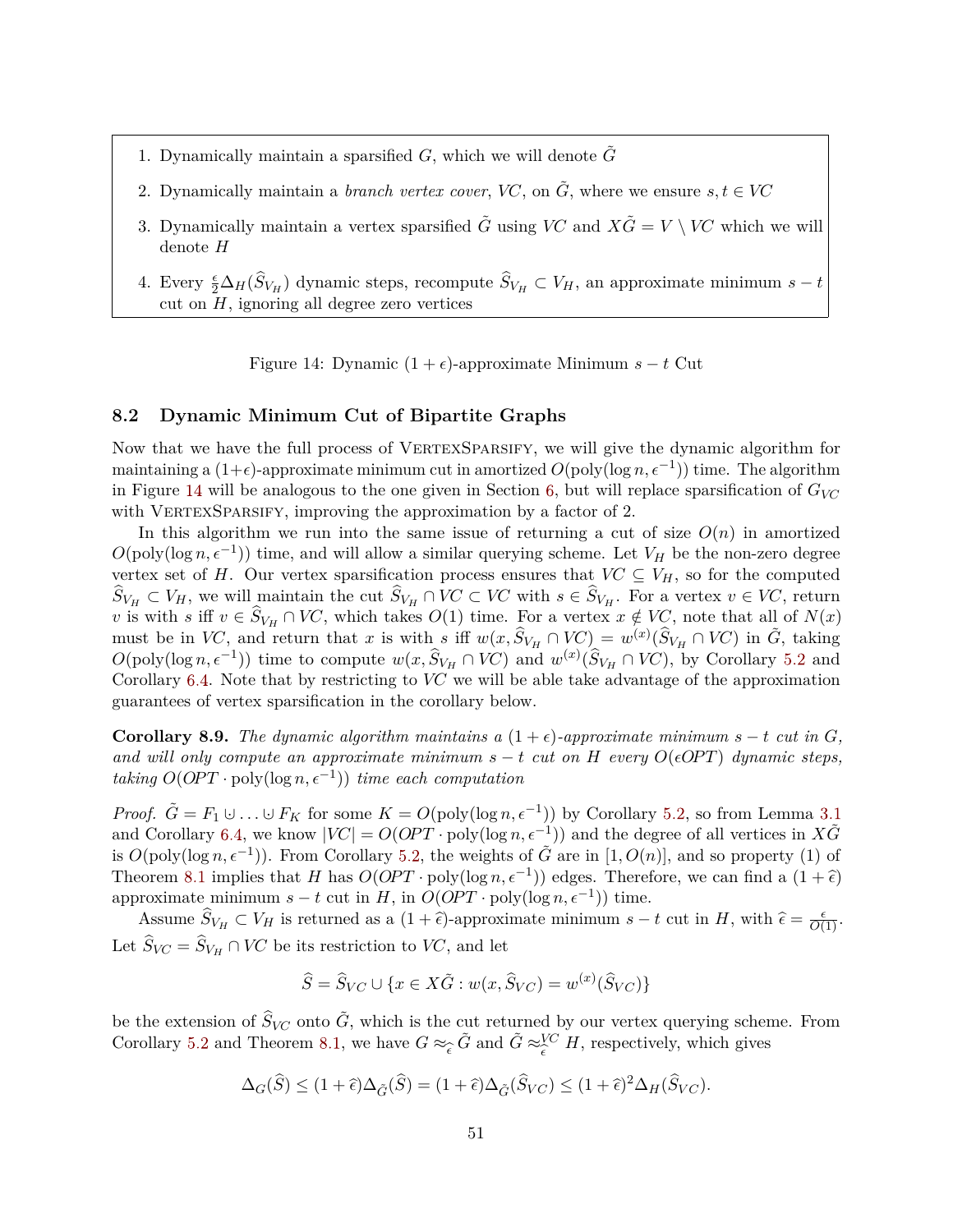1. Dynamically maintain a sparsified $G$, which we will denote $\tilde{G}$
2. Dynamically maintain a *branch vertex cover*, $VC$, on $\tilde{G}$, where we ensure $s, t \in VC$
3. Dynamically maintain a vertex sparsified $\tilde{G}$ using $VC$ and $X\tilde{G} = V \setminus VC$ which we will denote $H$
4. Every $\frac{\epsilon}{2}\Delta_H(\widehat{S}_{V_H})$ dynamic steps, recompute $\widehat{S}_{V_H} \subset V_H$, an approximate minimum $s-t$ cut on $H$, ignoring all degree zero vertices

Figure 14: Dynamic $(1+\epsilon)$-approximate Minimum $s-t$ Cut

## 8.2 Dynamic Minimum Cut of Bipartite Graphs

Now that we have the full process of VertexSparsify, we will give the dynamic algorithm for maintaining a $(1+\epsilon)$-approximate minimum cut in amortized $O(\text{poly}(\log n, \epsilon^{-1}))$ time. The algorithm in Figure 14 will be analogous to the one given in Section 6, but will replace sparsification of $G_{VC}$ with VertexSparsify, improving the approximation by a factor of 2.

In this algorithm we run into the same issue of returning a cut of size $O(n)$ in amortized $O(\text{poly}(\log n, \epsilon^{-1}))$ time, and will allow a similar querying scheme. Let $V_H$ be the non-zero degree vertex set of $H$. Our vertex sparsification process ensures that $VC \subseteq V_H$, so for the computed $\widehat{S}_{V_H} \subset V_H$, we will maintain the cut $\widehat{S}_{V_H} \cap VC \subset VC$ with $s \in \widehat{S}_{V_H}$. For a vertex $v \in VC$, return $v$ is with $s$ iff $v \in \widehat{S}_{V_H} \cap VC$, which takes $O(1)$ time. For a vertex $x \notin VC$, note that all of $N(x)$ must be in $VC$, and return that $x$ is with $s$ iff $w(x, \widehat{S}_{V_H} \cap VC) = w^{(x)}(\widehat{S}_{V_H} \cap VC)$ in $\tilde{G}$, taking $O(\text{poly}(\log n, \epsilon^{-1}))$ time to compute $w(x, \widehat{S}_{V_H} \cap VC)$ and $w^{(x)}(\widehat{S}_{V_H} \cap VC)$, by Corollary 5.2 and Corollary 6.4. Note that by restricting to $VC$ we will be able take advantage of the approximation guarantees of vertex sparsification in the corollary below.

**Corollary 8.9.** *The dynamic algorithm maintains a $(1+\epsilon)$-approximate minimum $s-t$ cut in $G$, and will only compute an approximate minimum $s-t$ cut on $H$ every $O(\epsilon OPT)$ dynamic steps, taking $O(OPT \cdot \text{poly}(\log n, \epsilon^{-1}))$ time each computation*

*Proof.* $\tilde{G} = F_1 \uplus \ldots \uplus F_K$ for some $K = O(\text{poly}(\log n, \epsilon^{-1}))$ by Corollary 5.2, so from Lemma 3.1 and Corollary 6.4, we know $|VC| = O(OPT \cdot \text{poly}(\log n, \epsilon^{-1}))$ and the degree of all vertices in $X\tilde{G}$ is $O(\text{poly}(\log n, \epsilon^{-1}))$. From Corollary 5.2, the weights of $\tilde{G}$ are in $[1, O(n)]$, and so property (1) of Theorem 8.1 implies that $H$ has $O(OPT \cdot \text{poly}(\log n, \epsilon^{-1}))$ edges. Therefore, we can find a $(1+\widehat{\epsilon})$ approximate minimum $s-t$ cut in $H$, in $O(OPT \cdot \text{poly}(\log n, \epsilon^{-1}))$ time.

Assume $\widehat{S}_{V_H} \subset V_H$ is returned as a $(1+\widehat{\epsilon})$-approximate minimum $s-t$ cut in $H$, with $\widehat{\epsilon} = \frac{\epsilon}{O(1)}$. Let $\widehat{S}_{VC} = \widehat{S}_{V_H} \cap VC$ be its restriction to $VC$, and let

$$\widehat{S} = \widehat{S}_{VC} \cup \{x \in X\tilde{G} : w(x, \widehat{S}_{VC}) = w^{(x)}(\widehat{S}_{VC})\}$$

be the extension of $\widehat{S}_{VC}$ onto $\tilde{G}$, which is the cut returned by our vertex querying scheme. From Corollary 5.2 and Theorem 8.1, we have $G \approx_{\widehat{\epsilon}} \tilde{G}$ and $\tilde{G} \approx_{\widehat{\epsilon}}^{VC} H$, respectively, which gives

$$\Delta_G(\widehat{S}) \leq (1+\widehat{\epsilon})\Delta_{\tilde{G}}(\widehat{S}) = (1+\widehat{\epsilon})\Delta_{\tilde{G}}(\widehat{S}_{VC}) \leq (1+\widehat{\epsilon})^2\Delta_H(\widehat{S}_{VC}).$$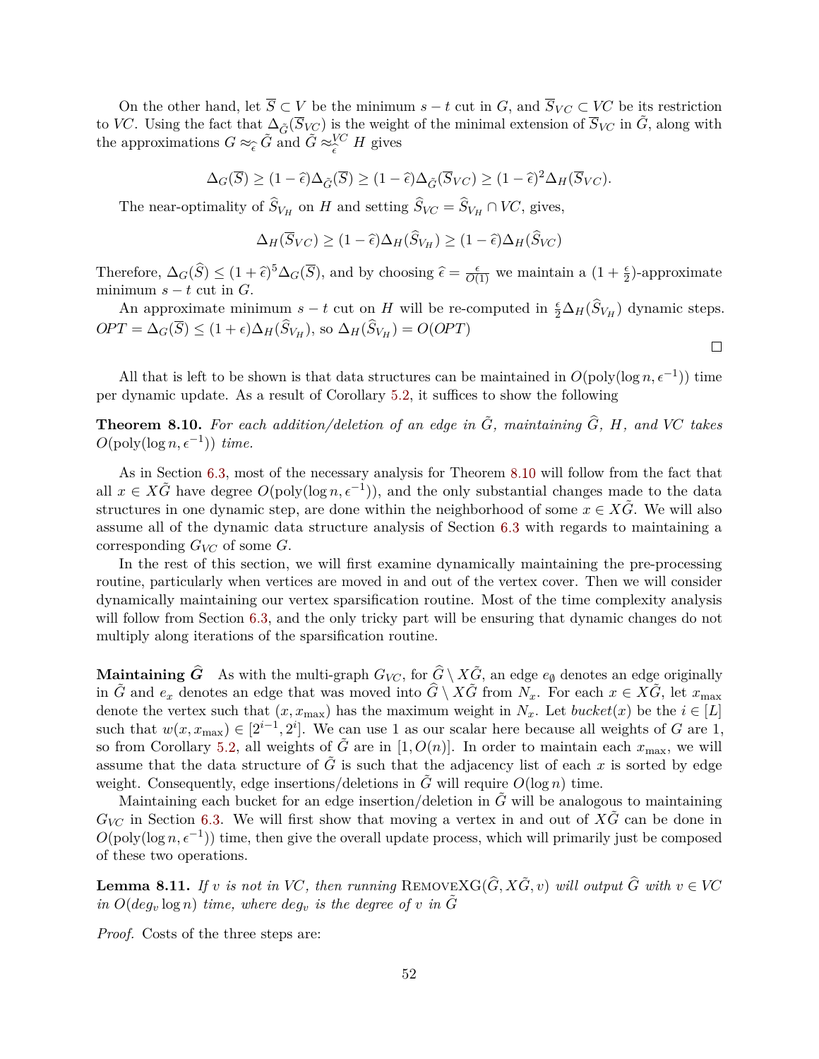On the other hand, let $\overline{S} \subset V$ be the minimum $s-t$ cut in $G$, and $\overline{S}_{VC} \subset VC$ be its restriction to $VC$. Using the fact that $\Delta_{\tilde{G}}(\overline{S}_{VC})$ is the weight of the minimal extension of $\overline{S}_{VC}$ in $\tilde{G}$, along with the approximations $G \approx_{\widehat{\epsilon}} \tilde{G}$ and $\tilde{G} \approx_{\widehat{\epsilon}}^{VC} H$ gives

$$\Delta_G(\overline{S}) \geq (1-\widehat{\epsilon})\Delta_{\tilde{G}}(\overline{S}) \geq (1-\widehat{\epsilon})\Delta_{\tilde{G}}(\overline{S}_{VC}) \geq (1-\widehat{\epsilon})^2\Delta_H(\overline{S}_{VC}).$$

The near-optimality of $\widehat{S}_{V_H}$ on $H$ and setting $\widehat{S}_{VC} = \widehat{S}_{V_H} \cap VC$, gives,

$$\Delta_H(\overline{S}_{VC}) \geq (1-\widehat{\epsilon})\Delta_H(\widehat{S}_{V_H}) \geq (1-\widehat{\epsilon})\Delta_H(\widehat{S}_{VC})$$

Therefore, $\Delta_G(\widehat{S}) \leq (1+\widehat{\epsilon})^5\Delta_G(\overline{S})$, and by choosing $\widehat{\epsilon} = \frac{\epsilon}{O(1)}$ we maintain a $(1+\frac{\epsilon}{2})$-approximate minimum $s-t$ cut in $G$.

An approximate minimum $s-t$ cut on $H$ will be re-computed in $\frac{\epsilon}{2}\Delta_H(\widehat{S}_{V_H})$ dynamic steps. $OPT = \Delta_G(\overline{S}) \leq (1+\epsilon)\Delta_H(\widehat{S}_{V_H})$, so $\Delta_H(\widehat{S}_{V_H}) = O(OPT)$ □

All that is left to be shown is that data structures can be maintained in $O(\text{poly}(\log n, \epsilon^{-1}))$ time per dynamic update. As a result of Corollary 5.2, it suffices to show the following

**Theorem 8.10.** *For each addition/deletion of an edge in $\tilde{G}$, maintaining $\widehat{G}$, $H$, and $VC$ takes $O(\text{poly}(\log n, \epsilon^{-1}))$ time.*

As in Section 6.3, most of the necessary analysis for Theorem 8.10 will follow from the fact that all $x \in X\tilde{G}$ have degree $O(\text{poly}(\log n, \epsilon^{-1}))$, and the only substantial changes made to the data structures in one dynamic step, are done within the neighborhood of some $x \in X\tilde{G}$. We will also assume all of the dynamic data structure analysis of Section 6.3 with regards to maintaining a corresponding $G_{VC}$ of some $G$.

In the rest of this section, we will first examine dynamically maintaining the pre-processing routine, particularly when vertices are moved in and out of the vertex cover. Then we will consider dynamically maintaining our vertex sparsification routine. Most of the time complexity analysis will follow from Section 6.3, and the only tricky part will be ensuring that dynamic changes do not multiply along iterations of the sparsification routine.

**Maintaining $\widehat{G}$** As with the multi-graph $G_{VC}$, for $\widehat{G} \setminus X\tilde{G}$, an edge $e_\emptyset$ denotes an edge originally in $\tilde{G}$ and $e_x$ denotes an edge that was moved into $\widehat{G} \setminus X\tilde{G}$ from $N_x$. For each $x \in X\tilde{G}$, let $x_{\max}$ denote the vertex such that $(x, x_{\max})$ has the maximum weight in $N_x$. Let *bucket*$(x)$ be the $i \in [L]$ such that $w(x, x_{\max}) \in [2^{i-1}, 2^i]$. We can use 1 as our scalar here because all weights of $G$ are 1, so from Corollary 5.2, all weights of $\tilde{G}$ are in $[1, O(n)]$. In order to maintain each $x_{\max}$, we will assume that the data structure of $\tilde{G}$ is such that the adjacency list of each $x$ is sorted by edge weight. Consequently, edge insertions/deletions in $\tilde{G}$ will require $O(\log n)$ time.

Maintaining each bucket for an edge insertion/deletion in $\tilde{G}$ will be analogous to maintaining $G_{VC}$ in Section 6.3. We will first show that moving a vertex in and out of $X\tilde{G}$ can be done in $O(\text{poly}(\log n, \epsilon^{-1}))$ time, then give the overall update process, which will primarily just be composed of these two operations.

**Lemma 8.11.** *If $v$ is not in $VC$, then running* RemoveXG$(\widehat{G}, X\tilde{G}, v)$ *will output $\widehat{G}$ with $v \in VC$ in $O(deg_v \log n)$ time, where $deg_v$ is the degree of $v$ in $\tilde{G}$*

*Proof.* Costs of the three steps are: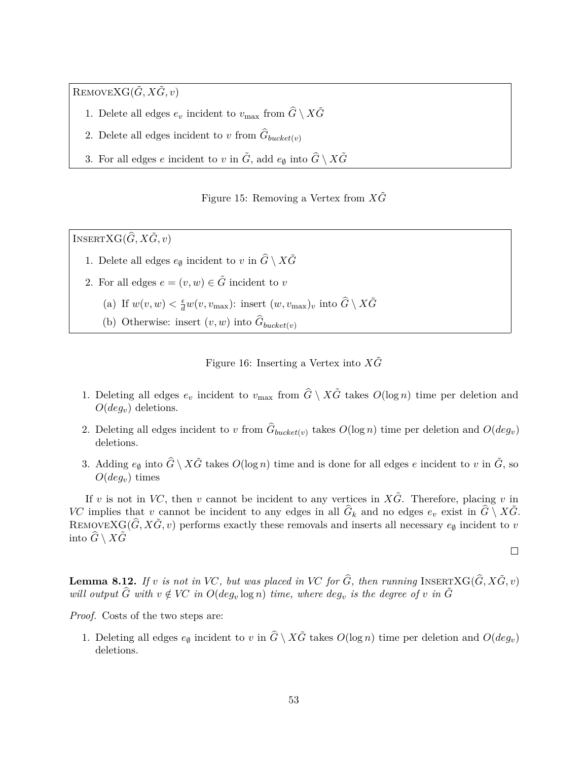RemoveXG($\tilde{G}, X\tilde{G}, v$)

1. Delete all edges $e_v$ incident to $v_{\max}$ from $\widehat{G} \setminus X\tilde{G}$
2. Delete all edges incident to $v$ from $\widehat{G}_{bucket(v)}$
3. For all edges $e$ incident to $v$ in $\tilde{G}$, add $e_\emptyset$ into $\widehat{G} \setminus X\tilde{G}$

Figure 15: Removing a Vertex from $X\tilde{G}$

InsertXG($\widehat{G}, X\tilde{G}, v$)

1. Delete all edges $e_\emptyset$ incident to $v$ in $\widehat{G} \setminus X\tilde{G}$
2. For all edges $e = (v, w) \in \tilde{G}$ incident to $v$
   (a) If $w(v, w) < \frac{\epsilon}{d} w(v, v_{\max})$: insert $(w, v_{\max})_v$ into $\widehat{G} \setminus X\tilde{G}$
   (b) Otherwise: insert $(v, w)$ into $\widehat{G}_{bucket(v)}$

Figure 16: Inserting a Vertex into $X\tilde{G}$

1. Deleting all edges $e_v$ incident to $v_{\max}$ from $\widehat{G} \setminus X\tilde{G}$ takes $O(\log n)$ time per deletion and $O(deg_v)$ deletions.
2. Deleting all edges incident to $v$ from $\widehat{G}_{bucket(v)}$ takes $O(\log n)$ time per deletion and $O(deg_v)$ deletions.
3. Adding $e_\emptyset$ into $\widehat{G} \setminus X\tilde{G}$ takes $O(\log n)$ time and is done for all edges $e$ incident to $v$ in $\tilde{G}$, so $O(deg_v)$ times

If $v$ is not in *VC*, then $v$ cannot be incident to any vertices in $X\tilde{G}$. Therefore, placing $v$ in *VC* implies that $v$ cannot be incident to any edges in all $\widehat{G}_k$ and no edges $e_v$ exist in $\widehat{G} \setminus X\tilde{G}$. RemoveXG($\widehat{G}, X\tilde{G}, v$) performs exactly these removals and inserts all necessary $e_\emptyset$ incident to $v$ into $\widehat{G} \setminus X\tilde{G}$

□

**Lemma 8.12.** *If $v$ is not in VC, but was placed in VC for $\widehat{G}$, then running* InsertXG($\widehat{G}, X\tilde{G}, v$) *will output $\widehat{G}$ with $v \notin VC$ in $O(deg_v \log n)$ time, where $deg_v$ is the degree of $v$ in $\tilde{G}$*

*Proof.* Costs of the two steps are:

1. Deleting all edges $e_\emptyset$ incident to $v$ in $\widehat{G} \setminus X\tilde{G}$ takes $O(\log n)$ time per deletion and $O(deg_v)$ deletions.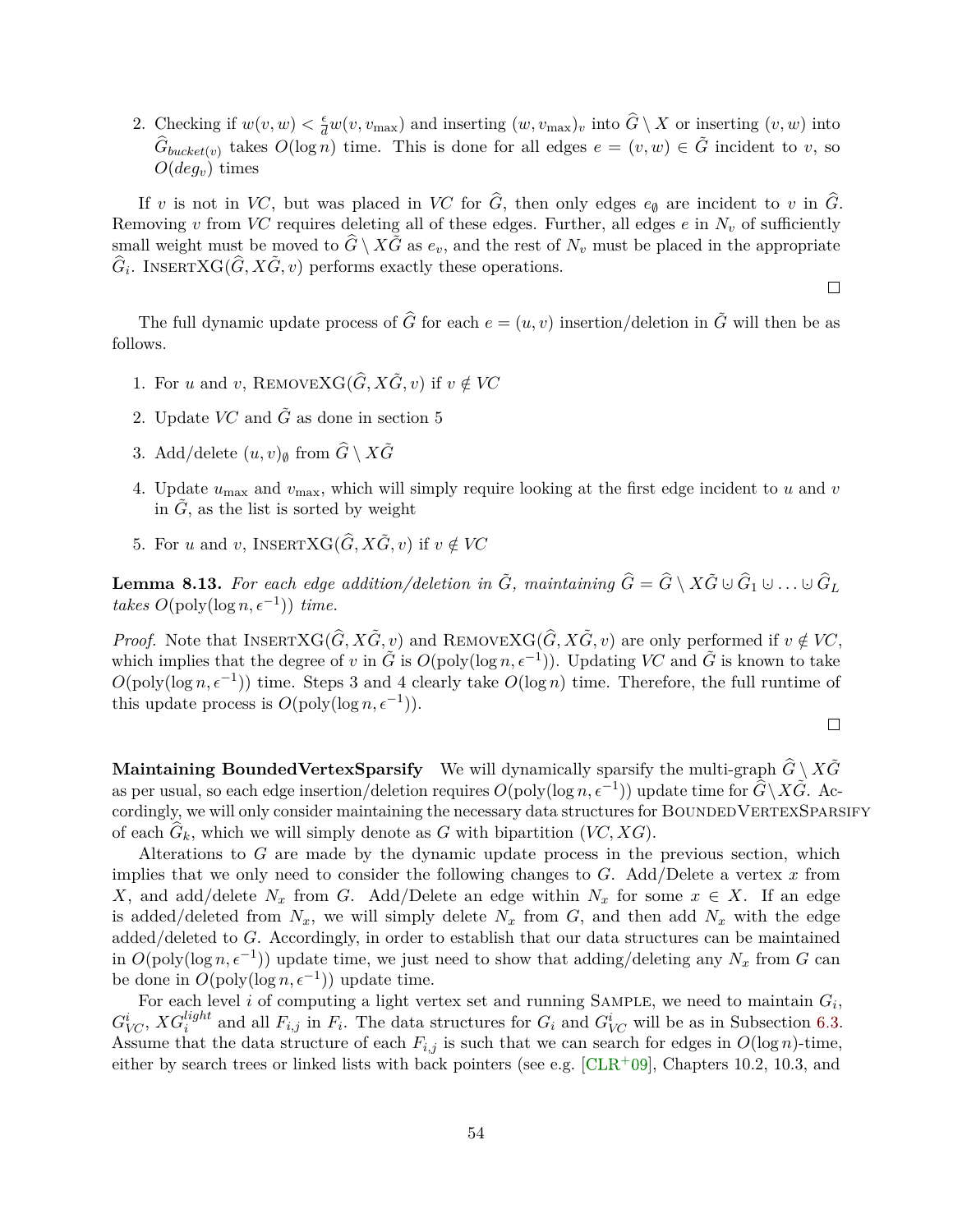2. Checking if $w(v, w) < \frac{\epsilon}{d} w(v, v_{\max})$ and inserting $(w, v_{\max})_v$ into $\widehat{G} \setminus X$ or inserting $(v, w)$ into $\widehat{G}_{bucket(v)}$ takes $O(\log n)$ time. This is done for all edges $e = (v, w) \in \tilde{G}$ incident to $v$, so $O(deg_v)$ times

If $v$ is not in $VC$, but was placed in $VC$ for $\widehat{G}$, then only edges $e_\emptyset$ are incident to $v$ in $\widehat{G}$. Removing $v$ from $VC$ requires deleting all of these edges. Further, all edges $e$ in $N_v$ of sufficiently small weight must be moved to $\widehat{G} \setminus X\tilde{G}$ as $e_v$, and the rest of $N_v$ must be placed in the appropriate $\widehat{G}_i$. InsertXG($\widehat{G}, X\tilde{G}, v$) performs exactly these operations.

□

The full dynamic update process of $\widehat{G}$ for each $e = (u, v)$ insertion/deletion in $\tilde{G}$ will then be as follows.

1. For $u$ and $v$, RemoveXG($\widehat{G}, X\tilde{G}, v$) if $v \notin VC$
2. Update $VC$ and $\tilde{G}$ as done in section 5
3. Add/delete $(u, v)_\emptyset$ from $\widehat{G} \setminus X\tilde{G}$
4. Update $u_{\max}$ and $v_{\max}$, which will simply require looking at the first edge incident to $u$ and $v$ in $\tilde{G}$, as the list is sorted by weight
5. For $u$ and $v$, InsertXG($\widehat{G}, X\tilde{G}, v$) if $v \notin VC$

**Lemma 8.13.** *For each edge addition/deletion in $\tilde{G}$, maintaining $\widehat{G} = \widehat{G} \setminus X\tilde{G} \cup \widehat{G}_1 \cup \ldots \cup \widehat{G}_L$ takes $O(\text{poly}(\log n, \epsilon^{-1}))$ time.*

*Proof.* Note that InsertXG($\widehat{G}, X\tilde{G}, v$) and RemoveXG($\widehat{G}, X\tilde{G}, v$) are only performed if $v \notin VC$, which implies that the degree of $v$ in $\tilde{G}$ is $O(\text{poly}(\log n, \epsilon^{-1}))$. Updating $VC$ and $\tilde{G}$ is known to take $O(\text{poly}(\log n, \epsilon^{-1}))$ time. Steps 3 and 4 clearly take $O(\log n)$ time. Therefore, the full runtime of this update process is $O(\text{poly}(\log n, \epsilon^{-1}))$.

□

**Maintaining BoundedVertexSparsify** We will dynamically sparsify the multi-graph $\widehat{G} \setminus X\tilde{G}$ as per usual, so each edge insertion/deletion requires $O(\text{poly}(\log n, \epsilon^{-1}))$ update time for $\widehat{G} \setminus X\tilde{G}$. Accordingly, we will only consider maintaining the necessary data structures for BoundedVertexSparsify of each $\widehat{G}_k$, which we will simply denote as $G$ with bipartition $(VC, XG)$.

Alterations to $G$ are made by the dynamic update process in the previous section, which implies that we only need to consider the following changes to $G$. Add/Delete a vertex $x$ from $X$, and add/delete $N_x$ from $G$. Add/Delete an edge within $N_x$ for some $x \in X$. If an edge is added/deleted from $N_x$, we will simply delete $N_x$ from $G$, and then add $N_x$ with the edge added/deleted to $G$. Accordingly, in order to establish that our data structures can be maintained in $O(\text{poly}(\log n, \epsilon^{-1}))$ update time, we just need to show that adding/deleting any $N_x$ from $G$ can be done in $O(\text{poly}(\log n, \epsilon^{-1}))$ update time.

For each level $i$ of computing a light vertex set and running Sample, we need to maintain $G_i$, $G^i_{VC}$, $XG^{light}_i$ and all $F_{i,j}$ in $F_i$. The data structures for $G_i$ and $G^i_{VC}$ will be as in Subsection 6.3. Assume that the data structure of each $F_{i,j}$ is such that we can search for edges in $O(\log n)$-time, either by search trees or linked lists with back pointers (see e.g. [CLR+09], Chapters 10.2, 10.3, and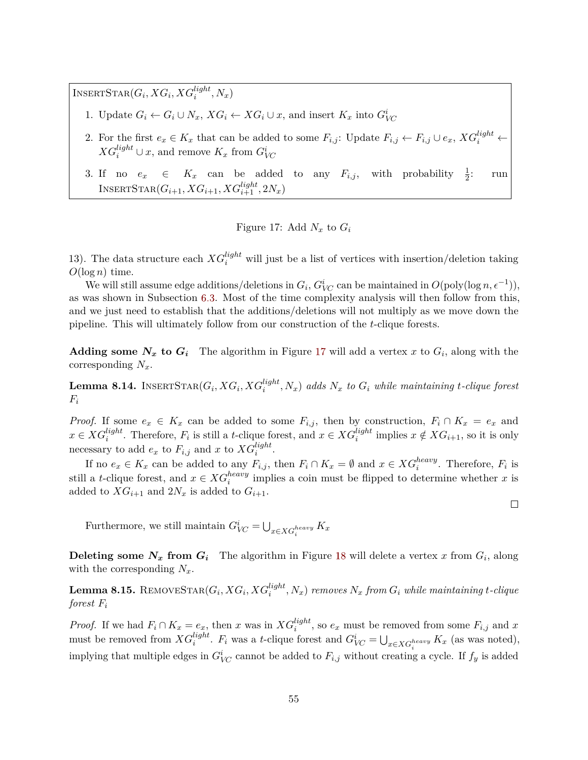InsertStar($G_i, XG_i, XG_i^{light}, N_x$)

1. Update $G_i \leftarrow G_i \cup N_x$, $XG_i \leftarrow XG_i \cup x$, and insert $K_x$ into $G^i_{VC}$
2. For the first $e_x \in K_x$ that can be added to some $F_{i,j}$: Update $F_{i,j} \leftarrow F_{i,j} \cup e_x$, $XG_i^{light} \leftarrow XG_i^{light} \cup x$, and remove $K_x$ from $G^i_{VC}$
3. If no $e_x \in K_x$ can be added to any $F_{i,j}$, with probability $\frac{1}{2}$: run InsertStar($G_{i+1}, XG_{i+1}, XG_{i+1}^{light}, 2N_x$)

Figure 17: Add $N_x$ to $G_i$

13). The data structure each $XG_i^{light}$ will just be a list of vertices with insertion/deletion taking $O(\log n)$ time.

We will still assume edge additions/deletions in $G_i$, $G^i_{VC}$ can be maintained in $O(\text{poly}(\log n, \epsilon^{-1}))$, as was shown in Subsection 6.3. Most of the time complexity analysis will then follow from this, and we just need to establish that the additions/deletions will not multiply as we move down the pipeline. This will ultimately follow from our construction of the $t$-clique forests.

**Adding some $N_x$ to $G_i$** The algorithm in Figure 17 will add a vertex $x$ to $G_i$, along with the corresponding $N_x$.

**Lemma 8.14.** *InsertStar($G_i, XG_i, XG_i^{light}, N_x$) adds $N_x$ to $G_i$ while maintaining $t$-clique forest $F_i$*

*Proof.* If some $e_x \in K_x$ can be added to some $F_{i,j}$, then by construction, $F_i \cap K_x = e_x$ and $x \in XG_i^{light}$. Therefore, $F_i$ is still a $t$-clique forest, and $x \in XG_i^{light}$ implies $x \notin XG_{i+1}$, so it is only necessary to add $e_x$ to $F_{i,j}$ and $x$ to $XG_i^{light}$.

If no $e_x \in K_x$ can be added to any $F_{i,j}$, then $F_i \cap K_x = \emptyset$ and $x \in XG_i^{heavy}$. Therefore, $F_i$ is still a $t$-clique forest, and $x \in XG_i^{heavy}$ implies a coin must be flipped to determine whether $x$ is added to $XG_{i+1}$ and $2N_x$ is added to $G_{i+1}$. □

Furthermore, we still maintain $G^i_{VC} = \bigcup_{x \in XG_i^{heavy}} K_x$

**Deleting some $N_x$ from $G_i$** The algorithm in Figure 18 will delete a vertex $x$ from $G_i$, along with the corresponding $N_x$.

**Lemma 8.15.** *RemoveStar($G_i, XG_i, XG_i^{light}, N_x$) removes $N_x$ from $G_i$ while maintaining $t$-clique forest $F_i$*

*Proof.* If we had $F_i \cap K_x = e_x$, then $x$ was in $XG_i^{light}$, so $e_x$ must be removed from some $F_{i,j}$ and $x$ must be removed from $XG_i^{light}$. $F_i$ was a $t$-clique forest and $G^i_{VC} = \bigcup_{x \in XG_i^{heavy}} K_x$ (as was noted), implying that multiple edges in $G^i_{VC}$ cannot be added to $F_{i,j}$ without creating a cycle. If $f_y$ is added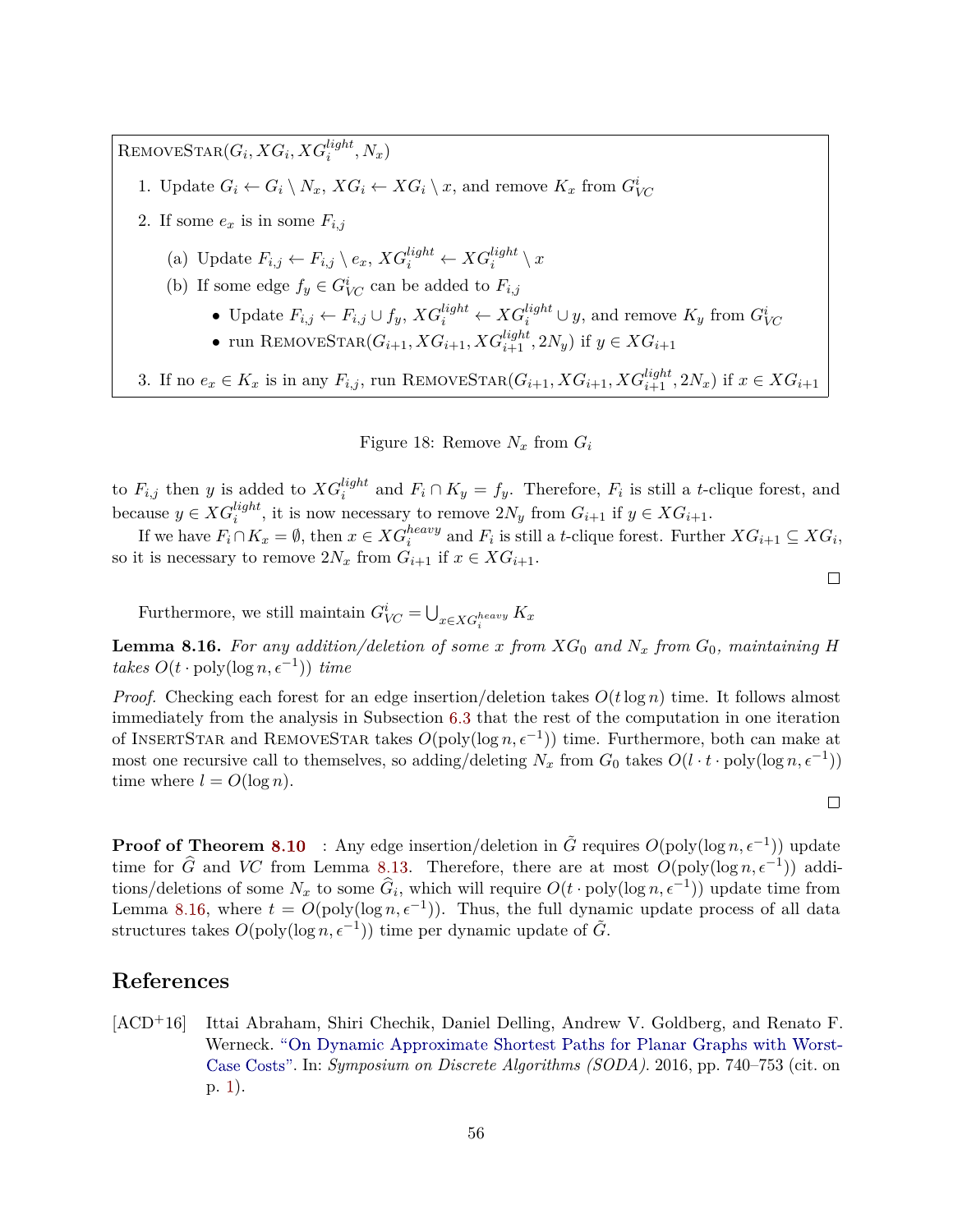RemoveStar($G_i, XG_i, XG_i^{light}, N_x$)

1. Update $G_i \leftarrow G_i \setminus N_x$, $XG_i \leftarrow XG_i \setminus x$, and remove $K_x$ from $G_{VC}^i$
2. If some $e_x$ is in some $F_{i,j}$
   (a) Update $F_{i,j} \leftarrow F_{i,j} \setminus e_x$, $XG_i^{light} \leftarrow XG_i^{light} \setminus x$
   (b) If some edge $f_y \in G_{VC}^i$ can be added to $F_{i,j}$
      - Update $F_{i,j} \leftarrow F_{i,j} \cup f_y$, $XG_i^{light} \leftarrow XG_i^{light} \cup y$, and remove $K_y$ from $G_{VC}^i$
      - run RemoveStar($G_{i+1}, XG_{i+1}, XG_{i+1}^{light}, 2N_y$) if $y \in XG_{i+1}$
3. If no $e_x \in K_x$ is in any $F_{i,j}$, run RemoveStar($G_{i+1}, XG_{i+1}, XG_{i+1}^{light}, 2N_x$) if $x \in XG_{i+1}$

Figure 18: Remove $N_x$ from $G_i$

to $F_{i,j}$ then $y$ is added to $XG_i^{light}$ and $F_i \cap K_y = f_y$. Therefore, $F_i$ is still a $t$-clique forest, and because $y \in XG_i^{light}$, it is now necessary to remove $2N_y$ from $G_{i+1}$ if $y \in XG_{i+1}$.

If we have $F_i \cap K_x = \emptyset$, then $x \in XG_i^{heavy}$ and $F_i$ is still a $t$-clique forest. Further $XG_{i+1} \subseteq XG_i$, so it is necessary to remove $2N_x$ from $G_{i+1}$ if $x \in XG_{i+1}$.

□

Furthermore, we still maintain $G_{VC}^i = \bigcup_{x \in XG_i^{heavy}} K_x$

**Lemma 8.16.** *For any addition/deletion of some $x$ from $XG_0$ and $N_x$ from $G_0$, maintaining $H$ takes $O(t \cdot \text{poly}(\log n, \epsilon^{-1}))$ time*

*Proof.* Checking each forest for an edge insertion/deletion takes $O(t \log n)$ time. It follows almost immediately from the analysis in Subsection 6.3 that the rest of the computation in one iteration of InsertStar and RemoveStar takes $O(\text{poly}(\log n, \epsilon^{-1}))$ time. Furthermore, both can make at most one recursive call to themselves, so adding/deleting $N_x$ from $G_0$ takes $O(l \cdot t \cdot \text{poly}(\log n, \epsilon^{-1}))$ time where $l = O(\log n)$.

□

**Proof of Theorem 8.10** : Any edge insertion/deletion in $\tilde{G}$ requires $O(\text{poly}(\log n, \epsilon^{-1}))$ update time for $\widehat{G}$ and $VC$ from Lemma 8.13. Therefore, there are at most $O(\text{poly}(\log n, \epsilon^{-1}))$ additions/deletions of some $N_x$ to some $\widehat{G}_i$, which will require $O(t \cdot \text{poly}(\log n, \epsilon^{-1}))$ update time from Lemma 8.16, where $t = O(\text{poly}(\log n, \epsilon^{-1}))$. Thus, the full dynamic update process of all data structures takes $O(\text{poly}(\log n, \epsilon^{-1}))$ time per dynamic update of $\tilde{G}$.

## References

[ACD+16] Ittai Abraham, Shiri Chechik, Daniel Delling, Andrew V. Goldberg, and Renato F. Werneck. "On Dynamic Approximate Shortest Paths for Planar Graphs with Worst-Case Costs". In: *Symposium on Discrete Algorithms (SODA)*. 2016, pp. 740–753 (cit. on p. 1).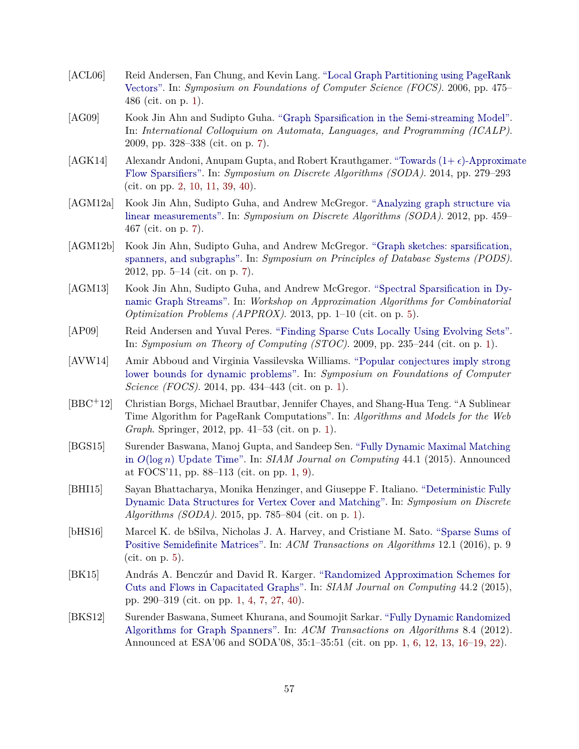[ACL06] Reid Andersen, Fan Chung, and Kevin Lang. "Local Graph Partitioning using PageRank Vectors". In: *Symposium on Foundations of Computer Science (FOCS)*. 2006, pp. 475–486 (cit. on p. 1).

[AG09] Kook Jin Ahn and Sudipto Guha. "Graph Sparsification in the Semi-streaming Model". In: *International Colloquium on Automata, Languages, and Programming (ICALP)*. 2009, pp. 328–338 (cit. on p. 7).

[AGK14] Alexandr Andoni, Anupam Gupta, and Robert Krauthgamer. "Towards $(1+\epsilon)$-Approximate Flow Sparsifiers". In: *Symposium on Discrete Algorithms (SODA)*. 2014, pp. 279–293 (cit. on pp. 2, 10, 11, 39, 40).

[AGM12a] Kook Jin Ahn, Sudipto Guha, and Andrew McGregor. "Analyzing graph structure via linear measurements". In: *Symposium on Discrete Algorithms (SODA)*. 2012, pp. 459–467 (cit. on p. 7).

[AGM12b] Kook Jin Ahn, Sudipto Guha, and Andrew McGregor. "Graph sketches: sparsification, spanners, and subgraphs". In: *Symposium on Principles of Database Systems (PODS)*. 2012, pp. 5–14 (cit. on p. 7).

[AGM13] Kook Jin Ahn, Sudipto Guha, and Andrew McGregor. "Spectral Sparsification in Dynamic Graph Streams". In: *Workshop on Approximation Algorithms for Combinatorial Optimization Problems (APPROX)*. 2013, pp. 1–10 (cit. on p. 5).

[AP09] Reid Andersen and Yuval Peres. "Finding Sparse Cuts Locally Using Evolving Sets". In: *Symposium on Theory of Computing (STOC)*. 2009, pp. 235–244 (cit. on p. 1).

[AVW14] Amir Abboud and Virginia Vassilevska Williams. "Popular conjectures imply strong lower bounds for dynamic problems". In: *Symposium on Foundations of Computer Science (FOCS)*. 2014, pp. 434–443 (cit. on p. 1).

[BBC+12] Christian Borgs, Michael Brautbar, Jennifer Chayes, and Shang-Hua Teng. "A Sublinear Time Algorithm for PageRank Computations". In: *Algorithms and Models for the Web Graph*. Springer, 2012, pp. 41–53 (cit. on p. 1).

[BGS15] Surender Baswana, Manoj Gupta, and Sandeep Sen. "Fully Dynamic Maximal Matching in $O(\log n)$ Update Time". In: *SIAM Journal on Computing* 44.1 (2015). Announced at FOCS'11, pp. 88–113 (cit. on pp. 1, 9).

[BHI15] Sayan Bhattacharya, Monika Henzinger, and Giuseppe F. Italiano. "Deterministic Fully Dynamic Data Structures for Vertex Cover and Matching". In: *Symposium on Discrete Algorithms (SODA)*. 2015, pp. 785–804 (cit. on p. 1).

[bHS16] Marcel K. de bSilva, Nicholas J. A. Harvey, and Cristiane M. Sato. "Sparse Sums of Positive Semidefinite Matrices". In: *ACM Transactions on Algorithms* 12.1 (2016), p. 9 (cit. on p. 5).

[BK15] András A. Benczúr and David R. Karger. "Randomized Approximation Schemes for Cuts and Flows in Capacitated Graphs". In: *SIAM Journal on Computing* 44.2 (2015), pp. 290–319 (cit. on pp. 1, 4, 7, 27, 40).

[BKS12] Surender Baswana, Sumeet Khurana, and Soumojit Sarkar. "Fully Dynamic Randomized Algorithms for Graph Spanners". In: *ACM Transactions on Algorithms* 8.4 (2012). Announced at ESA'06 and SODA'08, 35:1–35:51 (cit. on pp. 1, 6, 12, 13, 16–19, 22).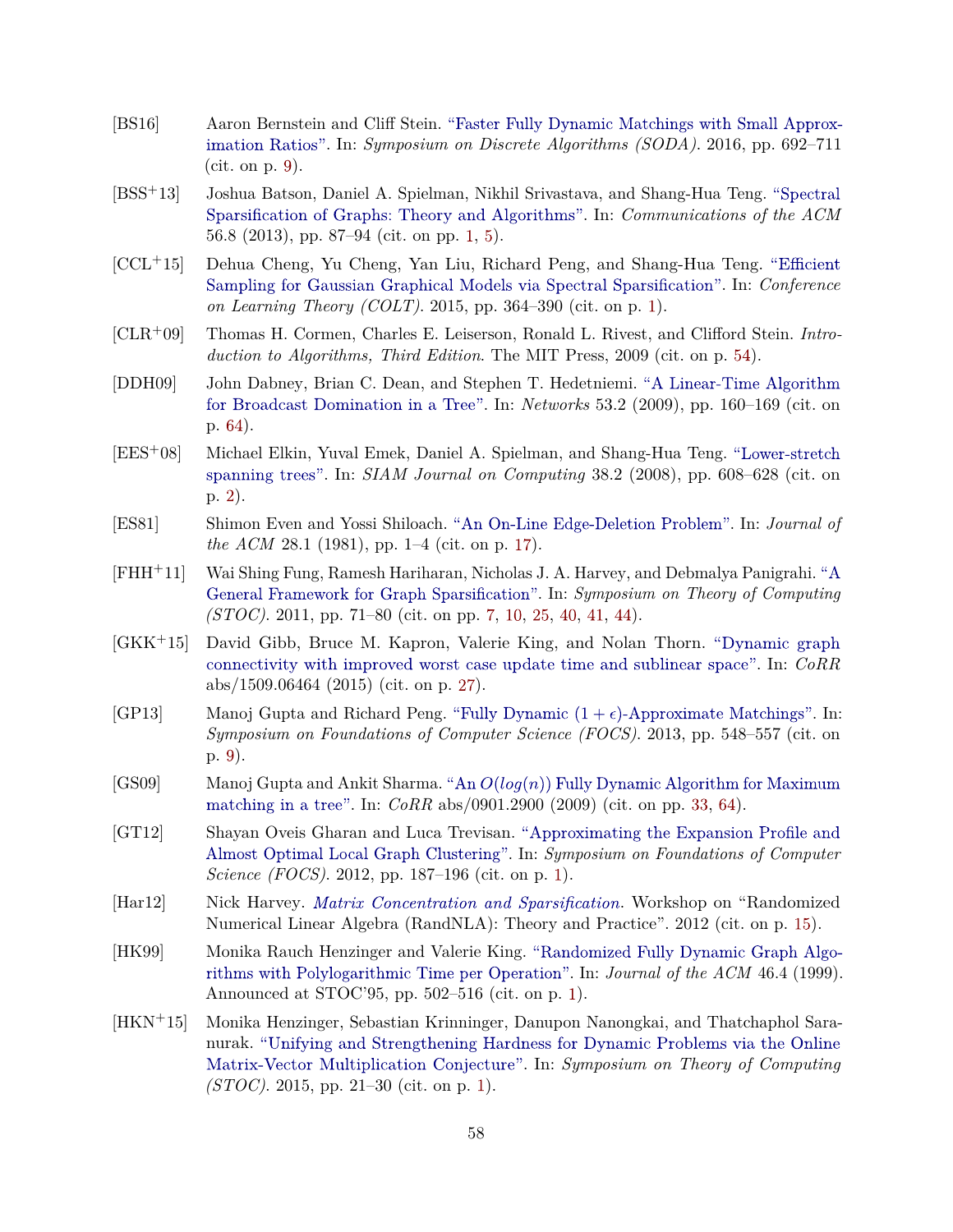[BS16] Aaron Bernstein and Cliff Stein. "Faster Fully Dynamic Matchings with Small Approximation Ratios". In: *Symposium on Discrete Algorithms (SODA)*. 2016, pp. 692–711 (cit. on p. 9).

[BSS+13] Joshua Batson, Daniel A. Spielman, Nikhil Srivastava, and Shang-Hua Teng. "Spectral Sparsification of Graphs: Theory and Algorithms". In: *Communications of the ACM* 56.8 (2013), pp. 87–94 (cit. on pp. 1, 5).

[CCL+15] Dehua Cheng, Yu Cheng, Yan Liu, Richard Peng, and Shang-Hua Teng. "Efficient Sampling for Gaussian Graphical Models via Spectral Sparsification". In: *Conference on Learning Theory (COLT)*. 2015, pp. 364–390 (cit. on p. 1).

[CLR+09] Thomas H. Cormen, Charles E. Leiserson, Ronald L. Rivest, and Clifford Stein. *Introduction to Algorithms, Third Edition*. The MIT Press, 2009 (cit. on p. 54).

[DDH09] John Dabney, Brian C. Dean, and Stephen T. Hedetniemi. "A Linear-Time Algorithm for Broadcast Domination in a Tree". In: *Networks* 53.2 (2009), pp. 160–169 (cit. on p. 64).

[EES+08] Michael Elkin, Yuval Emek, Daniel A. Spielman, and Shang-Hua Teng. "Lower-stretch spanning trees". In: *SIAM Journal on Computing* 38.2 (2008), pp. 608–628 (cit. on p. 2).

[ES81] Shimon Even and Yossi Shiloach. "An On-Line Edge-Deletion Problem". In: *Journal of the ACM* 28.1 (1981), pp. 1–4 (cit. on p. 17).

[FHH+11] Wai Shing Fung, Ramesh Hariharan, Nicholas J. A. Harvey, and Debmalya Panigrahi. "A General Framework for Graph Sparsification". In: *Symposium on Theory of Computing (STOC)*. 2011, pp. 71–80 (cit. on pp. 7, 10, 25, 40, 41, 44).

[GKK+15] David Gibb, Bruce M. Kapron, Valerie King, and Nolan Thorn. "Dynamic graph connectivity with improved worst case update time and sublinear space". In: *CoRR* abs/1509.06464 (2015) (cit. on p. 27).

[GP13] Manoj Gupta and Richard Peng. "Fully Dynamic $(1+\epsilon)$-Approximate Matchings". In: *Symposium on Foundations of Computer Science (FOCS)*. 2013, pp. 548–557 (cit. on p. 9).

[GS09] Manoj Gupta and Ankit Sharma. "An $O(log(n))$ Fully Dynamic Algorithm for Maximum matching in a tree". In: *CoRR* abs/0901.2900 (2009) (cit. on pp. 33, 64).

[GT12] Shayan Oveis Gharan and Luca Trevisan. "Approximating the Expansion Profile and Almost Optimal Local Graph Clustering". In: *Symposium on Foundations of Computer Science (FOCS)*. 2012, pp. 187–196 (cit. on p. 1).

[Har12] Nick Harvey. *Matrix Concentration and Sparsification*. Workshop on "Randomized Numerical Linear Algebra (RandNLA): Theory and Practice". 2012 (cit. on p. 15).

[HK99] Monika Rauch Henzinger and Valerie King. "Randomized Fully Dynamic Graph Algorithms with Polylogarithmic Time per Operation". In: *Journal of the ACM* 46.4 (1999). Announced at STOC'95, pp. 502–516 (cit. on p. 1).

[HKN+15] Monika Henzinger, Sebastian Krinninger, Danupon Nanongkai, and Thatchaphol Saranurak. "Unifying and Strengthening Hardness for Dynamic Problems via the Online Matrix-Vector Multiplication Conjecture". In: *Symposium on Theory of Computing (STOC)*. 2015, pp. 21–30 (cit. on p. 1).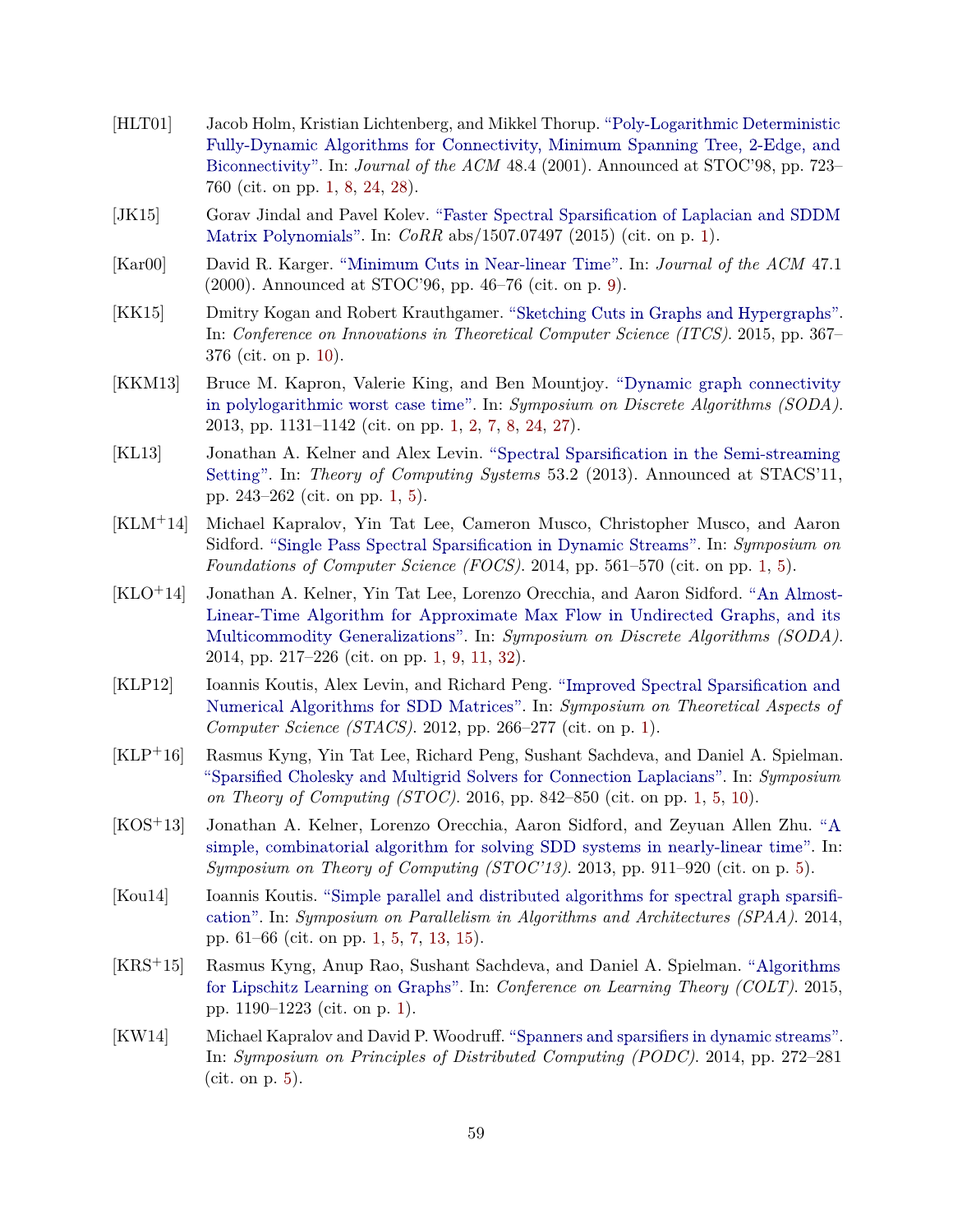- [HLT01] Jacob Holm, Kristian Lichtenberg, and Mikkel Thorup. "Poly-Logarithmic Deterministic Fully-Dynamic Algorithms for Connectivity, Minimum Spanning Tree, 2-Edge, and Biconnectivity". In: *Journal of the ACM* 48.4 (2001). Announced at STOC'98, pp. 723–760 (cit. on pp. 1, 8, 24, 28).
- [JK15] Gorav Jindal and Pavel Kolev. "Faster Spectral Sparsification of Laplacian and SDDM Matrix Polynomials". In: *CoRR* abs/1507.07497 (2015) (cit. on p. 1).
- [Kar00] David R. Karger. "Minimum Cuts in Near-linear Time". In: *Journal of the ACM* 47.1 (2000). Announced at STOC'96, pp. 46–76 (cit. on p. 9).
- [KK15] Dmitry Kogan and Robert Krauthgamer. "Sketching Cuts in Graphs and Hypergraphs". In: *Conference on Innovations in Theoretical Computer Science (ITCS)*. 2015, pp. 367–376 (cit. on p. 10).
- [KKM13] Bruce M. Kapron, Valerie King, and Ben Mountjoy. "Dynamic graph connectivity in polylogarithmic worst case time". In: *Symposium on Discrete Algorithms (SODA)*. 2013, pp. 1131–1142 (cit. on pp. 1, 2, 7, 8, 24, 27).
- [KL13] Jonathan A. Kelner and Alex Levin. "Spectral Sparsification in the Semi-streaming Setting". In: *Theory of Computing Systems* 53.2 (2013). Announced at STACS'11, pp. 243–262 (cit. on pp. 1, 5).
- [KLM+14] Michael Kapralov, Yin Tat Lee, Cameron Musco, Christopher Musco, and Aaron Sidford. "Single Pass Spectral Sparsification in Dynamic Streams". In: *Symposium on Foundations of Computer Science (FOCS)*. 2014, pp. 561–570 (cit. on pp. 1, 5).
- [KLO+14] Jonathan A. Kelner, Yin Tat Lee, Lorenzo Orecchia, and Aaron Sidford. "An Almost-Linear-Time Algorithm for Approximate Max Flow in Undirected Graphs, and its Multicommodity Generalizations". In: *Symposium on Discrete Algorithms (SODA)*. 2014, pp. 217–226 (cit. on pp. 1, 9, 11, 32).
- [KLP12] Ioannis Koutis, Alex Levin, and Richard Peng. "Improved Spectral Sparsification and Numerical Algorithms for SDD Matrices". In: *Symposium on Theoretical Aspects of Computer Science (STACS)*. 2012, pp. 266–277 (cit. on p. 1).
- [KLP+16] Rasmus Kyng, Yin Tat Lee, Richard Peng, Sushant Sachdeva, and Daniel A. Spielman. "Sparsified Cholesky and Multigrid Solvers for Connection Laplacians". In: *Symposium on Theory of Computing (STOC)*. 2016, pp. 842–850 (cit. on pp. 1, 5, 10).
- [KOS+13] Jonathan A. Kelner, Lorenzo Orecchia, Aaron Sidford, and Zeyuan Allen Zhu. "A simple, combinatorial algorithm for solving SDD systems in nearly-linear time". In: *Symposium on Theory of Computing (STOC'13)*. 2013, pp. 911–920 (cit. on p. 5).
- [Kou14] Ioannis Koutis. "Simple parallel and distributed algorithms for spectral graph sparsification". In: *Symposium on Parallelism in Algorithms and Architectures (SPAA)*. 2014, pp. 61–66 (cit. on pp. 1, 5, 7, 13, 15).
- [KRS+15] Rasmus Kyng, Anup Rao, Sushant Sachdeva, and Daniel A. Spielman. "Algorithms for Lipschitz Learning on Graphs". In: *Conference on Learning Theory (COLT)*. 2015, pp. 1190–1223 (cit. on p. 1).
- [KW14] Michael Kapralov and David P. Woodruff. "Spanners and sparsifiers in dynamic streams". In: *Symposium on Principles of Distributed Computing (PODC)*. 2014, pp. 272–281 (cit. on p. 5).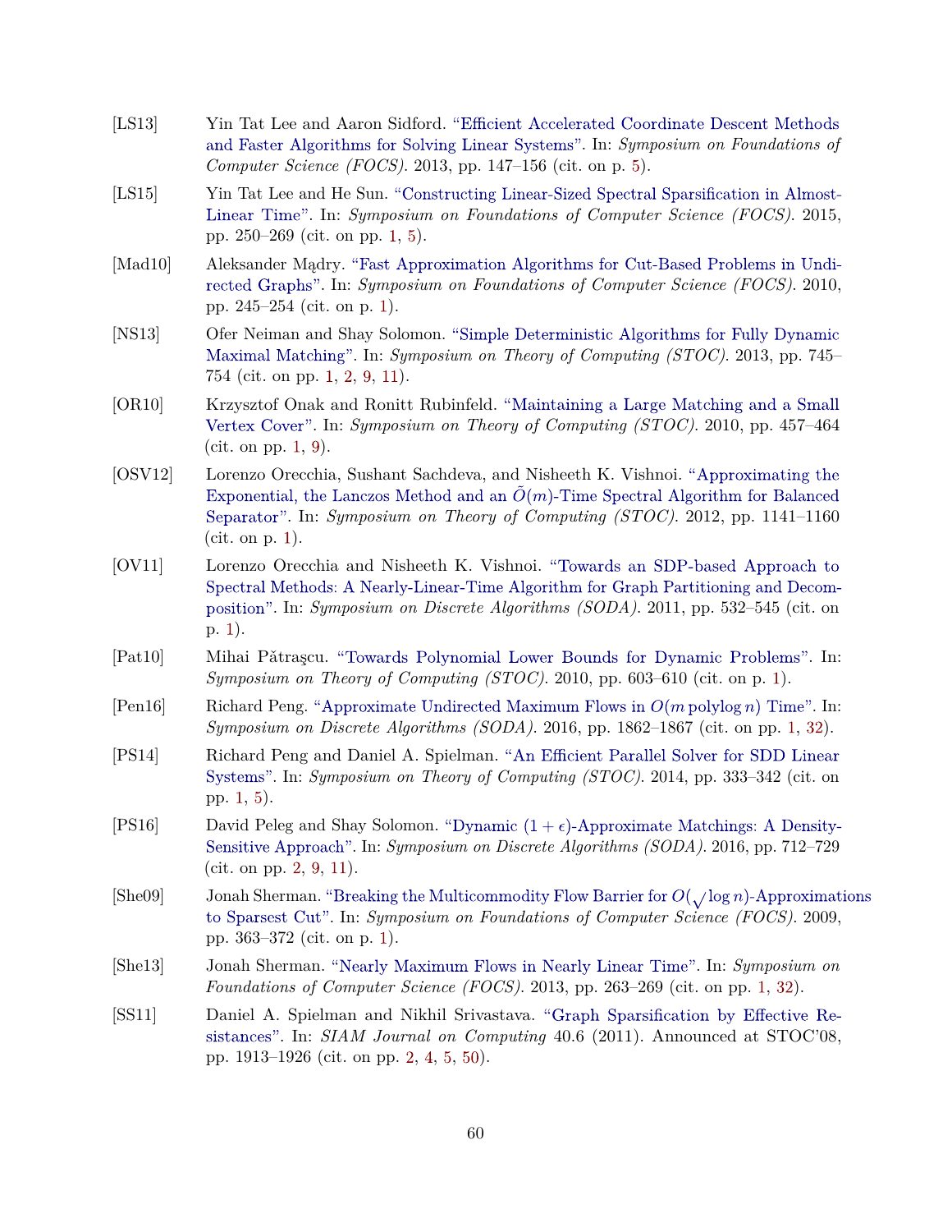- [LS13] Yin Tat Lee and Aaron Sidford. "Efficient Accelerated Coordinate Descent Methods and Faster Algorithms for Solving Linear Systems". In: *Symposium on Foundations of Computer Science (FOCS)*. 2013, pp. 147–156 (cit. on p. 5).
- [LS15] Yin Tat Lee and He Sun. "Constructing Linear-Sized Spectral Sparsification in Almost-Linear Time". In: *Symposium on Foundations of Computer Science (FOCS)*. 2015, pp. 250–269 (cit. on pp. 1, 5).
- [Mad10] Aleksander Mądry. "Fast Approximation Algorithms for Cut-Based Problems in Undirected Graphs". In: *Symposium on Foundations of Computer Science (FOCS)*. 2010, pp. 245–254 (cit. on p. 1).
- [NS13] Ofer Neiman and Shay Solomon. "Simple Deterministic Algorithms for Fully Dynamic Maximal Matching". In: *Symposium on Theory of Computing (STOC)*. 2013, pp. 745–754 (cit. on pp. 1, 2, 9, 11).
- [OR10] Krzysztof Onak and Ronitt Rubinfeld. "Maintaining a Large Matching and a Small Vertex Cover". In: *Symposium on Theory of Computing (STOC)*. 2010, pp. 457–464 (cit. on pp. 1, 9).
- [OSV12] Lorenzo Orecchia, Sushant Sachdeva, and Nisheeth K. Vishnoi. "Approximating the Exponential, the Lanczos Method and an $\tilde{O}(m)$-Time Spectral Algorithm for Balanced Separator". In: *Symposium on Theory of Computing (STOC)*. 2012, pp. 1141–1160 (cit. on p. 1).
- [OV11] Lorenzo Orecchia and Nisheeth K. Vishnoi. "Towards an SDP-based Approach to Spectral Methods: A Nearly-Linear-Time Algorithm for Graph Partitioning and Decomposition". In: *Symposium on Discrete Algorithms (SODA)*. 2011, pp. 532–545 (cit. on p. 1).
- [Pat10] Mihai Pătraşcu. "Towards Polynomial Lower Bounds for Dynamic Problems". In: *Symposium on Theory of Computing (STOC)*. 2010, pp. 603–610 (cit. on p. 1).
- [Pen16] Richard Peng. "Approximate Undirected Maximum Flows in $O(m \operatorname{polylog} n)$ Time". In: *Symposium on Discrete Algorithms (SODA)*. 2016, pp. 1862–1867 (cit. on pp. 1, 32).
- [PS14] Richard Peng and Daniel A. Spielman. "An Efficient Parallel Solver for SDD Linear Systems". In: *Symposium on Theory of Computing (STOC)*. 2014, pp. 333–342 (cit. on pp. 1, 5).
- [PS16] David Peleg and Shay Solomon. "Dynamic $(1+\epsilon)$-Approximate Matchings: A Density-Sensitive Approach". In: *Symposium on Discrete Algorithms (SODA)*. 2016, pp. 712–729 (cit. on pp. 2, 9, 11).
- [She09] Jonah Sherman. "Breaking the Multicommodity Flow Barrier for $O(\sqrt{\log n})$-Approximations to Sparsest Cut". In: *Symposium on Foundations of Computer Science (FOCS)*. 2009, pp. 363–372 (cit. on p. 1).
- [She13] Jonah Sherman. "Nearly Maximum Flows in Nearly Linear Time". In: *Symposium on Foundations of Computer Science (FOCS)*. 2013, pp. 263–269 (cit. on pp. 1, 32).
- [SS11] Daniel A. Spielman and Nikhil Srivastava. "Graph Sparsification by Effective Resistances". In: *SIAM Journal on Computing* 40.6 (2011). Announced at STOC'08, pp. 1913–1926 (cit. on pp. 2, 4, 5, 50).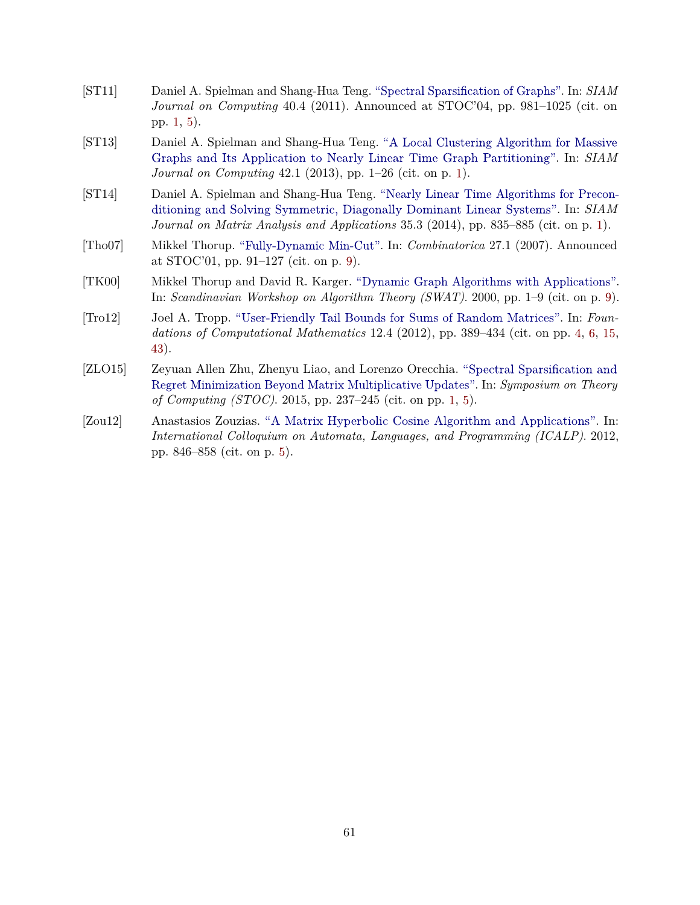[ST11] Daniel A. Spielman and Shang-Hua Teng. "Spectral Sparsification of Graphs". In: *SIAM Journal on Computing* 40.4 (2011). Announced at STOC'04, pp. 981–1025 (cit. on pp. 1, 5).

[ST13] Daniel A. Spielman and Shang-Hua Teng. "A Local Clustering Algorithm for Massive Graphs and Its Application to Nearly Linear Time Graph Partitioning". In: *SIAM Journal on Computing* 42.1 (2013), pp. 1–26 (cit. on p. 1).

[ST14] Daniel A. Spielman and Shang-Hua Teng. "Nearly Linear Time Algorithms for Preconditioning and Solving Symmetric, Diagonally Dominant Linear Systems". In: *SIAM Journal on Matrix Analysis and Applications* 35.3 (2014), pp. 835–885 (cit. on p. 1).

[Tho07] Mikkel Thorup. "Fully-Dynamic Min-Cut". In: *Combinatorica* 27.1 (2007). Announced at STOC'01, pp. 91–127 (cit. on p. 9).

[TK00] Mikkel Thorup and David R. Karger. "Dynamic Graph Algorithms with Applications". In: *Scandinavian Workshop on Algorithm Theory (SWAT)*. 2000, pp. 1–9 (cit. on p. 9).

[Tro12] Joel A. Tropp. "User-Friendly Tail Bounds for Sums of Random Matrices". In: *Foundations of Computational Mathematics* 12.4 (2012), pp. 389–434 (cit. on pp. 4, 6, 15, 43).

[ZLO15] Zeyuan Allen Zhu, Zhenyu Liao, and Lorenzo Orecchia. "Spectral Sparsification and Regret Minimization Beyond Matrix Multiplicative Updates". In: *Symposium on Theory of Computing (STOC)*. 2015, pp. 237–245 (cit. on pp. 1, 5).

[Zou12] Anastasios Zouzias. "A Matrix Hyperbolic Cosine Algorithm and Applications". In: *International Colloquium on Automata, Languages, and Programming (ICALP)*. 2012, pp. 846–858 (cit. on p. 5).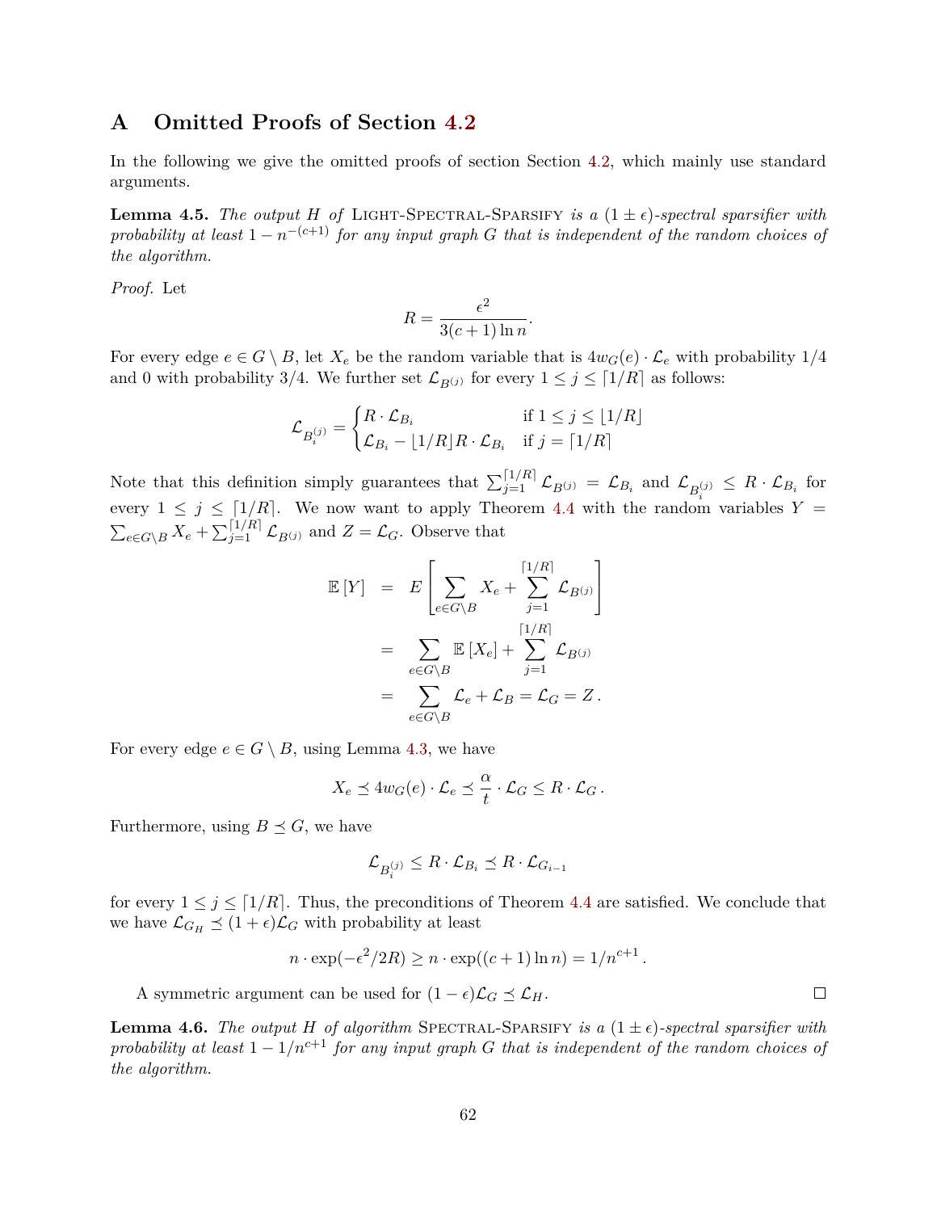# A Omitted Proofs of Section 4.2

In the following we give the omitted proofs of section Section 4.2, which mainly use standard arguments.

**Lemma 4.5.** *The output $H$ of* Light-Spectral-Sparsify *is a $(1 \pm \epsilon)$-spectral sparsifier with probability at least $1 - n^{-(c+1)}$ for any input graph $G$ that is independent of the random choices of the algorithm.*

*Proof.* Let

$$R = \frac{\epsilon^2}{3(c+1)\ln n}.$$

For every edge $e \in G \setminus B$, let $X_e$ be the random variable that is $4w_G(e) \cdot \mathcal{L}_e$ with probability 1/4 and 0 with probability 3/4. We further set $\mathcal{L}_{B^{(j)}}$ for every $1 \leq j \leq \lceil 1/R \rceil$ as follows:

$$\mathcal{L}_{B_i^{(j)}} = \begin{cases} R \cdot \mathcal{L}_{B_i} & \text{if } 1 \leq j \leq \lfloor 1/R \rfloor \\ \mathcal{L}_{B_i} - \lfloor 1/R \rfloor R \cdot \mathcal{L}_{B_i} & \text{if } j = \lceil 1/R \rceil \end{cases}$$

Note that this definition simply guarantees that $\sum_{j=1}^{\lceil 1/R \rceil} \mathcal{L}_{B^{(j)}} = \mathcal{L}_{B_i}$ and $\mathcal{L}_{B_i^{(j)}} \leq R \cdot \mathcal{L}_{B_i}$ for every $1 \leq j \leq \lceil 1/R \rceil$. We now want to apply Theorem 4.4 with the random variables $Y = \sum_{e \in G \setminus B} X_e + \sum_{j=1}^{\lceil 1/R \rceil} \mathcal{L}_{B^{(j)}}$ and $Z = \mathcal{L}_G$. Observe that

$$\begin{aligned} \mathbb{E}[Y] &= E\left[\sum_{e \in G \setminus B} X_e + \sum_{j=1}^{\lceil 1/R \rceil} \mathcal{L}_{B^{(j)}}\right] \\ &= \sum_{e \in G \setminus B} \mathbb{E}[X_e] + \sum_{j=1}^{\lceil 1/R \rceil} \mathcal{L}_{B^{(j)}} \\ &= \sum_{e \in G \setminus B} \mathcal{L}_e + \mathcal{L}_B = \mathcal{L}_G = Z\,. \end{aligned}$$

For every edge $e \in G \setminus B$, using Lemma 4.3, we have

$$X_e \preceq 4w_G(e) \cdot \mathcal{L}_e \preceq \frac{\alpha}{t} \cdot \mathcal{L}_G \leq R \cdot \mathcal{L}_G\,.$$

Furthermore, using $B \preceq G$, we have

$$\mathcal{L}_{B_i^{(j)}} \leq R \cdot \mathcal{L}_{B_i} \preceq R \cdot \mathcal{L}_{G_{i-1}}$$

for every $1 \leq j \leq \lceil 1/R \rceil$. Thus, the preconditions of Theorem 4.4 are satisfied. We conclude that we have $\mathcal{L}_{G_H} \preceq (1+\epsilon)\mathcal{L}_G$ with probability at least

$$n \cdot \exp(-\epsilon^2/2R) \geq n \cdot \exp((c+1)\ln n) = 1/n^{c+1}\,.$$

A symmetric argument can be used for $(1-\epsilon)\mathcal{L}_G \preceq \mathcal{L}_H$. $\square$

**Lemma 4.6.** *The output $H$ of algorithm* Spectral-Sparsify *is a $(1 \pm \epsilon)$-spectral sparsifier with probability at least $1 - 1/n^{c+1}$ for any input graph $G$ that is independent of the random choices of the algorithm.*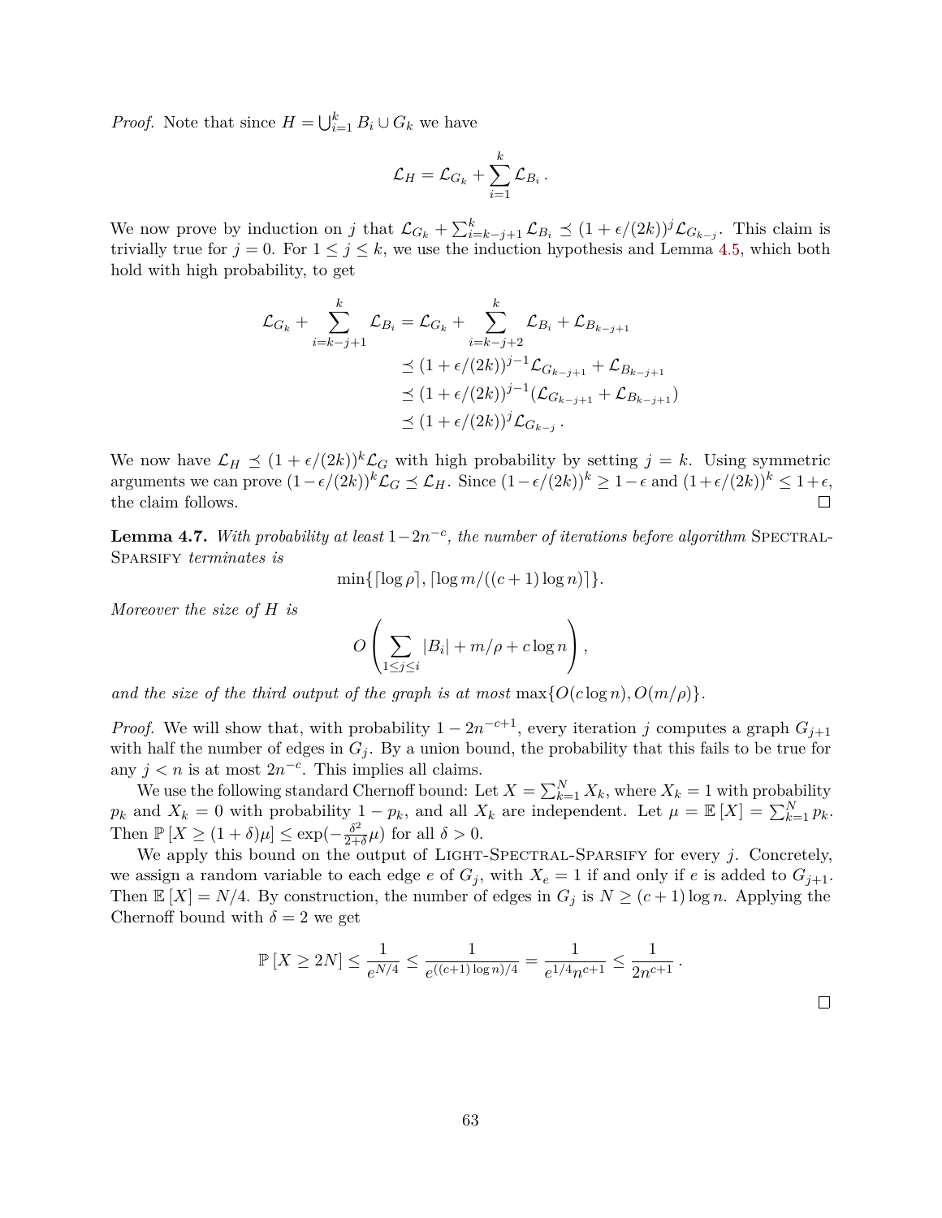*Proof.* Note that since $H = \bigcup_{i=1}^{k} B_i \cup G_k$ we have

$$\mathcal{L}_H = \mathcal{L}_{G_k} + \sum_{i=1}^{k} \mathcal{L}_{B_i} .$$

We now prove by induction on $j$ that $\mathcal{L}_{G_k} + \sum_{i=k-j+1}^{k} \mathcal{L}_{B_i} \preceq (1+\epsilon/(2k))^j \mathcal{L}_{G_{k-j}}$. This claim is trivially true for $j = 0$. For $1 \leq j \leq k$, we use the induction hypothesis and Lemma 4.5, which both hold with high probability, to get

$$\begin{aligned}
\mathcal{L}_{G_k} + \sum_{i=k-j+1}^{k} \mathcal{L}_{B_i} &= \mathcal{L}_{G_k} + \sum_{i=k-j+2}^{k} \mathcal{L}_{B_i} + \mathcal{L}_{B_{k-j+1}} \\
&\preceq (1+\epsilon/(2k))^{j-1} \mathcal{L}_{G_{k-j+1}} + \mathcal{L}_{B_{k-j+1}} \\
&\preceq (1+\epsilon/(2k))^{j-1} (\mathcal{L}_{G_{k-j+1}} + \mathcal{L}_{B_{k-j+1}}) \\
&\preceq (1+\epsilon/(2k))^{j} \mathcal{L}_{G_{k-j}} .
\end{aligned}$$

We now have $\mathcal{L}_H \preceq (1+\epsilon/(2k))^k \mathcal{L}_G$ with high probability by setting $j = k$. Using symmetric arguments we can prove $(1-\epsilon/(2k))^k \mathcal{L}_G \preceq \mathcal{L}_H$. Since $(1-\epsilon/(2k))^k \geq 1-\epsilon$ and $(1+\epsilon/(2k))^k \leq 1+\epsilon$, the claim follows. □

**Lemma 4.7.** *With probability at least $1-2n^{-c}$, the number of iterations before algorithm* Spectral-Sparsify *terminates is*

$$\min\{\lceil \log \rho \rceil, \lceil \log m/((c+1)\log n) \rceil\}.$$

*Moreover the size of $H$ is*

$$O\left( \sum_{1 \leq j \leq i} |B_i| + m/\rho + c \log n \right),$$

*and the size of the third output of the graph is at most* $\max\{O(c \log n), O(m/\rho)\}$.

*Proof.* We will show that, with probability $1 - 2n^{-c+1}$, every iteration $j$ computes a graph $G_{j+1}$ with half the number of edges in $G_j$. By a union bound, the probability that this fails to be true for any $j < n$ is at most $2n^{-c}$. This implies all claims.

We use the following standard Chernoff bound: Let $X = \sum_{k=1}^{N} X_k$, where $X_k = 1$ with probability $p_k$ and $X_k = 0$ with probability $1 - p_k$, and all $X_k$ are independent. Let $\mu = \mathbb{E}[X] = \sum_{k=1}^{N} p_k$. Then $\mathbb{P}[X \geq (1+\delta)\mu] \leq \exp(-\frac{\delta^2}{2+\delta}\mu)$ for all $\delta > 0$.

We apply this bound on the output of Light-Spectral-Sparsify for every $j$. Concretely, we assign a random variable to each edge $e$ of $G_j$, with $X_e = 1$ if and only if $e$ is added to $G_{j+1}$. Then $\mathbb{E}[X] = N/4$. By construction, the number of edges in $G_j$ is $N \geq (c+1)\log n$. Applying the Chernoff bound with $\delta = 2$ we get

$$\mathbb{P}[X \geq 2N] \leq \frac{1}{e^{N/4}} \leq \frac{1}{e^{((c+1)\log n)/4}} = \frac{1}{e^{1/4} n^{c+1}} \leq \frac{1}{2n^{c+1}} .$$

□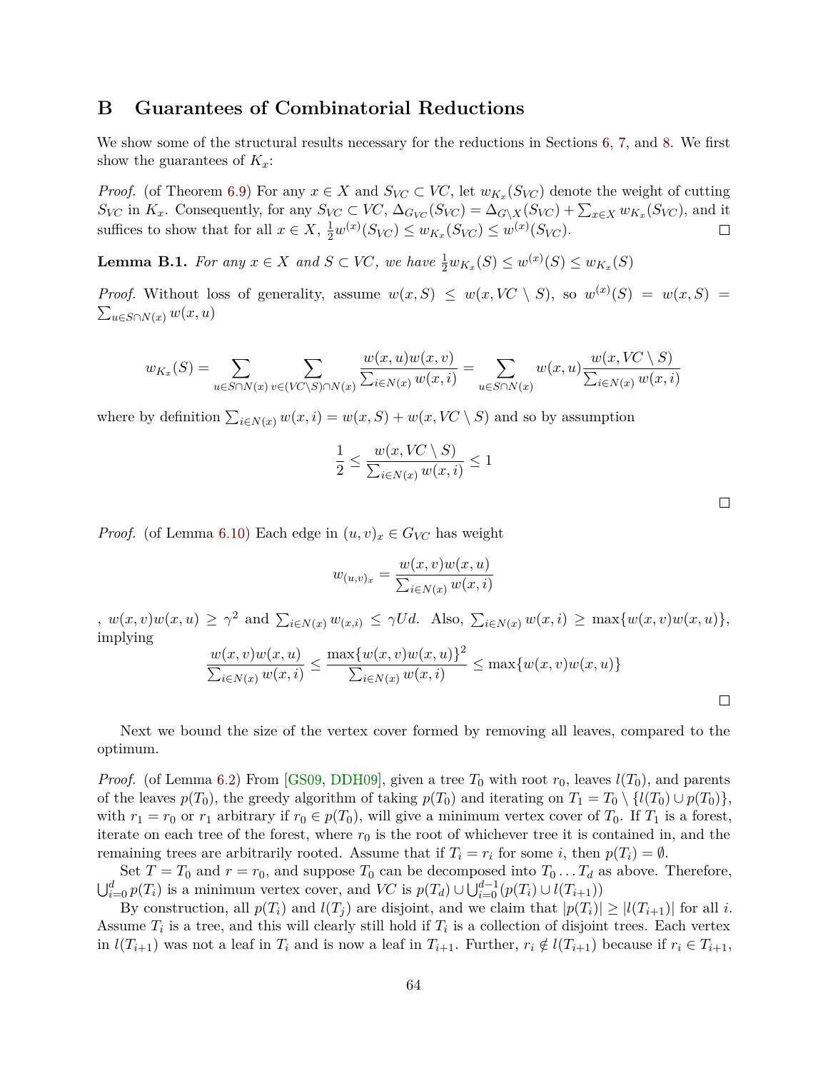## B Guarantees of Combinatorial Reductions

We show some of the structural results necessary for the reductions in Sections 6, 7, and 8. We first show the guarantees of $K_x$:

*Proof.* (of Theorem 6.9) For any $x \in X$ and $S_{VC} \subset VC$, let $w_{K_x}(S_{VC})$ denote the weight of cutting $S_{VC}$ in $K_x$. Consequently, for any $S_{VC} \subset VC$, $\Delta_{G_{VC}}(S_{VC}) = \Delta_{G \setminus X}(S_{VC}) + \sum_{x \in X} w_{K_x}(S_{VC})$, and it suffices to show that for all $x \in X$, $\frac{1}{2} w^{(x)}(S_{VC}) \leq w_{K_x}(S_{VC}) \leq w^{(x)}(S_{VC})$. □

**Lemma B.1.** *For any $x \in X$ and $S \subset VC$, we have $\frac{1}{2} w_{K_x}(S) \leq w^{(x)}(S) \leq w_{K_x}(S)$*

*Proof.* Without loss of generality, assume $w(x, S) \leq w(x, VC \setminus S)$, so $w^{(x)}(S) = w(x, S) = \sum_{u \in S \cap N(x)} w(x, u)$

$$w_{K_x}(S) = \sum_{u \in S \cap N(x)} \sum_{v \in (VC \setminus S) \cap N(x)} \frac{w(x,u) w(x,v)}{\sum_{i \in N(x)} w(x,i)} = \sum_{u \in S \cap N(x)} w(x,u) \frac{w(x, VC \setminus S)}{\sum_{i \in N(x)} w(x,i)}$$

where by definition $\sum_{i \in N(x)} w(x,i) = w(x,S) + w(x, VC \setminus S)$ and so by assumption

$$\frac{1}{2} \leq \frac{w(x, VC \setminus S)}{\sum_{i \in N(x)} w(x,i)} \leq 1$$

□

*Proof.* (of Lemma 6.10) Each edge in $(u,v)_x \in G_{VC}$ has weight

$$w_{(u,v)_x} = \frac{w(x,v) w(x,u)}{\sum_{i \in N(x)} w(x,i)}$$

, $w(x,v)w(x,u) \geq \gamma^2$ and $\sum_{i \in N(x)} w_{(x,i)} \leq \gamma U d$. Also, $\sum_{i \in N(x)} w(x,i) \geq \max\{w(x,v)w(x,u)\}$, implying

$$\frac{w(x,v) w(x,u)}{\sum_{i \in N(x)} w(x,i)} \leq \frac{\max\{w(x,v)w(x,u)\}^2}{\sum_{i \in N(x)} w(x,i)} \leq \max\{w(x,v)w(x,u)\}$$

□

Next we bound the size of the vertex cover formed by removing all leaves, compared to the optimum.

*Proof.* (of Lemma 6.2) From [GS09, DDH09], given a tree $T_0$ with root $r_0$, leaves $l(T_0)$, and parents of the leaves $p(T_0)$, the greedy algorithm of taking $p(T_0)$ and iterating on $T_1 = T_0 \setminus \{l(T_0) \cup p(T_0)\}$, with $r_1 = r_0$ or $r_1$ arbitrary if $r_0 \in p(T_0)$, will give a minimum vertex cover of $T_0$. If $T_1$ is a forest, iterate on each tree of the forest, where $r_0$ is the root of whichever tree it is contained in, and the remaining trees are arbitrarily rooted. Assume that if $T_i = r_i$ for some $i$, then $p(T_i) = \emptyset$.

Set $T = T_0$ and $r = r_0$, and suppose $T_0$ can be decomposed into $T_0 \dots T_d$ as above. Therefore, $\bigcup_{i=0}^{d} p(T_i)$ is a minimum vertex cover, and $VC$ is $p(T_d) \cup \bigcup_{i=0}^{d-1} (p(T_i) \cup l(T_{i+1}))$

By construction, all $p(T_i)$ and $l(T_j)$ are disjoint, and we claim that $|p(T_i)| \geq |l(T_{i+1})|$ for all $i$. Assume $T_i$ is a tree, and this will clearly still hold if $T_i$ is a collection of disjoint trees. Each vertex in $l(T_{i+1})$ was not a leaf in $T_i$ and is now a leaf in $T_{i+1}$. Further, $r_i \notin l(T_{i+1})$ because if $r_i \in T_{i+1}$,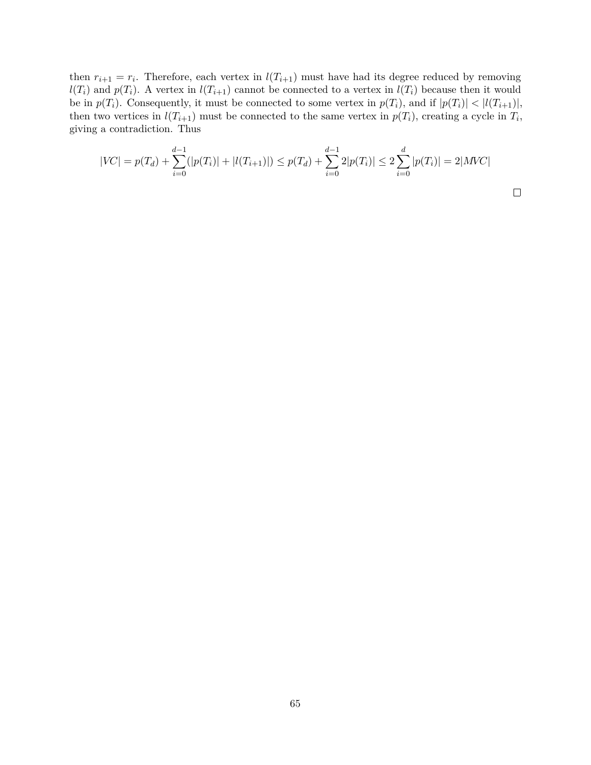then $r_{i+1} = r_i$. Therefore, each vertex in $l(T_{i+1})$ must have had its degree reduced by removing $l(T_i)$ and $p(T_i)$. A vertex in $l(T_{i+1})$ cannot be connected to a vertex in $l(T_i)$ because then it would be in $p(T_i)$. Consequently, it must be connected to some vertex in $p(T_i)$, and if $|p(T_i)| < |l(T_{i+1})|$, then two vertices in $l(T_{i+1})$ must be connected to the same vertex in $p(T_i)$, creating a cycle in $T_i$, giving a contradiction. Thus

$$|VC| = p(T_d) + \sum_{i=0}^{d-1}(|p(T_i)| + |l(T_{i+1})|) \leq p(T_d) + \sum_{i=0}^{d-1} 2|p(T_i)| \leq 2\sum_{i=0}^{d} |p(T_i)| = 2|MVC|$$

□